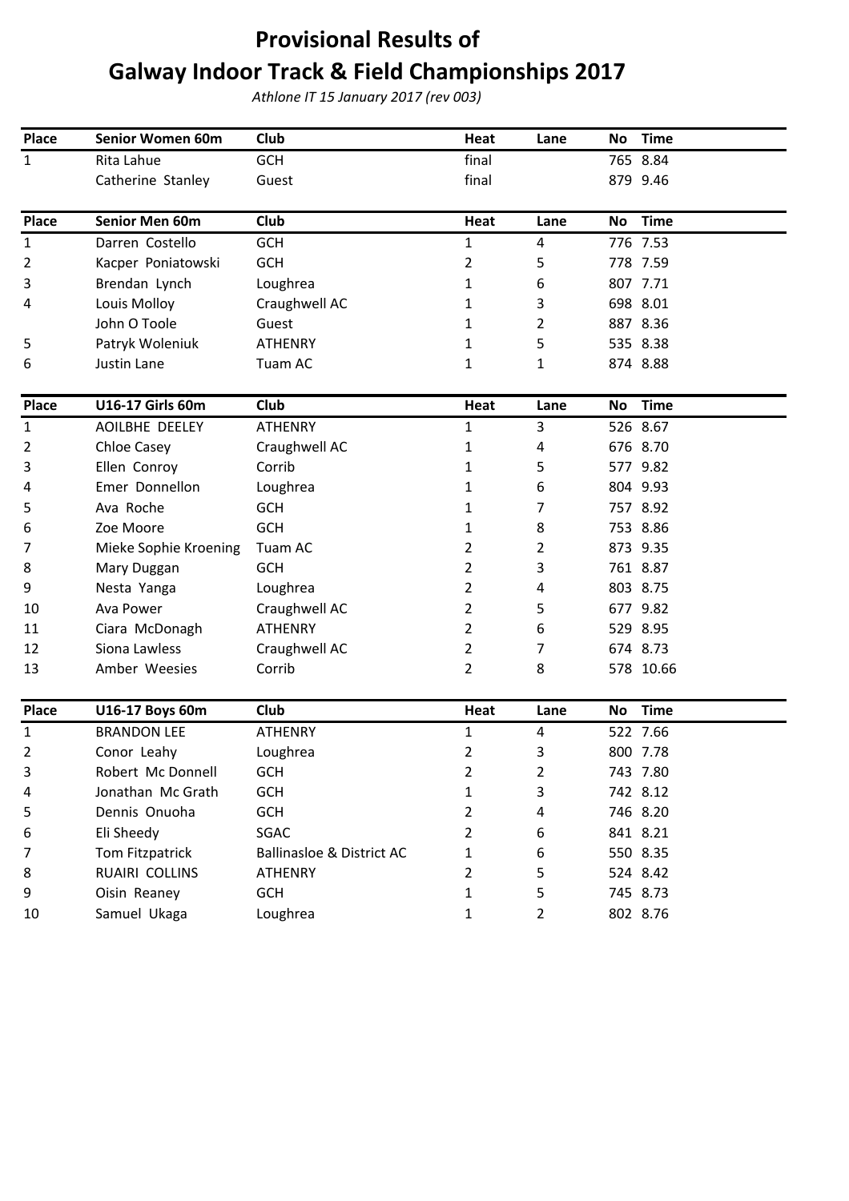# Provisional Results of
# Galway Indoor Track & Field Championships 2017

*Athlone IT 15 January 2017 (rev 003)*

| Place | Senior Women 60m | Club | Heat | Lane | No | Time |
|---|---|---|---|---|---|---|
| 1 | Rita Lahue | GCH | final | | 765 | 8.84 |
| | Catherine Stanley | Guest | final | | 879 | 9.46 |

| Place | Senior Men 60m | Club | Heat | Lane | No | Time |
|---|---|---|---|---|---|---|
| 1 | Darren Costello | GCH | 1 | 4 | 776 | 7.53 |
| 2 | Kacper Poniatowski | GCH | 2 | 5 | 778 | 7.59 |
| 3 | Brendan Lynch | Loughrea | 1 | 6 | 807 | 7.71 |
| 4 | Louis Molloy | Craughwell AC | 1 | 3 | 698 | 8.01 |
| | John O Toole | Guest | 1 | 2 | 887 | 8.36 |
| 5 | Patryk Woleniuk | ATHENRY | 1 | 5 | 535 | 8.38 |
| 6 | Justin Lane | Tuam AC | 1 | 1 | 874 | 8.88 |

| Place | U16-17 Girls 60m | Club | Heat | Lane | No | Time |
|---|---|---|---|---|---|---|
| 1 | AOILBHE DEELEY | ATHENRY | 1 | 3 | 526 | 8.67 |
| 2 | Chloe Casey | Craughwell AC | 1 | 4 | 676 | 8.70 |
| 3 | Ellen Conroy | Corrib | 1 | 5 | 577 | 9.82 |
| 4 | Emer Donnellon | Loughrea | 1 | 6 | 804 | 9.93 |
| 5 | Ava Roche | GCH | 1 | 7 | 757 | 8.92 |
| 6 | Zoe Moore | GCH | 1 | 8 | 753 | 8.86 |
| 7 | Mieke Sophie Kroening | Tuam AC | 2 | 2 | 873 | 9.35 |
| 8 | Mary Duggan | GCH | 2 | 3 | 761 | 8.87 |
| 9 | Nesta Yanga | Loughrea | 2 | 4 | 803 | 8.75 |
| 10 | Ava Power | Craughwell AC | 2 | 5 | 677 | 9.82 |
| 11 | Ciara McDonagh | ATHENRY | 2 | 6 | 529 | 8.95 |
| 12 | Siona Lawless | Craughwell AC | 2 | 7 | 674 | 8.73 |
| 13 | Amber Weesies | Corrib | 2 | 8 | 578 | 10.66 |

| Place | U16-17 Boys 60m | Club | Heat | Lane | No | Time |
|---|---|---|---|---|---|---|
| 1 | BRANDON LEE | ATHENRY | 1 | 4 | 522 | 7.66 |
| 2 | Conor Leahy | Loughrea | 2 | 3 | 800 | 7.78 |
| 3 | Robert Mc Donnell | GCH | 2 | 2 | 743 | 7.80 |
| 4 | Jonathan Mc Grath | GCH | 1 | 3 | 742 | 8.12 |
| 5 | Dennis Onuoha | GCH | 2 | 4 | 746 | 8.20 |
| 6 | Eli Sheedy | SGAC | 2 | 6 | 841 | 8.21 |
| 7 | Tom Fitzpatrick | Ballinasloe & District AC | 1 | 6 | 550 | 8.35 |
| 8 | RUAIRI COLLINS | ATHENRY | 2 | 5 | 524 | 8.42 |
| 9 | Oisin Reaney | GCH | 1 | 5 | 745 | 8.73 |
| 10 | Samuel Ukaga | Loughrea | 1 | 2 | 802 | 8.76 |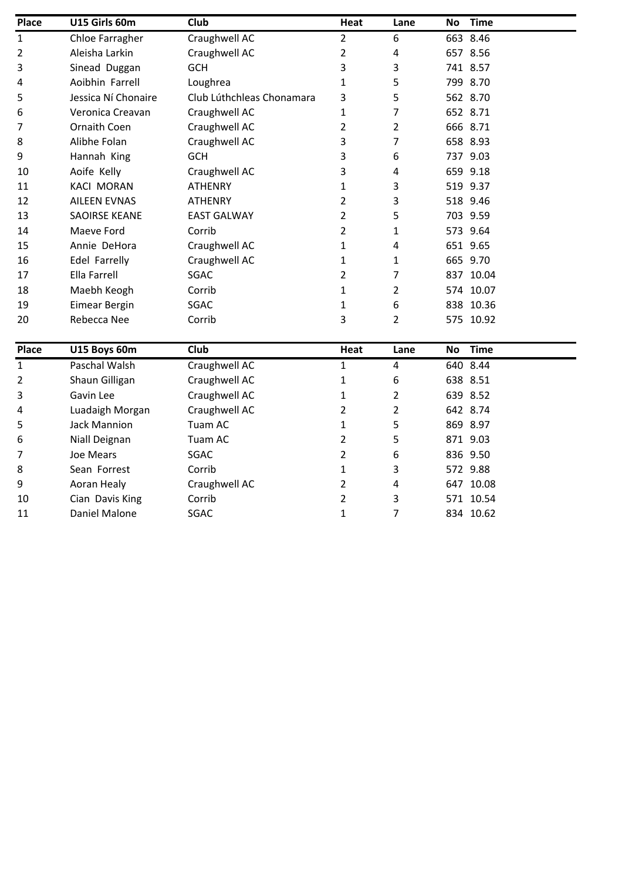| Place | U15 Girls 60m | Club | Heat | Lane | No | Time |
| --- | --- | --- | --- | --- | --- | --- |
| 1 | Chloe Farragher | Craughwell AC | 2 | 6 | 663 | 8.46 |
| 2 | Aleisha Larkin | Craughwell AC | 2 | 4 | 657 | 8.56 |
| 3 | Sinead Duggan | GCH | 3 | 3 | 741 | 8.57 |
| 4 | Aoibhin Farrell | Loughrea | 1 | 5 | 799 | 8.70 |
| 5 | Jessica Ní Chonaire | Club Lúthchleas Chonamara | 3 | 5 | 562 | 8.70 |
| 6 | Veronica Creavan | Craughwell AC | 1 | 7 | 652 | 8.71 |
| 7 | Ornaith Coen | Craughwell AC | 2 | 2 | 666 | 8.71 |
| 8 | Alibhe Folan | Craughwell AC | 3 | 7 | 658 | 8.93 |
| 9 | Hannah King | GCH | 3 | 6 | 737 | 9.03 |
| 10 | Aoife Kelly | Craughwell AC | 3 | 4 | 659 | 9.18 |
| 11 | KACI MORAN | ATHENRY | 1 | 3 | 519 | 9.37 |
| 12 | AILEEN EVNAS | ATHENRY | 2 | 3 | 518 | 9.46 |
| 13 | SAOIRSE KEANE | EAST GALWAY | 2 | 5 | 703 | 9.59 |
| 14 | Maeve Ford | Corrib | 2 | 1 | 573 | 9.64 |
| 15 | Annie DeHora | Craughwell AC | 1 | 4 | 651 | 9.65 |
| 16 | Edel Farrelly | Craughwell AC | 1 | 1 | 665 | 9.70 |
| 17 | Ella Farrell | SGAC | 2 | 7 | 837 | 10.04 |
| 18 | Maebh Keogh | Corrib | 1 | 2 | 574 | 10.07 |
| 19 | Eimear Bergin | SGAC | 1 | 6 | 838 | 10.36 |
| 20 | Rebecca Nee | Corrib | 3 | 2 | 575 | 10.92 |

| Place | U15 Boys 60m | Club | Heat | Lane | No | Time |
| --- | --- | --- | --- | --- | --- | --- |
| 1 | Paschal Walsh | Craughwell AC | 1 | 4 | 640 | 8.44 |
| 2 | Shaun Gilligan | Craughwell AC | 1 | 6 | 638 | 8.51 |
| 3 | Gavin Lee | Craughwell AC | 1 | 2 | 639 | 8.52 |
| 4 | Luadaigh Morgan | Craughwell AC | 2 | 2 | 642 | 8.74 |
| 5 | Jack Mannion | Tuam AC | 1 | 5 | 869 | 8.97 |
| 6 | Niall Deignan | Tuam AC | 2 | 5 | 871 | 9.03 |
| 7 | Joe Mears | SGAC | 2 | 6 | 836 | 9.50 |
| 8 | Sean Forrest | Corrib | 1 | 3 | 572 | 9.88 |
| 9 | Aoran Healy | Craughwell AC | 2 | 4 | 647 | 10.08 |
| 10 | Cian Davis King | Corrib | 2 | 3 | 571 | 10.54 |
| 11 | Daniel Malone | SGAC | 1 | 7 | 834 | 10.62 |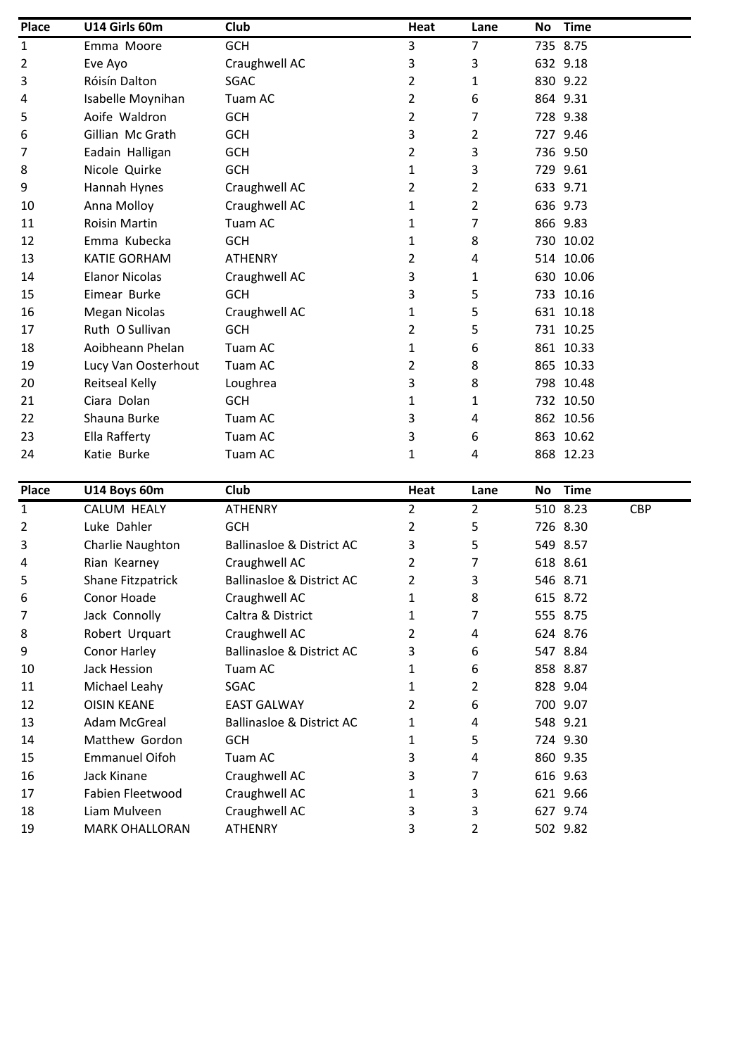| Place | U14 Girls 60m | Club | Heat | Lane | No | Time |
|---|---|---|---|---|---|---|
| 1 | Emma Moore | GCH | 3 | 7 | 735 | 8.75 |
| 2 | Eve Ayo | Craughwell AC | 3 | 3 | 632 | 9.18 |
| 3 | Róisín Dalton | SGAC | 2 | 1 | 830 | 9.22 |
| 4 | Isabelle Moynihan | Tuam AC | 2 | 6 | 864 | 9.31 |
| 5 | Aoife Waldron | GCH | 2 | 7 | 728 | 9.38 |
| 6 | Gillian Mc Grath | GCH | 3 | 2 | 727 | 9.46 |
| 7 | Eadain Halligan | GCH | 2 | 3 | 736 | 9.50 |
| 8 | Nicole Quirke | GCH | 1 | 3 | 729 | 9.61 |
| 9 | Hannah Hynes | Craughwell AC | 2 | 2 | 633 | 9.71 |
| 10 | Anna Molloy | Craughwell AC | 1 | 2 | 636 | 9.73 |
| 11 | Roisin Martin | Tuam AC | 1 | 7 | 866 | 9.83 |
| 12 | Emma Kubecka | GCH | 1 | 8 | 730 | 10.02 |
| 13 | KATIE GORHAM | ATHENRY | 2 | 4 | 514 | 10.06 |
| 14 | Elanor Nicolas | Craughwell AC | 3 | 1 | 630 | 10.06 |
| 15 | Eimear Burke | GCH | 3 | 5 | 733 | 10.16 |
| 16 | Megan Nicolas | Craughwell AC | 1 | 5 | 631 | 10.18 |
| 17 | Ruth O Sullivan | GCH | 2 | 5 | 731 | 10.25 |
| 18 | Aoibheann Phelan | Tuam AC | 1 | 6 | 861 | 10.33 |
| 19 | Lucy Van Oosterhout | Tuam AC | 2 | 8 | 865 | 10.33 |
| 20 | Reitseal Kelly | Loughrea | 3 | 8 | 798 | 10.48 |
| 21 | Ciara Dolan | GCH | 1 | 1 | 732 | 10.50 |
| 22 | Shauna Burke | Tuam AC | 3 | 4 | 862 | 10.56 |
| 23 | Ella Rafferty | Tuam AC | 3 | 6 | 863 | 10.62 |
| 24 | Katie Burke | Tuam AC | 1 | 4 | 868 | 12.23 |

| Place | U14 Boys 60m | Club | Heat | Lane | No | Time | |
|---|---|---|---|---|---|---|---|
| 1 | CALUM HEALY | ATHENRY | 2 | 2 | 510 | 8.23 | CBP |
| 2 | Luke Dahler | GCH | 2 | 5 | 726 | 8.30 | |
| 3 | Charlie Naughton | Ballinasloe & District AC | 3 | 5 | 549 | 8.57 | |
| 4 | Rian Kearney | Craughwell AC | 2 | 7 | 618 | 8.61 | |
| 5 | Shane Fitzpatrick | Ballinasloe & District AC | 2 | 3 | 546 | 8.71 | |
| 6 | Conor Hoade | Craughwell AC | 1 | 8 | 615 | 8.72 | |
| 7 | Jack Connolly | Caltra & District | 1 | 7 | 555 | 8.75 | |
| 8 | Robert Urquart | Craughwell AC | 2 | 4 | 624 | 8.76 | |
| 9 | Conor Harley | Ballinasloe & District AC | 3 | 6 | 547 | 8.84 | |
| 10 | Jack Hession | Tuam AC | 1 | 6 | 858 | 8.87 | |
| 11 | Michael Leahy | SGAC | 1 | 2 | 828 | 9.04 | |
| 12 | OISIN KEANE | EAST GALWAY | 2 | 6 | 700 | 9.07 | |
| 13 | Adam McGreal | Ballinasloe & District AC | 1 | 4 | 548 | 9.21 | |
| 14 | Matthew Gordon | GCH | 1 | 5 | 724 | 9.30 | |
| 15 | Emmanuel Oifoh | Tuam AC | 3 | 4 | 860 | 9.35 | |
| 16 | Jack Kinane | Craughwell AC | 3 | 7 | 616 | 9.63 | |
| 17 | Fabien Fleetwood | Craughwell AC | 1 | 3 | 621 | 9.66 | |
| 18 | Liam Mulveen | Craughwell AC | 3 | 3 | 627 | 9.74 | |
| 19 | MARK OHALLORAN | ATHENRY | 3 | 2 | 502 | 9.82 | |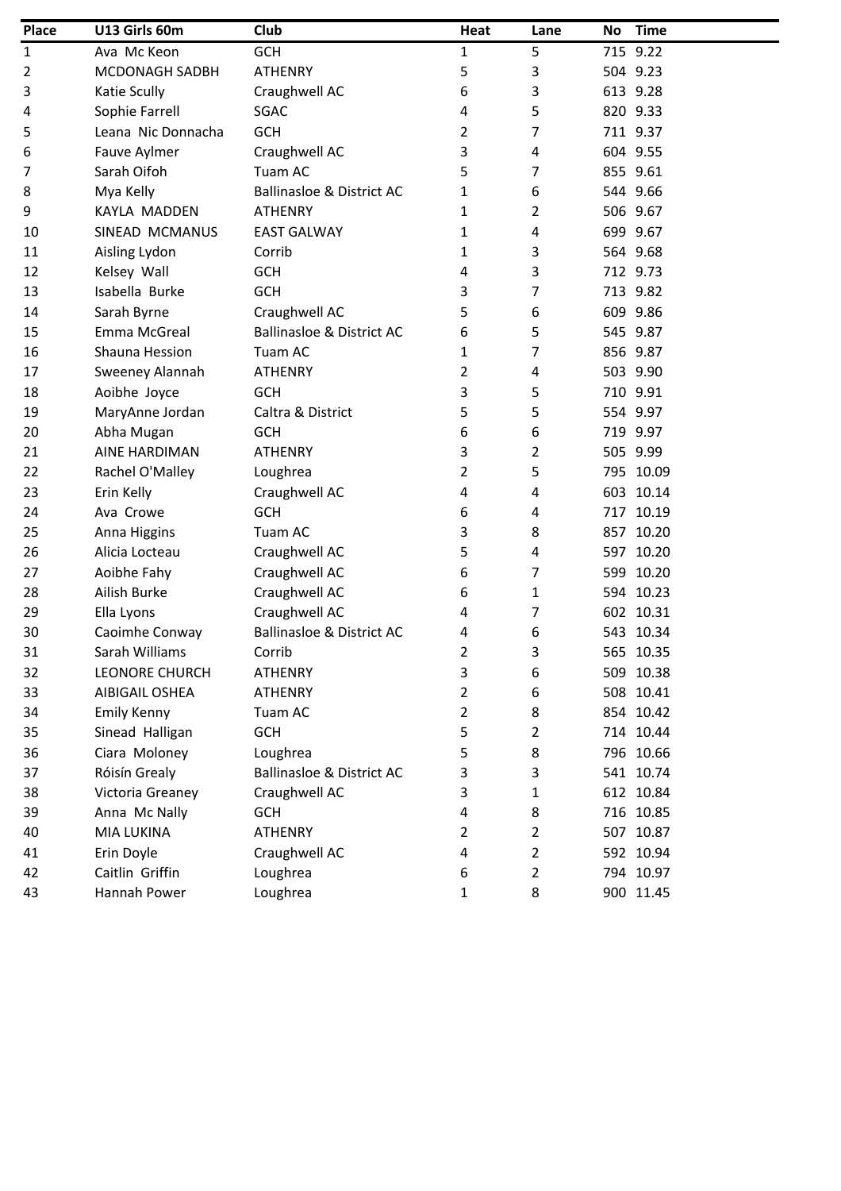| Place | U13 Girls 60m | Club | Heat | Lane | No | Time |
|---|---|---|---|---|---|---|
| 1 | Ava Mc Keon | GCH | 1 | 5 | 715 | 9.22 |
| 2 | MCDONAGH SADBH | ATHENRY | 5 | 3 | 504 | 9.23 |
| 3 | Katie Scully | Craughwell AC | 6 | 3 | 613 | 9.28 |
| 4 | Sophie Farrell | SGAC | 4 | 5 | 820 | 9.33 |
| 5 | Leana Nic Donnacha | GCH | 2 | 7 | 711 | 9.37 |
| 6 | Fauve Aylmer | Craughwell AC | 3 | 4 | 604 | 9.55 |
| 7 | Sarah Oifoh | Tuam AC | 5 | 7 | 855 | 9.61 |
| 8 | Mya Kelly | Ballinasloe & District AC | 1 | 6 | 544 | 9.66 |
| 9 | KAYLA MADDEN | ATHENRY | 1 | 2 | 506 | 9.67 |
| 10 | SINEAD MCMANUS | EAST GALWAY | 1 | 4 | 699 | 9.67 |
| 11 | Aisling Lydon | Corrib | 1 | 3 | 564 | 9.68 |
| 12 | Kelsey Wall | GCH | 4 | 3 | 712 | 9.73 |
| 13 | Isabella Burke | GCH | 3 | 7 | 713 | 9.82 |
| 14 | Sarah Byrne | Craughwell AC | 5 | 6 | 609 | 9.86 |
| 15 | Emma McGreal | Ballinasloe & District AC | 6 | 5 | 545 | 9.87 |
| 16 | Shauna Hession | Tuam AC | 1 | 7 | 856 | 9.87 |
| 17 | Sweeney Alannah | ATHENRY | 2 | 4 | 503 | 9.90 |
| 18 | Aoibhe Joyce | GCH | 3 | 5 | 710 | 9.91 |
| 19 | MaryAnne Jordan | Caltra & District | 5 | 5 | 554 | 9.97 |
| 20 | Abha Mugan | GCH | 6 | 6 | 719 | 9.97 |
| 21 | AINE HARDIMAN | ATHENRY | 3 | 2 | 505 | 9.99 |
| 22 | Rachel O'Malley | Loughrea | 2 | 5 | 795 | 10.09 |
| 23 | Erin Kelly | Craughwell AC | 4 | 4 | 603 | 10.14 |
| 24 | Ava Crowe | GCH | 6 | 4 | 717 | 10.19 |
| 25 | Anna Higgins | Tuam AC | 3 | 8 | 857 | 10.20 |
| 26 | Alicia Locteau | Craughwell AC | 5 | 4 | 597 | 10.20 |
| 27 | Aoibhe Fahy | Craughwell AC | 6 | 7 | 599 | 10.20 |
| 28 | Ailish Burke | Craughwell AC | 6 | 1 | 594 | 10.23 |
| 29 | Ella Lyons | Craughwell AC | 4 | 7 | 602 | 10.31 |
| 30 | Caoimhe Conway | Ballinasloe & District AC | 4 | 6 | 543 | 10.34 |
| 31 | Sarah Williams | Corrib | 2 | 3 | 565 | 10.35 |
| 32 | LEONORE CHURCH | ATHENRY | 3 | 6 | 509 | 10.38 |
| 33 | AIBIGAIL OSHEA | ATHENRY | 2 | 6 | 508 | 10.41 |
| 34 | Emily Kenny | Tuam AC | 2 | 8 | 854 | 10.42 |
| 35 | Sinead Halligan | GCH | 5 | 2 | 714 | 10.44 |
| 36 | Ciara Moloney | Loughrea | 5 | 8 | 796 | 10.66 |
| 37 | Róisín Grealy | Ballinasloe & District AC | 3 | 3 | 541 | 10.74 |
| 38 | Victoria Greaney | Craughwell AC | 3 | 1 | 612 | 10.84 |
| 39 | Anna Mc Nally | GCH | 4 | 8 | 716 | 10.85 |
| 40 | MIA LUKINA | ATHENRY | 2 | 2 | 507 | 10.87 |
| 41 | Erin Doyle | Craughwell AC | 4 | 2 | 592 | 10.94 |
| 42 | Caitlin Griffin | Loughrea | 6 | 2 | 794 | 10.97 |
| 43 | Hannah Power | Loughrea | 1 | 8 | 900 | 11.45 |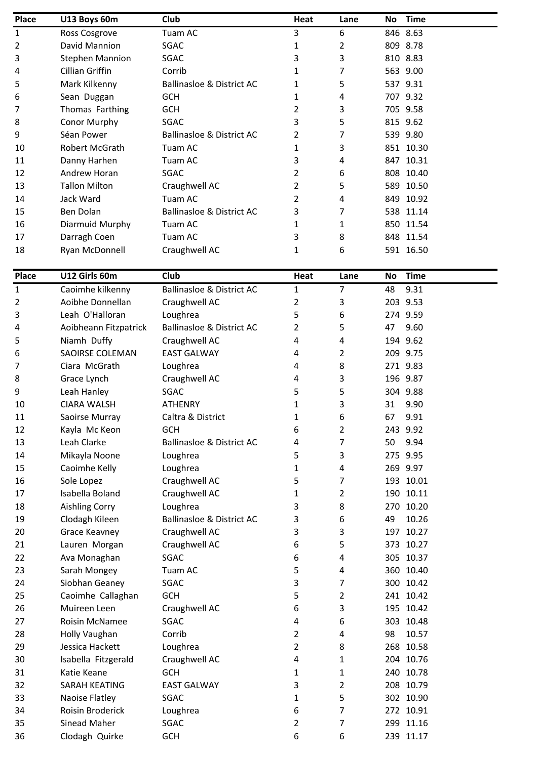| Place | U13 Boys 60m | Club | Heat | Lane | No | Time |
|---|---|---|---|---|---|---|
| 1 | Ross Cosgrove | Tuam AC | 3 | 6 | 846 | 8.63 |
| 2 | David Mannion | SGAC | 1 | 2 | 809 | 8.78 |
| 3 | Stephen Mannion | SGAC | 3 | 3 | 810 | 8.83 |
| 4 | Cillian Griffin | Corrib | 1 | 7 | 563 | 9.00 |
| 5 | Mark Kilkenny | Ballinasloe & District AC | 1 | 5 | 537 | 9.31 |
| 6 | Sean Duggan | GCH | 1 | 4 | 707 | 9.32 |
| 7 | Thomas Farthing | GCH | 2 | 3 | 705 | 9.58 |
| 8 | Conor Murphy | SGAC | 3 | 5 | 815 | 9.62 |
| 9 | Séan Power | Ballinasloe & District AC | 2 | 7 | 539 | 9.80 |
| 10 | Robert McGrath | Tuam AC | 1 | 3 | 851 | 10.30 |
| 11 | Danny Harhen | Tuam AC | 3 | 4 | 847 | 10.31 |
| 12 | Andrew Horan | SGAC | 2 | 6 | 808 | 10.40 |
| 13 | Tallon Milton | Craughwell AC | 2 | 5 | 589 | 10.50 |
| 14 | Jack Ward | Tuam AC | 2 | 4 | 849 | 10.92 |
| 15 | Ben Dolan | Ballinasloe & District AC | 3 | 7 | 538 | 11.14 |
| 16 | Diarmuid Murphy | Tuam AC | 1 | 1 | 850 | 11.54 |
| 17 | Darragh Coen | Tuam AC | 3 | 8 | 848 | 11.54 |
| 18 | Ryan McDonnell | Craughwell AC | 1 | 6 | 591 | 16.50 |

| Place | U12 Girls 60m | Club | Heat | Lane | No | Time |
|---|---|---|---|---|---|---|
| 1 | Caoimhe kilkenny | Ballinasloe & District AC | 1 | 7 | 48 | 9.31 |
| 2 | Aoibhe Donnellan | Craughwell AC | 2 | 3 | 203 | 9.53 |
| 3 | Leah O'Halloran | Loughrea | 5 | 6 | 274 | 9.59 |
| 4 | Aoibheann Fitzpatrick | Ballinasloe & District AC | 2 | 5 | 47 | 9.60 |
| 5 | Niamh Duffy | Craughwell AC | 4 | 4 | 194 | 9.62 |
| 6 | SAOIRSE COLEMAN | EAST GALWAY | 4 | 2 | 209 | 9.75 |
| 7 | Ciara McGrath | Loughrea | 4 | 8 | 271 | 9.83 |
| 8 | Grace Lynch | Craughwell AC | 4 | 3 | 196 | 9.87 |
| 9 | Leah Hanley | SGAC | 5 | 5 | 304 | 9.88 |
| 10 | CIARA WALSH | ATHENRY | 1 | 3 | 31 | 9.90 |
| 11 | Saoirse Murray | Caltra & District | 1 | 6 | 67 | 9.91 |
| 12 | Kayla Mc Keon | GCH | 6 | 2 | 243 | 9.92 |
| 13 | Leah Clarke | Ballinasloe & District AC | 4 | 7 | 50 | 9.94 |
| 14 | Mikayla Noone | Loughrea | 5 | 3 | 275 | 9.95 |
| 15 | Caoimhe Kelly | Loughrea | 1 | 4 | 269 | 9.97 |
| 16 | Sole Lopez | Craughwell AC | 5 | 7 | 193 | 10.01 |
| 17 | Isabella Boland | Craughwell AC | 1 | 2 | 190 | 10.11 |
| 18 | Aishling Corry | Loughrea | 3 | 8 | 270 | 10.20 |
| 19 | Clodagh Kileen | Ballinasloe & District AC | 3 | 6 | 49 | 10.26 |
| 20 | Grace Keavney | Craughwell AC | 3 | 3 | 197 | 10.27 |
| 21 | Lauren Morgan | Craughwell AC | 6 | 5 | 373 | 10.27 |
| 22 | Ava Monaghan | SGAC | 6 | 4 | 305 | 10.37 |
| 23 | Sarah Mongey | Tuam AC | 5 | 4 | 360 | 10.40 |
| 24 | Siobhan Geaney | SGAC | 3 | 7 | 300 | 10.42 |
| 25 | Caoimhe Callaghan | GCH | 5 | 2 | 241 | 10.42 |
| 26 | Muireen Leen | Craughwell AC | 6 | 3 | 195 | 10.42 |
| 27 | Roisin McNamee | SGAC | 4 | 6 | 303 | 10.48 |
| 28 | Holly Vaughan | Corrib | 2 | 4 | 98 | 10.57 |
| 29 | Jessica Hackett | Loughrea | 2 | 8 | 268 | 10.58 |
| 30 | Isabella Fitzgerald | Craughwell AC | 4 | 1 | 204 | 10.76 |
| 31 | Katie Keane | GCH | 1 | 1 | 240 | 10.78 |
| 32 | SARAH KEATING | EAST GALWAY | 3 | 2 | 208 | 10.79 |
| 33 | Naoise Flatley | SGAC | 1 | 5 | 302 | 10.90 |
| 34 | Roisin Broderick | Loughrea | 6 | 7 | 272 | 10.91 |
| 35 | Sinead Maher | SGAC | 2 | 7 | 299 | 11.16 |
| 36 | Clodagh Quirke | GCH | 6 | 6 | 239 | 11.17 |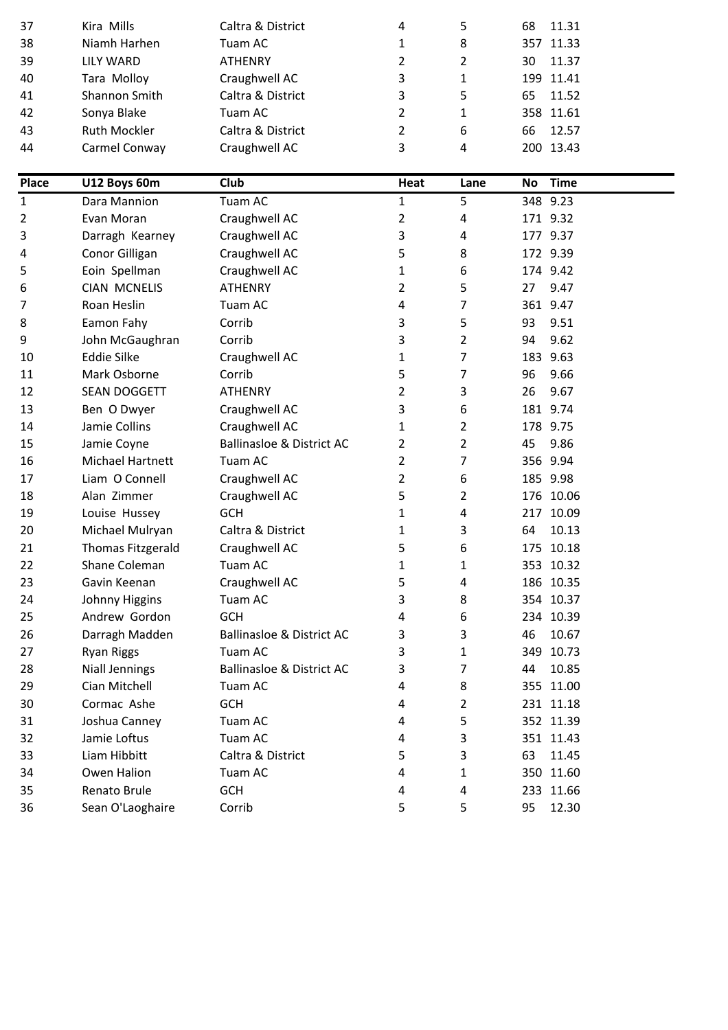| | | | | | | |
|---|---|---|---|---|---|---|
| 37 | Kira  Mills | Caltra & District | 4 | 5 | 68 | 11.31 |
| 38 | Niamh Harhen | Tuam AC | 1 | 8 | 357 | 11.33 |
| 39 | LILY WARD | ATHENRY | 2 | 2 | 30 | 11.37 |
| 40 | Tara  Molloy | Craughwell AC | 3 | 1 | 199 | 11.41 |
| 41 | Shannon Smith | Caltra & District | 3 | 5 | 65 | 11.52 |
| 42 | Sonya Blake | Tuam AC | 2 | 1 | 358 | 11.61 |
| 43 | Ruth Mockler | Caltra & District | 2 | 6 | 66 | 12.57 |
| 44 | Carmel Conway | Craughwell AC | 3 | 4 | 200 | 13.43 |

| Place | U12 Boys 60m | Club | Heat | Lane | No | Time |
|---|---|---|---|---|---|---|
| 1 | Dara Mannion | Tuam AC | 1 | 5 | 348 | 9.23 |
| 2 | Evan Moran | Craughwell AC | 2 | 4 | 171 | 9.32 |
| 3 | Darragh  Kearney | Craughwell AC | 3 | 4 | 177 | 9.37 |
| 4 | Conor Gilligan | Craughwell AC | 5 | 8 | 172 | 9.39 |
| 5 | Eoin  Spellman | Craughwell AC | 1 | 6 | 174 | 9.42 |
| 6 | CIAN  MCNELIS | ATHENRY | 2 | 5 | 27 | 9.47 |
| 7 | Roan Heslin | Tuam AC | 4 | 7 | 361 | 9.47 |
| 8 | Eamon Fahy | Corrib | 3 | 5 | 93 | 9.51 |
| 9 | John McGaughran | Corrib | 3 | 2 | 94 | 9.62 |
| 10 | Eddie Silke | Craughwell AC | 1 | 7 | 183 | 9.63 |
| 11 | Mark Osborne | Corrib | 5 | 7 | 96 | 9.66 |
| 12 | SEAN DOGGETT | ATHENRY | 2 | 3 | 26 | 9.67 |
| 13 | Ben  O Dwyer | Craughwell AC | 3 | 6 | 181 | 9.74 |
| 14 | Jamie Collins | Craughwell AC | 1 | 2 | 178 | 9.75 |
| 15 | Jamie Coyne | Ballinasloe & District AC | 2 | 2 | 45 | 9.86 |
| 16 | Michael Hartnett | Tuam AC | 2 | 7 | 356 | 9.94 |
| 17 | Liam  O Connell | Craughwell AC | 2 | 6 | 185 | 9.98 |
| 18 | Alan  Zimmer | Craughwell AC | 5 | 2 | 176 | 10.06 |
| 19 | Louise  Hussey | GCH | 1 | 4 | 217 | 10.09 |
| 20 | Michael Mulryan | Caltra & District | 1 | 3 | 64 | 10.13 |
| 21 | Thomas Fitzgerald | Craughwell AC | 5 | 6 | 175 | 10.18 |
| 22 | Shane Coleman | Tuam AC | 1 | 1 | 353 | 10.32 |
| 23 | Gavin Keenan | Craughwell AC | 5 | 4 | 186 | 10.35 |
| 24 | Johnny Higgins | Tuam AC | 3 | 8 | 354 | 10.37 |
| 25 | Andrew  Gordon | GCH | 4 | 6 | 234 | 10.39 |
| 26 | Darragh Madden | Ballinasloe & District AC | 3 | 3 | 46 | 10.67 |
| 27 | Ryan Riggs | Tuam AC | 3 | 1 | 349 | 10.73 |
| 28 | Niall Jennings | Ballinasloe & District AC | 3 | 7 | 44 | 10.85 |
| 29 | Cian Mitchell | Tuam AC | 4 | 8 | 355 | 11.00 |
| 30 | Cormac  Ashe | GCH | 4 | 2 | 231 | 11.18 |
| 31 | Joshua Canney | Tuam AC | 4 | 5 | 352 | 11.39 |
| 32 | Jamie Loftus | Tuam AC | 4 | 3 | 351 | 11.43 |
| 33 | Liam Hibbitt | Caltra & District | 5 | 3 | 63 | 11.45 |
| 34 | Owen Halion | Tuam AC | 4 | 1 | 350 | 11.60 |
| 35 | Renato Brule | GCH | 4 | 4 | 233 | 11.66 |
| 36 | Sean O'Laoghaire | Corrib | 5 | 5 | 95 | 12.30 |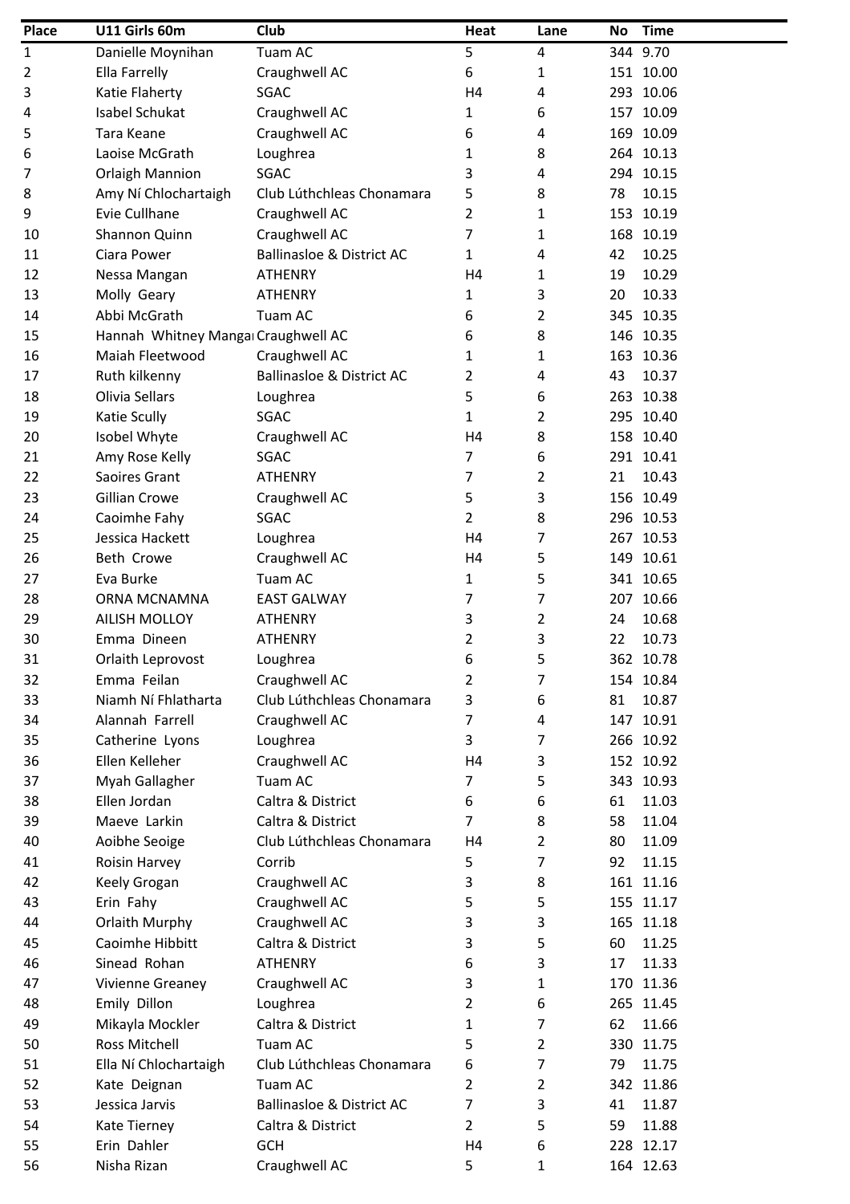| Place | U11 Girls 60m | Club | Heat | Lane | No | Time |
|---|---|---|---|---|---|---|
| 1 | Danielle Moynihan | Tuam AC | 5 | 4 | 344 | 9.70 |
| 2 | Ella Farrelly | Craughwell AC | 6 | 1 | 151 | 10.00 |
| 3 | Katie Flaherty | SGAC | H4 | 4 | 293 | 10.06 |
| 4 | Isabel Schukat | Craughwell AC | 1 | 6 | 157 | 10.09 |
| 5 | Tara Keane | Craughwell AC | 6 | 4 | 169 | 10.09 |
| 6 | Laoise McGrath | Loughrea | 1 | 8 | 264 | 10.13 |
| 7 | Orlaigh Mannion | SGAC | 3 | 4 | 294 | 10.15 |
| 8 | Amy Ní Chlochartaigh | Club Lúthchleas Chonamara | 5 | 8 | 78 | 10.15 |
| 9 | Evie Cullhane | Craughwell AC | 2 | 1 | 153 | 10.19 |
| 10 | Shannon Quinn | Craughwell AC | 7 | 1 | 168 | 10.19 |
| 11 | Ciara Power | Ballinasloe & District AC | 1 | 4 | 42 | 10.25 |
| 12 | Nessa Mangan | ATHENRY | H4 | 1 | 19 | 10.29 |
| 13 | Molly Geary | ATHENRY | 1 | 3 | 20 | 10.33 |
| 14 | Abbi McGrath | Tuam AC | 6 | 2 | 345 | 10.35 |
| 15 | Hannah Whitney Mangan | Craughwell AC | 6 | 8 | 146 | 10.35 |
| 16 | Maiah Fleetwood | Craughwell AC | 1 | 1 | 163 | 10.36 |
| 17 | Ruth kilkenny | Ballinasloe & District AC | 2 | 4 | 43 | 10.37 |
| 18 | Olivia Sellars | Loughrea | 5 | 6 | 263 | 10.38 |
| 19 | Katie Scully | SGAC | 1 | 2 | 295 | 10.40 |
| 20 | Isobel Whyte | Craughwell AC | H4 | 8 | 158 | 10.40 |
| 21 | Amy Rose Kelly | SGAC | 7 | 6 | 291 | 10.41 |
| 22 | Saoires Grant | ATHENRY | 7 | 2 | 21 | 10.43 |
| 23 | Gillian Crowe | Craughwell AC | 5 | 3 | 156 | 10.49 |
| 24 | Caoimhe Fahy | SGAC | 2 | 8 | 296 | 10.53 |
| 25 | Jessica Hackett | Loughrea | H4 | 7 | 267 | 10.53 |
| 26 | Beth Crowe | Craughwell AC | H4 | 5 | 149 | 10.61 |
| 27 | Eva Burke | Tuam AC | 1 | 5 | 341 | 10.65 |
| 28 | ORNA MCNAMNA | EAST GALWAY | 7 | 7 | 207 | 10.66 |
| 29 | AILISH MOLLOY | ATHENRY | 3 | 2 | 24 | 10.68 |
| 30 | Emma Dineen | ATHENRY | 2 | 3 | 22 | 10.73 |
| 31 | Orlaith Leprovost | Loughrea | 6 | 5 | 362 | 10.78 |
| 32 | Emma Feilan | Craughwell AC | 2 | 7 | 154 | 10.84 |
| 33 | Niamh Ní Fhlatharta | Club Lúthchleas Chonamara | 3 | 6 | 81 | 10.87 |
| 34 | Alannah Farrell | Craughwell AC | 7 | 4 | 147 | 10.91 |
| 35 | Catherine Lyons | Loughrea | 3 | 7 | 266 | 10.92 |
| 36 | Ellen Kelleher | Craughwell AC | H4 | 3 | 152 | 10.92 |
| 37 | Myah Gallagher | Tuam AC | 7 | 5 | 343 | 10.93 |
| 38 | Ellen Jordan | Caltra & District | 6 | 6 | 61 | 11.03 |
| 39 | Maeve Larkin | Caltra & District | 7 | 8 | 58 | 11.04 |
| 40 | Aoibhe Seoige | Club Lúthchleas Chonamara | H4 | 2 | 80 | 11.09 |
| 41 | Roisin Harvey | Corrib | 5 | 7 | 92 | 11.15 |
| 42 | Keely Grogan | Craughwell AC | 3 | 8 | 161 | 11.16 |
| 43 | Erin Fahy | Craughwell AC | 5 | 5 | 155 | 11.17 |
| 44 | Orlaith Murphy | Craughwell AC | 3 | 3 | 165 | 11.18 |
| 45 | Caoimhe Hibbitt | Caltra & District | 3 | 5 | 60 | 11.25 |
| 46 | Sinead Rohan | ATHENRY | 6 | 3 | 17 | 11.33 |
| 47 | Vivienne Greaney | Craughwell AC | 3 | 1 | 170 | 11.36 |
| 48 | Emily Dillon | Loughrea | 2 | 6 | 265 | 11.45 |
| 49 | Mikayla Mockler | Caltra & District | 1 | 7 | 62 | 11.66 |
| 50 | Ross Mitchell | Tuam AC | 5 | 2 | 330 | 11.75 |
| 51 | Ella Ní Chlochartaigh | Club Lúthchleas Chonamara | 6 | 7 | 79 | 11.75 |
| 52 | Kate Deignan | Tuam AC | 2 | 2 | 342 | 11.86 |
| 53 | Jessica Jarvis | Ballinasloe & District AC | 7 | 3 | 41 | 11.87 |
| 54 | Kate Tierney | Caltra & District | 2 | 5 | 59 | 11.88 |
| 55 | Erin Dahler | GCH | H4 | 6 | 228 | 12.17 |
| 56 | Nisha Rizan | Craughwell AC | 5 | 1 | 164 | 12.63 |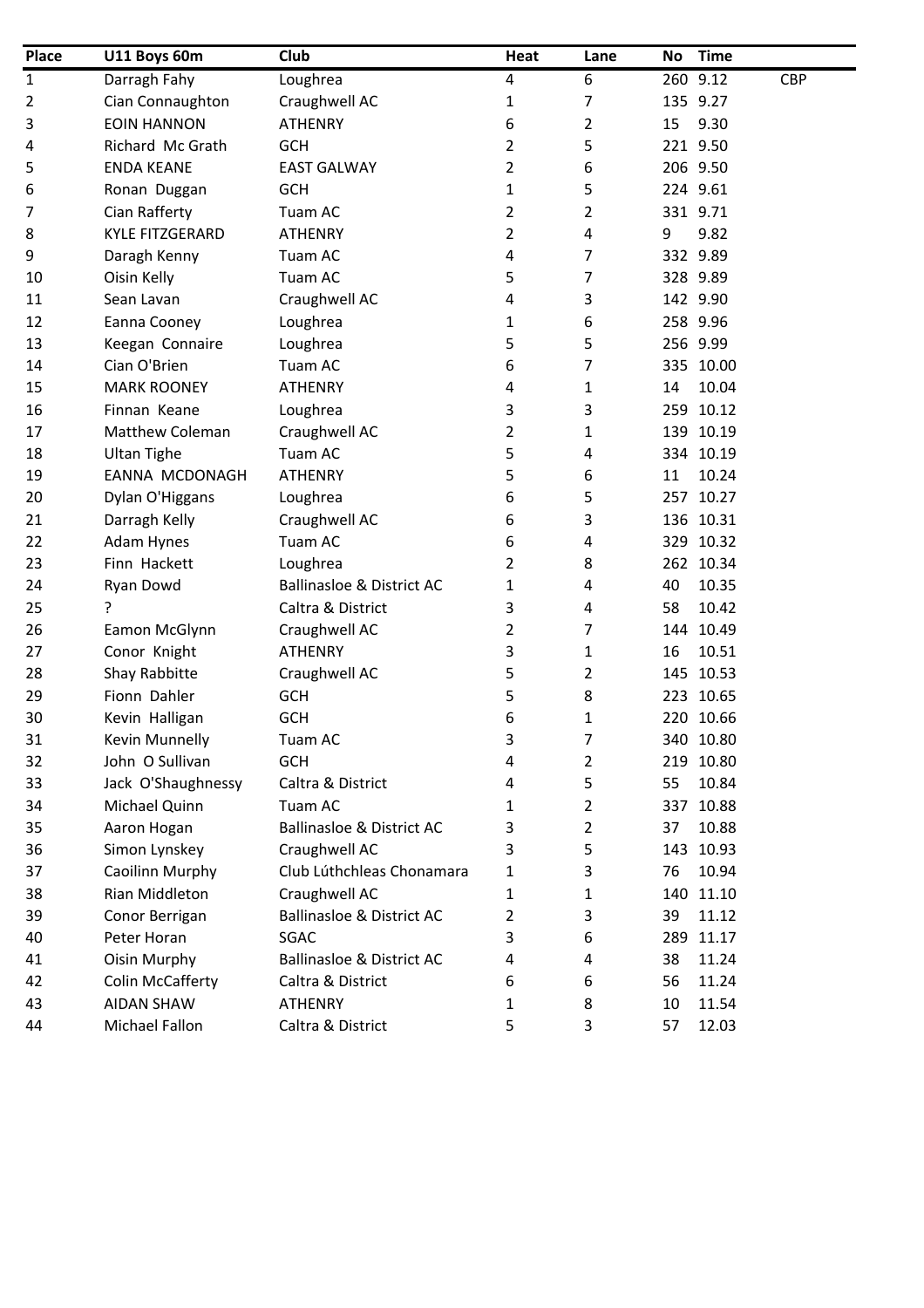| Place | U11 Boys 60m | Club | Heat | Lane | No | Time | |
|---|---|---|---|---|---|---|---|
| 1 | Darragh Fahy | Loughrea | 4 | 6 | 260 | 9.12 | CBP |
| 2 | Cian Connaughton | Craughwell AC | 1 | 7 | 135 | 9.27 | |
| 3 | EOIN HANNON | ATHENRY | 6 | 2 | 15 | 9.30 | |
| 4 | Richard Mc Grath | GCH | 2 | 5 | 221 | 9.50 | |
| 5 | ENDA KEANE | EAST GALWAY | 2 | 6 | 206 | 9.50 | |
| 6 | Ronan Duggan | GCH | 1 | 5 | 224 | 9.61 | |
| 7 | Cian Rafferty | Tuam AC | 2 | 2 | 331 | 9.71 | |
| 8 | KYLE FITZGERARD | ATHENRY | 2 | 4 | 9 | 9.82 | |
| 9 | Daragh Kenny | Tuam AC | 4 | 7 | 332 | 9.89 | |
| 10 | Oisin Kelly | Tuam AC | 5 | 7 | 328 | 9.89 | |
| 11 | Sean Lavan | Craughwell AC | 4 | 3 | 142 | 9.90 | |
| 12 | Eanna Cooney | Loughrea | 1 | 6 | 258 | 9.96 | |
| 13 | Keegan Connaire | Loughrea | 5 | 5 | 256 | 9.99 | |
| 14 | Cian O'Brien | Tuam AC | 6 | 7 | 335 | 10.00 | |
| 15 | MARK ROONEY | ATHENRY | 4 | 1 | 14 | 10.04 | |
| 16 | Finnan Keane | Loughrea | 3 | 3 | 259 | 10.12 | |
| 17 | Matthew Coleman | Craughwell AC | 2 | 1 | 139 | 10.19 | |
| 18 | Ultan Tighe | Tuam AC | 5 | 4 | 334 | 10.19 | |
| 19 | EANNA MCDONAGH | ATHENRY | 5 | 6 | 11 | 10.24 | |
| 20 | Dylan O'Higgans | Loughrea | 6 | 5 | 257 | 10.27 | |
| 21 | Darragh Kelly | Craughwell AC | 6 | 3 | 136 | 10.31 | |
| 22 | Adam Hynes | Tuam AC | 6 | 4 | 329 | 10.32 | |
| 23 | Finn Hackett | Loughrea | 2 | 8 | 262 | 10.34 | |
| 24 | Ryan Dowd | Ballinasloe & District AC | 1 | 4 | 40 | 10.35 | |
| 25 | ? | Caltra & District | 3 | 4 | 58 | 10.42 | |
| 26 | Eamon McGlynn | Craughwell AC | 2 | 7 | 144 | 10.49 | |
| 27 | Conor Knight | ATHENRY | 3 | 1 | 16 | 10.51 | |
| 28 | Shay Rabbitte | Craughwell AC | 5 | 2 | 145 | 10.53 | |
| 29 | Fionn Dahler | GCH | 5 | 8 | 223 | 10.65 | |
| 30 | Kevin Halligan | GCH | 6 | 1 | 220 | 10.66 | |
| 31 | Kevin Munnelly | Tuam AC | 3 | 7 | 340 | 10.80 | |
| 32 | John O Sullivan | GCH | 4 | 2 | 219 | 10.80 | |
| 33 | Jack O'Shaughnessy | Caltra & District | 4 | 5 | 55 | 10.84 | |
| 34 | Michael Quinn | Tuam AC | 1 | 2 | 337 | 10.88 | |
| 35 | Aaron Hogan | Ballinasloe & District AC | 3 | 2 | 37 | 10.88 | |
| 36 | Simon Lynskey | Craughwell AC | 3 | 5 | 143 | 10.93 | |
| 37 | Caoilinn Murphy | Club Lúthchleas Chonamara | 1 | 3 | 76 | 10.94 | |
| 38 | Rian Middleton | Craughwell AC | 1 | 1 | 140 | 11.10 | |
| 39 | Conor Berrigan | Ballinasloe & District AC | 2 | 3 | 39 | 11.12 | |
| 40 | Peter Horan | SGAC | 3 | 6 | 289 | 11.17 | |
| 41 | Oisin Murphy | Ballinasloe & District AC | 4 | 4 | 38 | 11.24 | |
| 42 | Colin McCafferty | Caltra & District | 6 | 6 | 56 | 11.24 | |
| 43 | AIDAN SHAW | ATHENRY | 1 | 8 | 10 | 11.54 | |
| 44 | Michael Fallon | Caltra & District | 5 | 3 | 57 | 12.03 | |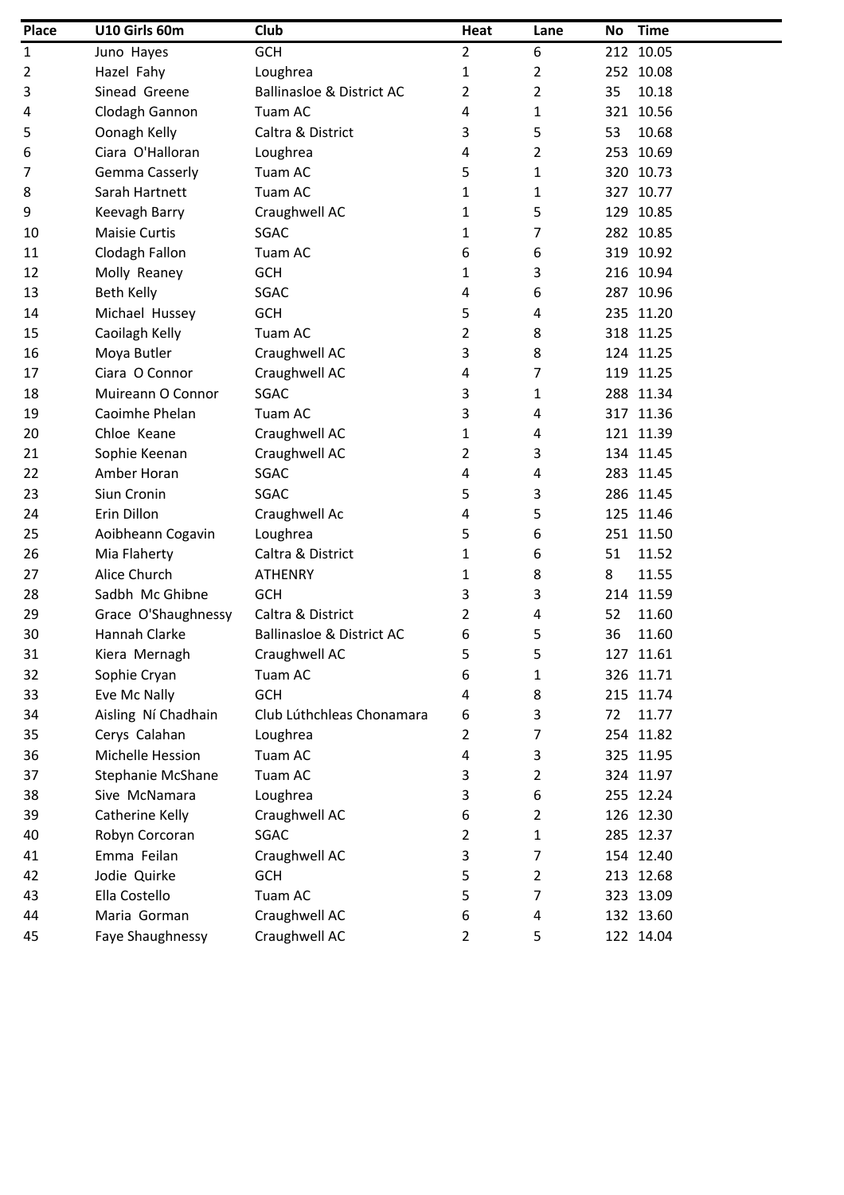| Place | U10 Girls 60m | Club | Heat | Lane | No | Time |
|---|---|---|---|---|---|---|
| 1 | Juno Hayes | GCH | 2 | 6 | 212 | 10.05 |
| 2 | Hazel Fahy | Loughrea | 1 | 2 | 252 | 10.08 |
| 3 | Sinead Greene | Ballinasloe & District AC | 2 | 2 | 35 | 10.18 |
| 4 | Clodagh Gannon | Tuam AC | 4 | 1 | 321 | 10.56 |
| 5 | Oonagh Kelly | Caltra & District | 3 | 5 | 53 | 10.68 |
| 6 | Ciara O'Halloran | Loughrea | 4 | 2 | 253 | 10.69 |
| 7 | Gemma Casserly | Tuam AC | 5 | 1 | 320 | 10.73 |
| 8 | Sarah Hartnett | Tuam AC | 1 | 1 | 327 | 10.77 |
| 9 | Keevagh Barry | Craughwell AC | 1 | 5 | 129 | 10.85 |
| 10 | Maisie Curtis | SGAC | 1 | 7 | 282 | 10.85 |
| 11 | Clodagh Fallon | Tuam AC | 6 | 6 | 319 | 10.92 |
| 12 | Molly Reaney | GCH | 1 | 3 | 216 | 10.94 |
| 13 | Beth Kelly | SGAC | 4 | 6 | 287 | 10.96 |
| 14 | Michael Hussey | GCH | 5 | 4 | 235 | 11.20 |
| 15 | Caoilagh Kelly | Tuam AC | 2 | 8 | 318 | 11.25 |
| 16 | Moya Butler | Craughwell AC | 3 | 8 | 124 | 11.25 |
| 17 | Ciara O Connor | Craughwell AC | 4 | 7 | 119 | 11.25 |
| 18 | Muireann O Connor | SGAC | 3 | 1 | 288 | 11.34 |
| 19 | Caoimhe Phelan | Tuam AC | 3 | 4 | 317 | 11.36 |
| 20 | Chloe Keane | Craughwell AC | 1 | 4 | 121 | 11.39 |
| 21 | Sophie Keenan | Craughwell AC | 2 | 3 | 134 | 11.45 |
| 22 | Amber Horan | SGAC | 4 | 4 | 283 | 11.45 |
| 23 | Siun Cronin | SGAC | 5 | 3 | 286 | 11.45 |
| 24 | Erin Dillon | Craughwell Ac | 4 | 5 | 125 | 11.46 |
| 25 | Aoibheann Cogavin | Loughrea | 5 | 6 | 251 | 11.50 |
| 26 | Mia Flaherty | Caltra & District | 1 | 6 | 51 | 11.52 |
| 27 | Alice Church | ATHENRY | 1 | 8 | 8 | 11.55 |
| 28 | Sadbh Mc Ghibne | GCH | 3 | 3 | 214 | 11.59 |
| 29 | Grace O'Shaughnessy | Caltra & District | 2 | 4 | 52 | 11.60 |
| 30 | Hannah Clarke | Ballinasloe & District AC | 6 | 5 | 36 | 11.60 |
| 31 | Kiera Mernagh | Craughwell AC | 5 | 5 | 127 | 11.61 |
| 32 | Sophie Cryan | Tuam AC | 6 | 1 | 326 | 11.71 |
| 33 | Eve Mc Nally | GCH | 4 | 8 | 215 | 11.74 |
| 34 | Aisling Ní Chadhain | Club Lúthchleas Chonamara | 6 | 3 | 72 | 11.77 |
| 35 | Cerys Calahan | Loughrea | 2 | 7 | 254 | 11.82 |
| 36 | Michelle Hession | Tuam AC | 4 | 3 | 325 | 11.95 |
| 37 | Stephanie McShane | Tuam AC | 3 | 2 | 324 | 11.97 |
| 38 | Sive McNamara | Loughrea | 3 | 6 | 255 | 12.24 |
| 39 | Catherine Kelly | Craughwell AC | 6 | 2 | 126 | 12.30 |
| 40 | Robyn Corcoran | SGAC | 2 | 1 | 285 | 12.37 |
| 41 | Emma Feilan | Craughwell AC | 3 | 7 | 154 | 12.40 |
| 42 | Jodie Quirke | GCH | 5 | 2 | 213 | 12.68 |
| 43 | Ella Costello | Tuam AC | 5 | 7 | 323 | 13.09 |
| 44 | Maria Gorman | Craughwell AC | 6 | 4 | 132 | 13.60 |
| 45 | Faye Shaughnessy | Craughwell AC | 2 | 5 | 122 | 14.04 |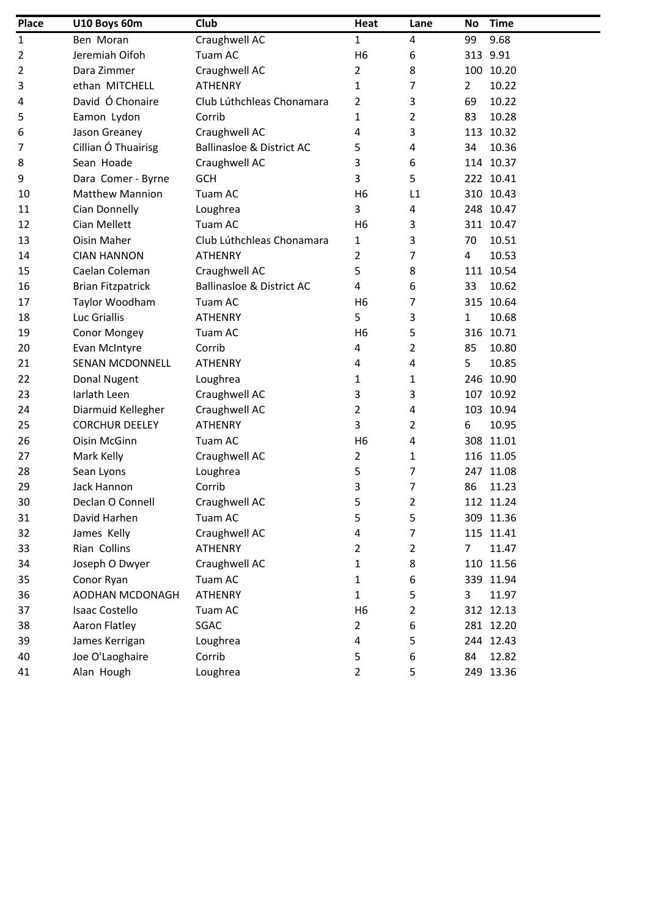| Place | U10 Boys 60m | Club | Heat | Lane | No | Time |
|---|---|---|---|---|---|---|
| 1 | Ben  Moran | Craughwell AC | 1 | 4 | 99 | 9.68 |
| 2 | Jeremiah Oifoh | Tuam AC | H6 | 6 | 313 | 9.91 |
| 2 | Dara Zimmer | Craughwell AC | 2 | 8 | 100 | 10.20 |
| 3 | ethan  MITCHELL | ATHENRY | 1 | 7 | 2 | 10.22 |
| 4 | David  Ó Chonaire | Club Lúthchleas Chonamara | 2 | 3 | 69 | 10.22 |
| 5 | Eamon  Lydon | Corrib | 1 | 2 | 83 | 10.28 |
| 6 | Jason Greaney | Craughwell AC | 4 | 3 | 113 | 10.32 |
| 7 | Cillian Ó Thuairisg | Ballinasloe & District AC | 5 | 4 | 34 | 10.36 |
| 8 | Sean  Hoade | Craughwell AC | 3 | 6 | 114 | 10.37 |
| 9 | Dara  Comer - Byrne | GCH | 3 | 5 | 222 | 10.41 |
| 10 | Matthew Mannion | Tuam AC | H6 | L1 | 310 | 10.43 |
| 11 | Cian Donnelly | Loughrea | 3 | 4 | 248 | 10.47 |
| 12 | Cian Mellett | Tuam AC | H6 | 3 | 311 | 10.47 |
| 13 | Oisin Maher | Club Lúthchleas Chonamara | 1 | 3 | 70 | 10.51 |
| 14 | CIAN HANNON | ATHENRY | 2 | 7 | 4 | 10.53 |
| 15 | Caelan Coleman | Craughwell AC | 5 | 8 | 111 | 10.54 |
| 16 | Brian Fitzpatrick | Ballinasloe & District AC | 4 | 6 | 33 | 10.62 |
| 17 | Taylor Woodham | Tuam AC | H6 | 7 | 315 | 10.64 |
| 18 | Luc Griallis | ATHENRY | 5 | 3 | 1 | 10.68 |
| 19 | Conor Mongey | Tuam AC | H6 | 5 | 316 | 10.71 |
| 20 | Evan McIntyre | Corrib | 4 | 2 | 85 | 10.80 |
| 21 | SENAN MCDONNELL | ATHENRY | 4 | 4 | 5 | 10.85 |
| 22 | Donal Nugent | Loughrea | 1 | 1 | 246 | 10.90 |
| 23 | Iarlath Leen | Craughwell AC | 3 | 3 | 107 | 10.92 |
| 24 | Diarmuid Kellegher | Craughwell AC | 2 | 4 | 103 | 10.94 |
| 25 | CORCHUR DEELEY | ATHENRY | 3 | 2 | 6 | 10.95 |
| 26 | Oisin McGinn | Tuam AC | H6 | 4 | 308 | 11.01 |
| 27 | Mark Kelly | Craughwell AC | 2 | 1 | 116 | 11.05 |
| 28 | Sean Lyons | Loughrea | 5 | 7 | 247 | 11.08 |
| 29 | Jack Hannon | Corrib | 3 | 7 | 86 | 11.23 |
| 30 | Declan O Connell | Craughwell AC | 5 | 2 | 112 | 11.24 |
| 31 | David Harhen | Tuam AC | 5 | 5 | 309 | 11.36 |
| 32 | James  Kelly | Craughwell AC | 4 | 7 | 115 | 11.41 |
| 33 | Rian  Collins | ATHENRY | 2 | 2 | 7 | 11.47 |
| 34 | Joseph O Dwyer | Craughwell AC | 1 | 8 | 110 | 11.56 |
| 35 | Conor Ryan | Tuam AC | 1 | 6 | 339 | 11.94 |
| 36 | AODHAN MCDONAGH | ATHENRY | 1 | 5 | 3 | 11.97 |
| 37 | Isaac Costello | Tuam AC | H6 | 2 | 312 | 12.13 |
| 38 | Aaron Flatley | SGAC | 2 | 6 | 281 | 12.20 |
| 39 | James Kerrigan | Loughrea | 4 | 5 | 244 | 12.43 |
| 40 | Joe O'Laoghaire | Corrib | 5 | 6 | 84 | 12.82 |
| 41 | Alan  Hough | Loughrea | 2 | 5 | 249 | 13.36 |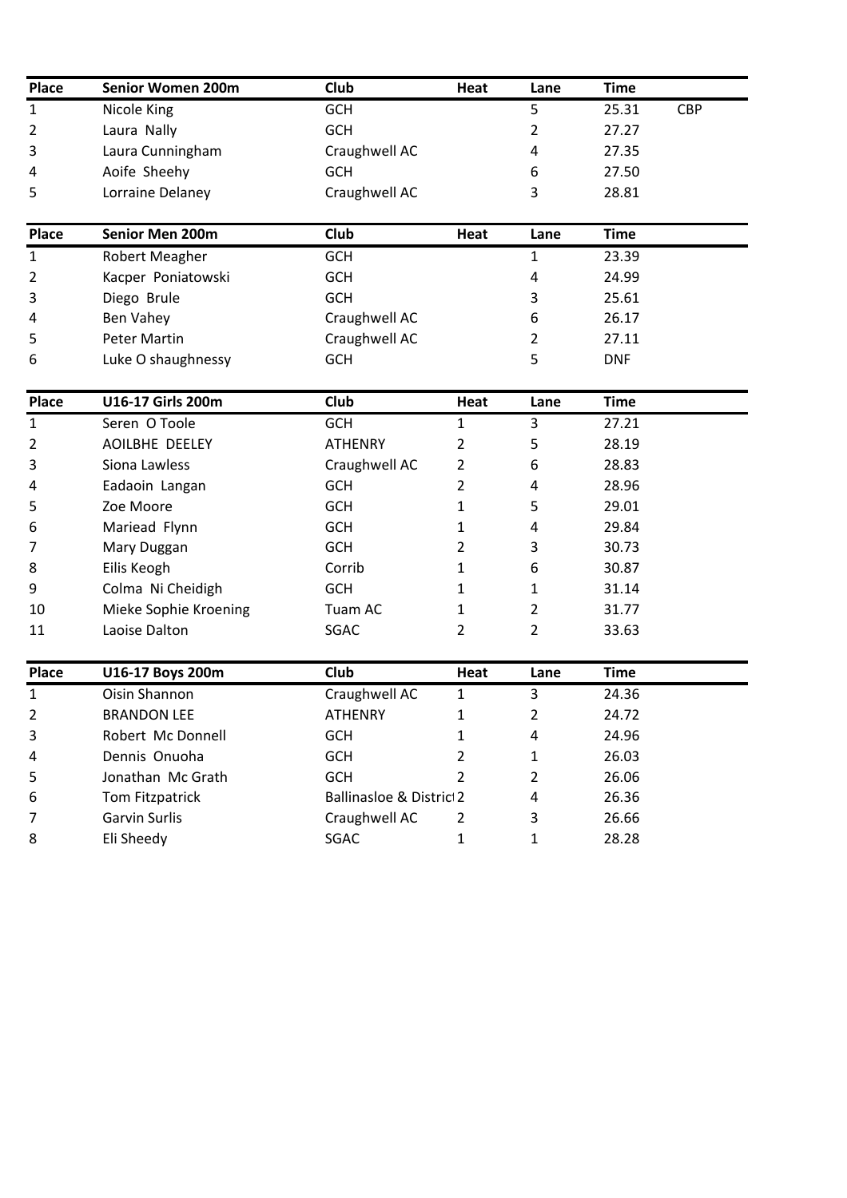| Place | Senior Women 200m | Club | Heat | Lane | Time | |
|---|---|---|---|---|---|---|
| 1 | Nicole King | GCH | | 5 | 25.31 | CBP |
| 2 | Laura Nally | GCH | | 2 | 27.27 | |
| 3 | Laura Cunningham | Craughwell AC | | 4 | 27.35 | |
| 4 | Aoife Sheehy | GCH | | 6 | 27.50 | |
| 5 | Lorraine Delaney | Craughwell AC | | 3 | 28.81 | |

| Place | Senior Men 200m | Club | Heat | Lane | Time |
|---|---|---|---|---|---|
| 1 | Robert Meagher | GCH | | 1 | 23.39 |
| 2 | Kacper Poniatowski | GCH | | 4 | 24.99 |
| 3 | Diego Brule | GCH | | 3 | 25.61 |
| 4 | Ben Vahey | Craughwell AC | | 6 | 26.17 |
| 5 | Peter Martin | Craughwell AC | | 2 | 27.11 |
| 6 | Luke O shaughnessy | GCH | | 5 | DNF |

| Place | U16-17 Girls 200m | Club | Heat | Lane | Time |
|---|---|---|---|---|---|
| 1 | Seren O Toole | GCH | 1 | 3 | 27.21 |
| 2 | AOILBHE DEELEY | ATHENRY | 2 | 5 | 28.19 |
| 3 | Siona Lawless | Craughwell AC | 2 | 6 | 28.83 |
| 4 | Eadaoin Langan | GCH | 2 | 4 | 28.96 |
| 5 | Zoe Moore | GCH | 1 | 5 | 29.01 |
| 6 | Mariead Flynn | GCH | 1 | 4 | 29.84 |
| 7 | Mary Duggan | GCH | 2 | 3 | 30.73 |
| 8 | Eilis Keogh | Corrib | 1 | 6 | 30.87 |
| 9 | Colma Ni Cheidigh | GCH | 1 | 1 | 31.14 |
| 10 | Mieke Sophie Kroening | Tuam AC | 1 | 2 | 31.77 |
| 11 | Laoise Dalton | SGAC | 2 | 2 | 33.63 |

| Place | U16-17 Boys 200m | Club | Heat | Lane | Time |
|---|---|---|---|---|---|
| 1 | Oisin Shannon | Craughwell AC | 1 | 3 | 24.36 |
| 2 | BRANDON LEE | ATHENRY | 1 | 2 | 24.72 |
| 3 | Robert Mc Donnell | GCH | 1 | 4 | 24.96 |
| 4 | Dennis Onuoha | GCH | 2 | 1 | 26.03 |
| 5 | Jonathan Mc Grath | GCH | 2 | 2 | 26.06 |
| 6 | Tom Fitzpatrick | Ballinasloe & District | 2 | 4 | 26.36 |
| 7 | Garvin Surlis | Craughwell AC | 2 | 3 | 26.66 |
| 8 | Eli Sheedy | SGAC | 1 | 1 | 28.28 |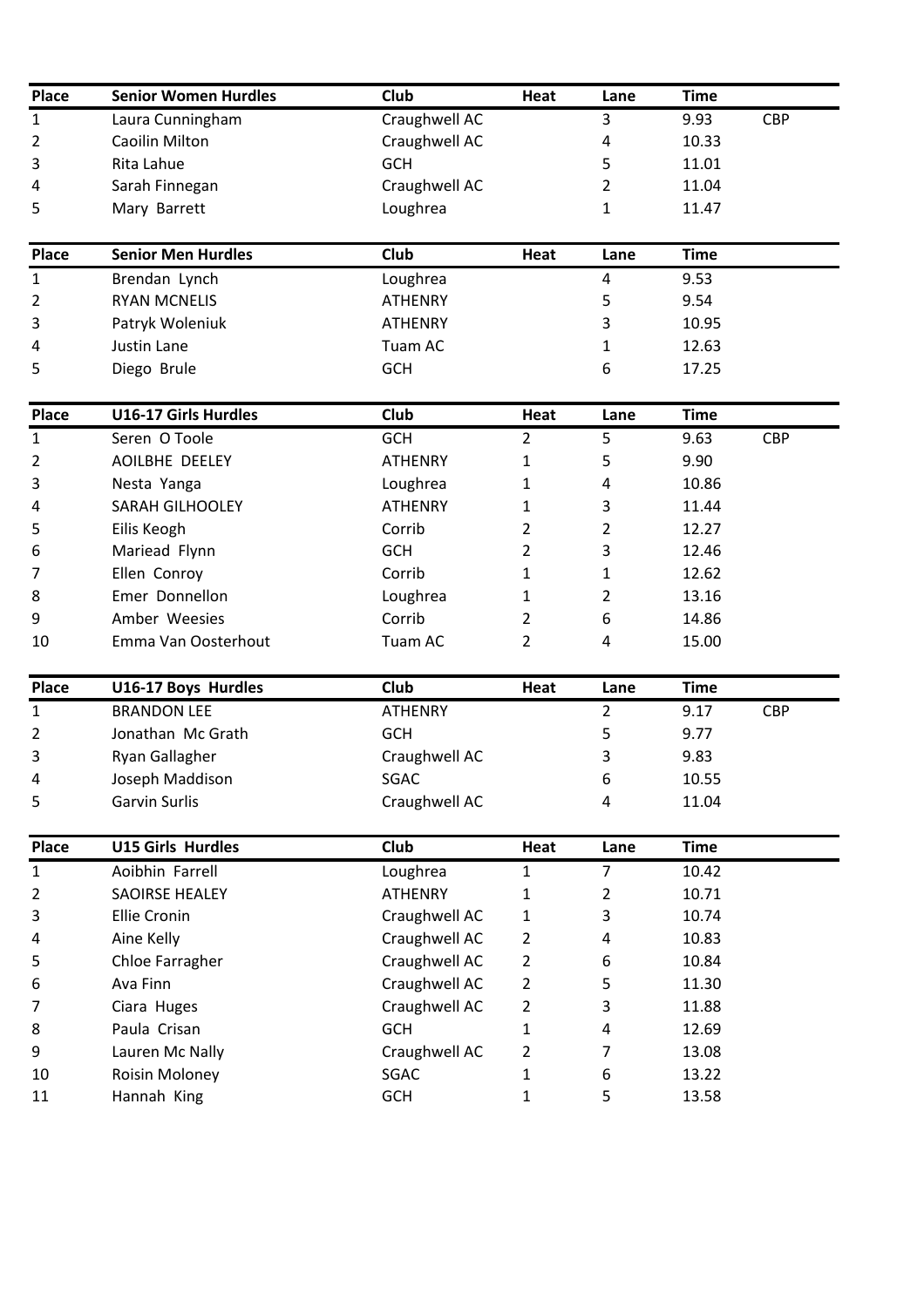| Place | Senior Women Hurdles | Club | Heat | Lane | Time | |
|---|---|---|---|---|---|---|
| 1 | Laura Cunningham | Craughwell AC | | 3 | 9.93 | CBP |
| 2 | Caoilin Milton | Craughwell AC | | 4 | 10.33 | |
| 3 | Rita Lahue | GCH | | 5 | 11.01 | |
| 4 | Sarah Finnegan | Craughwell AC | | 2 | 11.04 | |
| 5 | Mary Barrett | Loughrea | | 1 | 11.47 | |

| Place | Senior Men Hurdles | Club | Heat | Lane | Time | |
|---|---|---|---|---|---|---|
| 1 | Brendan Lynch | Loughrea | | 4 | 9.53 | |
| 2 | RYAN MCNELIS | ATHENRY | | 5 | 9.54 | |
| 3 | Patryk Woleniuk | ATHENRY | | 3 | 10.95 | |
| 4 | Justin Lane | Tuam AC | | 1 | 12.63 | |
| 5 | Diego Brule | GCH | | 6 | 17.25 | |

| Place | U16-17 Girls Hurdles | Club | Heat | Lane | Time | |
|---|---|---|---|---|---|---|
| 1 | Seren O Toole | GCH | 2 | 5 | 9.63 | CBP |
| 2 | AOILBHE DEELEY | ATHENRY | 1 | 5 | 9.90 | |
| 3 | Nesta Yanga | Loughrea | 1 | 4 | 10.86 | |
| 4 | SARAH GILHOOLEY | ATHENRY | 1 | 3 | 11.44 | |
| 5 | Eilis Keogh | Corrib | 2 | 2 | 12.27 | |
| 6 | Mariead Flynn | GCH | 2 | 3 | 12.46 | |
| 7 | Ellen Conroy | Corrib | 1 | 1 | 12.62 | |
| 8 | Emer Donnellon | Loughrea | 1 | 2 | 13.16 | |
| 9 | Amber Weesies | Corrib | 2 | 6 | 14.86 | |
| 10 | Emma Van Oosterhout | Tuam AC | 2 | 4 | 15.00 | |

| Place | U16-17 Boys Hurdles | Club | Heat | Lane | Time | |
|---|---|---|---|---|---|---|
| 1 | BRANDON LEE | ATHENRY | | 2 | 9.17 | CBP |
| 2 | Jonathan Mc Grath | GCH | | 5 | 9.77 | |
| 3 | Ryan Gallagher | Craughwell AC | | 3 | 9.83 | |
| 4 | Joseph Maddison | SGAC | | 6 | 10.55 | |
| 5 | Garvin Surlis | Craughwell AC | | 4 | 11.04 | |

| Place | U15 Girls Hurdles | Club | Heat | Lane | Time |
|---|---|---|---|---|---|
| 1 | Aoibhin Farrell | Loughrea | 1 | 7 | 10.42 |
| 2 | SAOIRSE HEALEY | ATHENRY | 1 | 2 | 10.71 |
| 3 | Ellie Cronin | Craughwell AC | 1 | 3 | 10.74 |
| 4 | Aine Kelly | Craughwell AC | 2 | 4 | 10.83 |
| 5 | Chloe Farragher | Craughwell AC | 2 | 6 | 10.84 |
| 6 | Ava Finn | Craughwell AC | 2 | 5 | 11.30 |
| 7 | Ciara Huges | Craughwell AC | 2 | 3 | 11.88 |
| 8 | Paula Crisan | GCH | 1 | 4 | 12.69 |
| 9 | Lauren Mc Nally | Craughwell AC | 2 | 7 | 13.08 |
| 10 | Roisin Moloney | SGAC | 1 | 6 | 13.22 |
| 11 | Hannah King | GCH | 1 | 5 | 13.58 |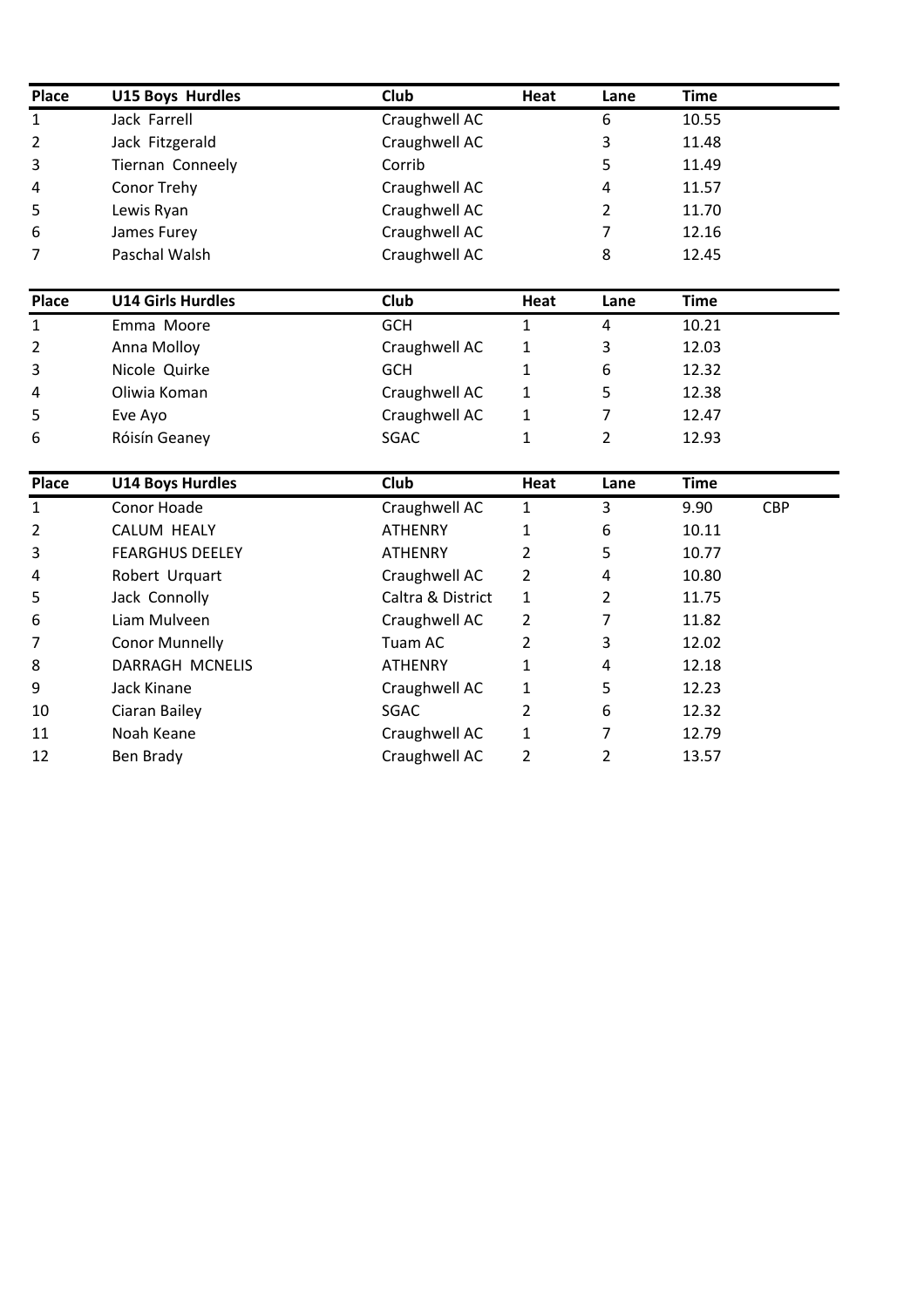| Place | U15 Boys Hurdles | Club | Heat | Lane | Time | |
|---|---|---|---|---|---|---|
| 1 | Jack Farrell | Craughwell AC | | 6 | 10.55 | |
| 2 | Jack Fitzgerald | Craughwell AC | | 3 | 11.48 | |
| 3 | Tiernan Conneely | Corrib | | 5 | 11.49 | |
| 4 | Conor Trehy | Craughwell AC | | 4 | 11.57 | |
| 5 | Lewis Ryan | Craughwell AC | | 2 | 11.70 | |
| 6 | James Furey | Craughwell AC | | 7 | 12.16 | |
| 7 | Paschal Walsh | Craughwell AC | | 8 | 12.45 | |

| Place | U14 Girls Hurdles | Club | Heat | Lane | Time | |
|---|---|---|---|---|---|---|
| 1 | Emma Moore | GCH | 1 | 4 | 10.21 | |
| 2 | Anna Molloy | Craughwell AC | 1 | 3 | 12.03 | |
| 3 | Nicole Quirke | GCH | 1 | 6 | 12.32 | |
| 4 | Oliwia Koman | Craughwell AC | 1 | 5 | 12.38 | |
| 5 | Eve Ayo | Craughwell AC | 1 | 7 | 12.47 | |
| 6 | Róisín Geaney | SGAC | 1 | 2 | 12.93 | |

| Place | U14 Boys Hurdles | Club | Heat | Lane | Time | |
|---|---|---|---|---|---|---|
| 1 | Conor Hoade | Craughwell AC | 1 | 3 | 9.90 | CBP |
| 2 | CALUM HEALY | ATHENRY | 1 | 6 | 10.11 | |
| 3 | FEARGHUS DEELEY | ATHENRY | 2 | 5 | 10.77 | |
| 4 | Robert Urquart | Craughwell AC | 2 | 4 | 10.80 | |
| 5 | Jack Connolly | Caltra & District | 1 | 2 | 11.75 | |
| 6 | Liam Mulveen | Craughwell AC | 2 | 7 | 11.82 | |
| 7 | Conor Munnelly | Tuam AC | 2 | 3 | 12.02 | |
| 8 | DARRAGH MCNELIS | ATHENRY | 1 | 4 | 12.18 | |
| 9 | Jack Kinane | Craughwell AC | 1 | 5 | 12.23 | |
| 10 | Ciaran Bailey | SGAC | 2 | 6 | 12.32 | |
| 11 | Noah Keane | Craughwell AC | 1 | 7 | 12.79 | |
| 12 | Ben Brady | Craughwell AC | 2 | 2 | 13.57 | |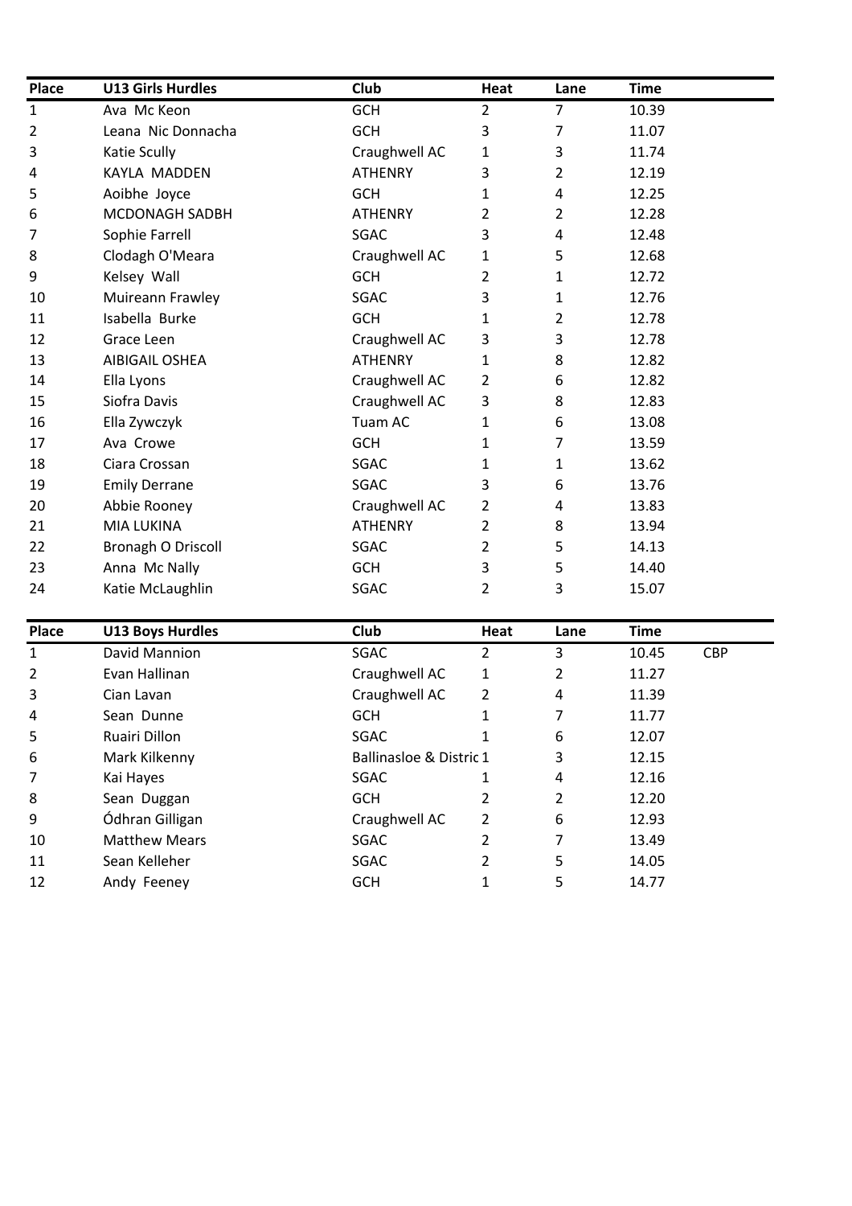| Place | U13 Girls Hurdles | Club | Heat | Lane | Time | |
|---|---|---|---|---|---|---|
| 1 | Ava Mc Keon | GCH | 2 | 7 | 10.39 | |
| 2 | Leana Nic Donnacha | GCH | 3 | 7 | 11.07 | |
| 3 | Katie Scully | Craughwell AC | 1 | 3 | 11.74 | |
| 4 | KAYLA MADDEN | ATHENRY | 3 | 2 | 12.19 | |
| 5 | Aoibhe Joyce | GCH | 1 | 4 | 12.25 | |
| 6 | MCDONAGH SADBH | ATHENRY | 2 | 2 | 12.28 | |
| 7 | Sophie Farrell | SGAC | 3 | 4 | 12.48 | |
| 8 | Clodagh O'Meara | Craughwell AC | 1 | 5 | 12.68 | |
| 9 | Kelsey Wall | GCH | 2 | 1 | 12.72 | |
| 10 | Muireann Frawley | SGAC | 3 | 1 | 12.76 | |
| 11 | Isabella Burke | GCH | 1 | 2 | 12.78 | |
| 12 | Grace Leen | Craughwell AC | 3 | 3 | 12.78 | |
| 13 | AIBIGAIL OSHEA | ATHENRY | 1 | 8 | 12.82 | |
| 14 | Ella Lyons | Craughwell AC | 2 | 6 | 12.82 | |
| 15 | Siofra Davis | Craughwell AC | 3 | 8 | 12.83 | |
| 16 | Ella Zywczyk | Tuam AC | 1 | 6 | 13.08 | |
| 17 | Ava Crowe | GCH | 1 | 7 | 13.59 | |
| 18 | Ciara Crossan | SGAC | 1 | 1 | 13.62 | |
| 19 | Emily Derrane | SGAC | 3 | 6 | 13.76 | |
| 20 | Abbie Rooney | Craughwell AC | 2 | 4 | 13.83 | |
| 21 | MIA LUKINA | ATHENRY | 2 | 8 | 13.94 | |
| 22 | Bronagh O Driscoll | SGAC | 2 | 5 | 14.13 | |
| 23 | Anna Mc Nally | GCH | 3 | 5 | 14.40 | |
| 24 | Katie McLaughlin | SGAC | 2 | 3 | 15.07 | |

| Place | U13 Boys Hurdles | Club | Heat | Lane | Time | |
|---|---|---|---|---|---|---|
| 1 | David Mannion | SGAC | 2 | 3 | 10.45 | CBP |
| 2 | Evan Hallinan | Craughwell AC | 1 | 2 | 11.27 | |
| 3 | Cian Lavan | Craughwell AC | 2 | 4 | 11.39 | |
| 4 | Sean Dunne | GCH | 1 | 7 | 11.77 | |
| 5 | Ruairi Dillon | SGAC | 1 | 6 | 12.07 | |
| 6 | Mark Kilkenny | Ballinasloe & Distric | 1 | 3 | 12.15 | |
| 7 | Kai Hayes | SGAC | 1 | 4 | 12.16 | |
| 8 | Sean Duggan | GCH | 2 | 2 | 12.20 | |
| 9 | Ódhran Gilligan | Craughwell AC | 2 | 6 | 12.93 | |
| 10 | Matthew Mears | SGAC | 2 | 7 | 13.49 | |
| 11 | Sean Kelleher | SGAC | 2 | 5 | 14.05 | |
| 12 | Andy Feeney | GCH | 1 | 5 | 14.77 | |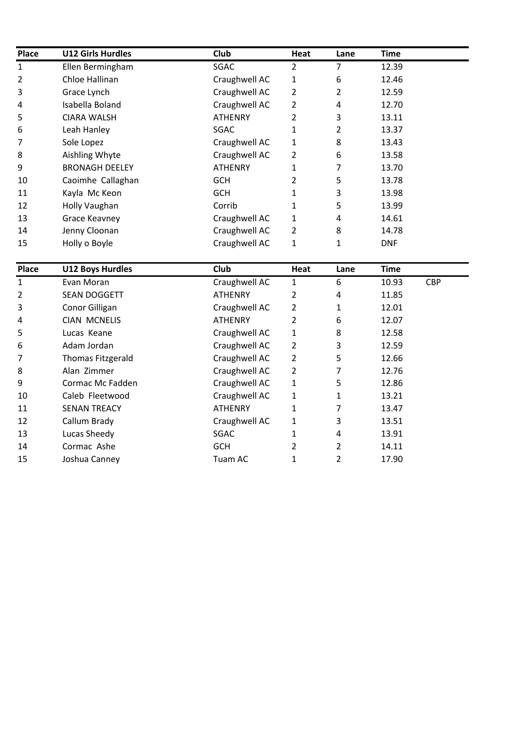| Place | U12 Girls Hurdles | Club | Heat | Lane | Time | |
|---|---|---|---|---|---|---|
| 1 | Ellen Bermingham | SGAC | 2 | 7 | 12.39 | |
| 2 | Chloe Hallinan | Craughwell AC | 1 | 6 | 12.46 | |
| 3 | Grace Lynch | Craughwell AC | 2 | 2 | 12.59 | |
| 4 | Isabella Boland | Craughwell AC | 2 | 4 | 12.70 | |
| 5 | CIARA WALSH | ATHENRY | 2 | 3 | 13.11 | |
| 6 | Leah Hanley | SGAC | 1 | 2 | 13.37 | |
| 7 | Sole Lopez | Craughwell AC | 1 | 8 | 13.43 | |
| 8 | Aishling Whyte | Craughwell AC | 2 | 6 | 13.58 | |
| 9 | BRONAGH DEELEY | ATHENRY | 1 | 7 | 13.70 | |
| 10 | Caoimhe Callaghan | GCH | 2 | 5 | 13.78 | |
| 11 | Kayla Mc Keon | GCH | 1 | 3 | 13.98 | |
| 12 | Holly Vaughan | Corrib | 1 | 5 | 13.99 | |
| 13 | Grace Keavney | Craughwell AC | 1 | 4 | 14.61 | |
| 14 | Jenny Cloonan | Craughwell AC | 2 | 8 | 14.78 | |
| 15 | Holly o Boyle | Craughwell AC | 1 | 1 | DNF | |

| Place | U12 Boys Hurdles | Club | Heat | Lane | Time | |
|---|---|---|---|---|---|---|
| 1 | Evan Moran | Craughwell AC | 1 | 6 | 10.93 | CBP |
| 2 | SEAN DOGGETT | ATHENRY | 2 | 4 | 11.85 | |
| 3 | Conor Gilligan | Craughwell AC | 2 | 1 | 12.01 | |
| 4 | CIAN MCNELIS | ATHENRY | 2 | 6 | 12.07 | |
| 5 | Lucas Keane | Craughwell AC | 1 | 8 | 12.58 | |
| 6 | Adam Jordan | Craughwell AC | 2 | 3 | 12.59 | |
| 7 | Thomas Fitzgerald | Craughwell AC | 2 | 5 | 12.66 | |
| 8 | Alan Zimmer | Craughwell AC | 2 | 7 | 12.76 | |
| 9 | Cormac Mc Fadden | Craughwell AC | 1 | 5 | 12.86 | |
| 10 | Caleb Fleetwood | Craughwell AC | 1 | 1 | 13.21 | |
| 11 | SENAN TREACY | ATHENRY | 1 | 7 | 13.47 | |
| 12 | Callum Brady | Craughwell AC | 1 | 3 | 13.51 | |
| 13 | Lucas Sheedy | SGAC | 1 | 4 | 13.91 | |
| 14 | Cormac Ashe | GCH | 2 | 2 | 14.11 | |
| 15 | Joshua Canney | Tuam AC | 1 | 2 | 17.90 | |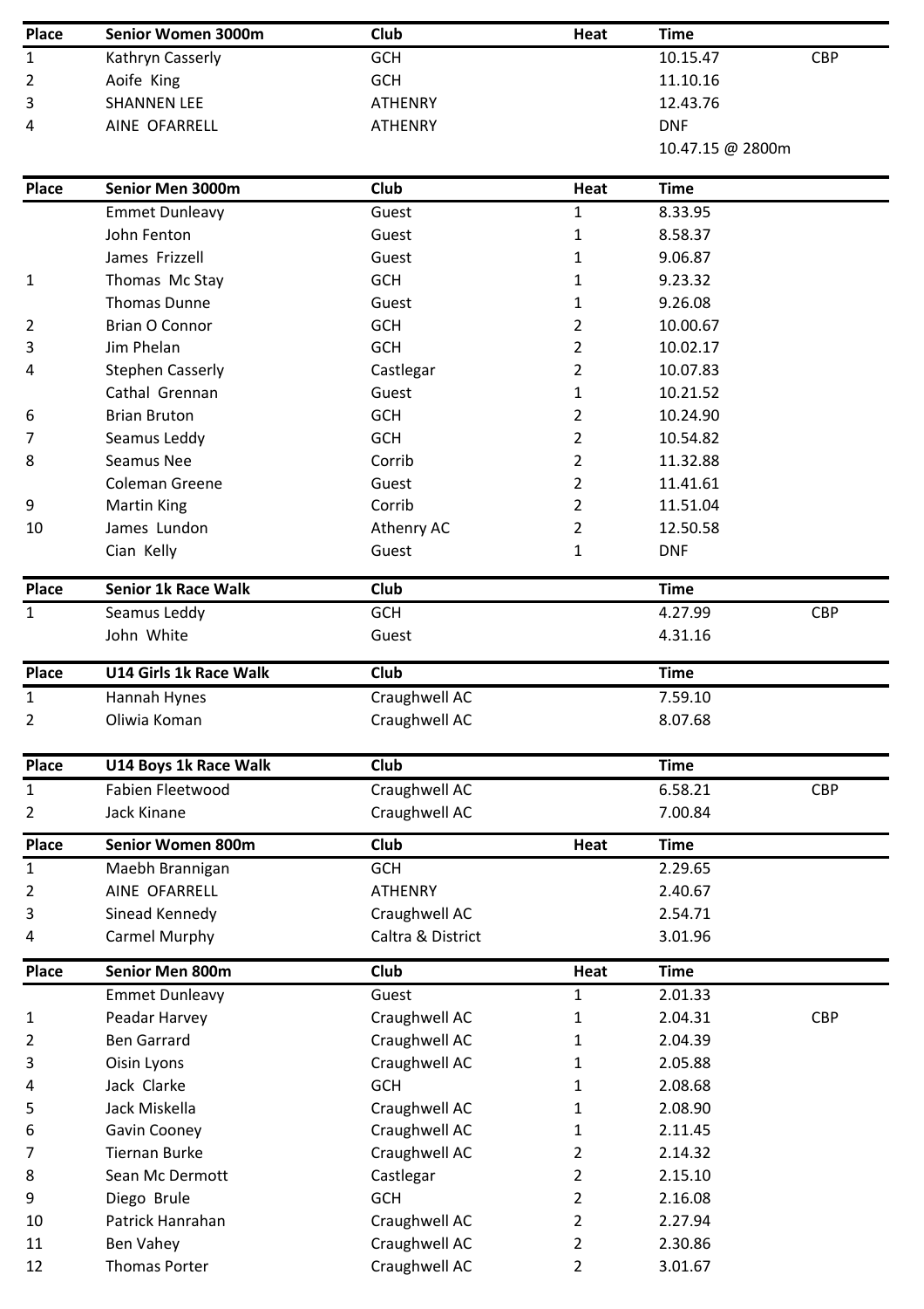| Place | Senior Women 3000m | Club | Heat | Time | |
|---|---|---|---|---|---|
| 1 | Kathryn Casserly | GCH | | 10.15.47 | CBP |
| 2 | Aoife King | GCH | | 11.10.16 | |
| 3 | SHANNEN LEE | ATHENRY | | 12.43.76 | |
| 4 | AINE OFARRELL | ATHENRY | | DNF | |
| | | | | 10.47.15 @ 2800m | |

| Place | Senior Men 3000m | Club | Heat | Time |
|---|---|---|---|---|
| | Emmet Dunleavy | Guest | 1 | 8.33.95 |
| | John Fenton | Guest | 1 | 8.58.37 |
| | James Frizzell | Guest | 1 | 9.06.87 |
| 1 | Thomas Mc Stay | GCH | 1 | 9.23.32 |
| | Thomas Dunne | Guest | 1 | 9.26.08 |
| 2 | Brian O Connor | GCH | 2 | 10.00.67 |
| 3 | Jim Phelan | GCH | 2 | 10.02.17 |
| 4 | Stephen Casserly | Castlegar | 2 | 10.07.83 |
| | Cathal Grennan | Guest | 1 | 10.21.52 |
| 6 | Brian Bruton | GCH | 2 | 10.24.90 |
| 7 | Seamus Leddy | GCH | 2 | 10.54.82 |
| 8 | Seamus Nee | Corrib | 2 | 11.32.88 |
| | Coleman Greene | Guest | 2 | 11.41.61 |
| 9 | Martin King | Corrib | 2 | 11.51.04 |
| 10 | James Lundon | Athenry AC | 2 | 12.50.58 |
| | Cian Kelly | Guest | 1 | DNF |

| Place | Senior 1k Race Walk | Club | Time | |
|---|---|---|---|---|
| 1 | Seamus Leddy | GCH | 4.27.99 | CBP |
| | John White | Guest | 4.31.16 | |

| Place | U14 Girls 1k Race Walk | Club | Time |
|---|---|---|---|
| 1 | Hannah Hynes | Craughwell AC | 7.59.10 |
| 2 | Oliwia Koman | Craughwell AC | 8.07.68 |

| Place | U14 Boys 1k Race Walk | Club | Time | |
|---|---|---|---|---|
| 1 | Fabien Fleetwood | Craughwell AC | 6.58.21 | CBP |
| 2 | Jack Kinane | Craughwell AC | 7.00.84 | |

| Place | Senior Women 800m | Club | Heat | Time |
|---|---|---|---|---|
| 1 | Maebh Brannigan | GCH | | 2.29.65 |
| 2 | AINE OFARRELL | ATHENRY | | 2.40.67 |
| 3 | Sinead Kennedy | Craughwell AC | | 2.54.71 |
| 4 | Carmel Murphy | Caltra & District | | 3.01.96 |

| Place | Senior Men 800m | Club | Heat | Time | |
|---|---|---|---|---|---|
| | Emmet Dunleavy | Guest | 1 | 2.01.33 | |
| 1 | Peadar Harvey | Craughwell AC | 1 | 2.04.31 | CBP |
| 2 | Ben Garrard | Craughwell AC | 1 | 2.04.39 | |
| 3 | Oisin Lyons | Craughwell AC | 1 | 2.05.88 | |
| 4 | Jack Clarke | GCH | 1 | 2.08.68 | |
| 5 | Jack Miskella | Craughwell AC | 1 | 2.08.90 | |
| 6 | Gavin Cooney | Craughwell AC | 1 | 2.11.45 | |
| 7 | Tiernan Burke | Craughwell AC | 2 | 2.14.32 | |
| 8 | Sean Mc Dermott | Castlegar | 2 | 2.15.10 | |
| 9 | Diego Brule | GCH | 2 | 2.16.08 | |
| 10 | Patrick Hanrahan | Craughwell AC | 2 | 2.27.94 | |
| 11 | Ben Vahey | Craughwell AC | 2 | 2.30.86 | |
| 12 | Thomas Porter | Craughwell AC | 2 | 3.01.67 | |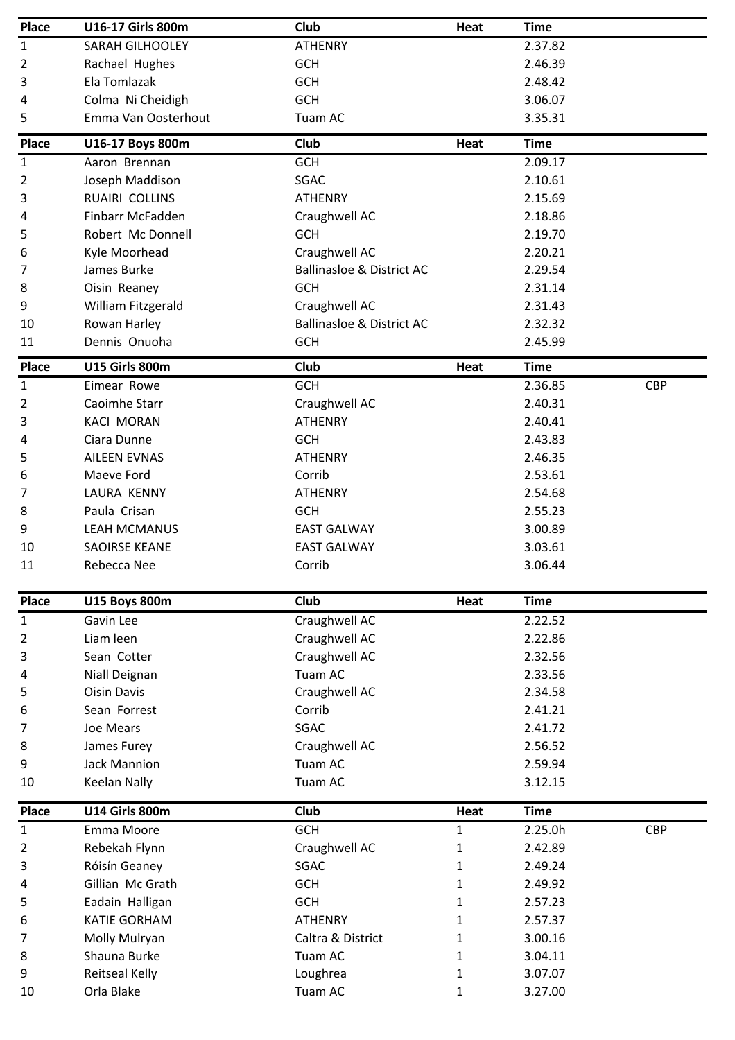| Place | U16-17 Girls 800m | Club | Heat | Time | |
|---|---|---|---|---|---|
| 1 | SARAH GILHOOLEY | ATHENRY | | 2.37.82 | |
| 2 | Rachael Hughes | GCH | | 2.46.39 | |
| 3 | Ela Tomlazak | GCH | | 2.48.42 | |
| 4 | Colma Ni Cheidigh | GCH | | 3.06.07 | |
| 5 | Emma Van Oosterhout | Tuam AC | | 3.35.31 | |

| Place | U16-17 Boys 800m | Club | Heat | Time | |
|---|---|---|---|---|---|
| 1 | Aaron Brennan | GCH | | 2.09.17 | |
| 2 | Joseph Maddison | SGAC | | 2.10.61 | |
| 3 | RUAIRI COLLINS | ATHENRY | | 2.15.69 | |
| 4 | Finbarr McFadden | Craughwell AC | | 2.18.86 | |
| 5 | Robert Mc Donnell | GCH | | 2.19.70 | |
| 6 | Kyle Moorhead | Craughwell AC | | 2.20.21 | |
| 7 | James Burke | Ballinasloe & District AC | | 2.29.54 | |
| 8 | Oisin Reaney | GCH | | 2.31.14 | |
| 9 | William Fitzgerald | Craughwell AC | | 2.31.43 | |
| 10 | Rowan Harley | Ballinasloe & District AC | | 2.32.32 | |
| 11 | Dennis Onuoha | GCH | | 2.45.99 | |

| Place | U15 Girls 800m | Club | Heat | Time | |
|---|---|---|---|---|---|
| 1 | Eimear Rowe | GCH | | 2.36.85 | CBP |
| 2 | Caoimhe Starr | Craughwell AC | | 2.40.31 | |
| 3 | KACI MORAN | ATHENRY | | 2.40.41 | |
| 4 | Ciara Dunne | GCH | | 2.43.83 | |
| 5 | AILEEN EVNAS | ATHENRY | | 2.46.35 | |
| 6 | Maeve Ford | Corrib | | 2.53.61 | |
| 7 | LAURA KENNY | ATHENRY | | 2.54.68 | |
| 8 | Paula Crisan | GCH | | 2.55.23 | |
| 9 | LEAH MCMANUS | EAST GALWAY | | 3.00.89 | |
| 10 | SAOIRSE KEANE | EAST GALWAY | | 3.03.61 | |
| 11 | Rebecca Nee | Corrib | | 3.06.44 | |

| Place | U15 Boys 800m | Club | Heat | Time | |
|---|---|---|---|---|---|
| 1 | Gavin Lee | Craughwell AC | | 2.22.52 | |
| 2 | Liam leen | Craughwell AC | | 2.22.86 | |
| 3 | Sean Cotter | Craughwell AC | | 2.32.56 | |
| 4 | Niall Deignan | Tuam AC | | 2.33.56 | |
| 5 | Oisin Davis | Craughwell AC | | 2.34.58 | |
| 6 | Sean Forrest | Corrib | | 2.41.21 | |
| 7 | Joe Mears | SGAC | | 2.41.72 | |
| 8 | James Furey | Craughwell AC | | 2.56.52 | |
| 9 | Jack Mannion | Tuam AC | | 2.59.94 | |
| 10 | Keelan Nally | Tuam AC | | 3.12.15 | |

| Place | U14 Girls 800m | Club | Heat | Time | |
|---|---|---|---|---|---|
| 1 | Emma Moore | GCH | 1 | 2.25.0h | CBP |
| 2 | Rebekah Flynn | Craughwell AC | 1 | 2.42.89 | |
| 3 | Róisín Geaney | SGAC | 1 | 2.49.24 | |
| 4 | Gillian Mc Grath | GCH | 1 | 2.49.92 | |
| 5 | Eadain Halligan | GCH | 1 | 2.57.23 | |
| 6 | KATIE GORHAM | ATHENRY | 1 | 2.57.37 | |
| 7 | Molly Mulryan | Caltra & District | 1 | 3.00.16 | |
| 8 | Shauna Burke | Tuam AC | 1 | 3.04.11 | |
| 9 | Reitseal Kelly | Loughrea | 1 | 3.07.07 | |
| 10 | Orla Blake | Tuam AC | 1 | 3.27.00 | |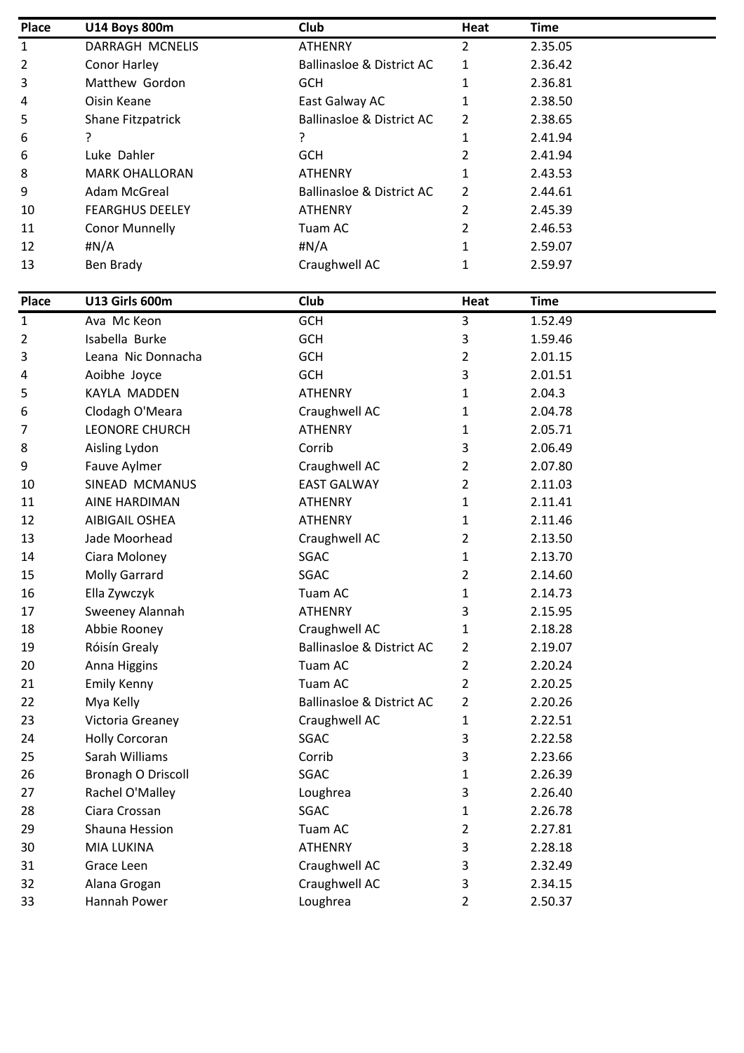| Place | U14 Boys 800m | Club | Heat | Time |
|---|---|---|---|---|
| 1 | DARRAGH MCNELIS | ATHENRY | 2 | 2.35.05 |
| 2 | Conor Harley | Ballinasloe & District AC | 1 | 2.36.42 |
| 3 | Matthew Gordon | GCH | 1 | 2.36.81 |
| 4 | Oisin Keane | East Galway AC | 1 | 2.38.50 |
| 5 | Shane Fitzpatrick | Ballinasloe & District AC | 2 | 2.38.65 |
| 6 | ? | ? | 1 | 2.41.94 |
| 6 | Luke Dahler | GCH | 2 | 2.41.94 |
| 8 | MARK OHALLORAN | ATHENRY | 1 | 2.43.53 |
| 9 | Adam McGreal | Ballinasloe & District AC | 2 | 2.44.61 |
| 10 | FEARGHUS DEELEY | ATHENRY | 2 | 2.45.39 |
| 11 | Conor Munnelly | Tuam AC | 2 | 2.46.53 |
| 12 | #N/A | #N/A | 1 | 2.59.07 |
| 13 | Ben Brady | Craughwell AC | 1 | 2.59.97 |

| Place | U13 Girls 600m | Club | Heat | Time |
|---|---|---|---|---|
| 1 | Ava Mc Keon | GCH | 3 | 1.52.49 |
| 2 | Isabella Burke | GCH | 3 | 1.59.46 |
| 3 | Leana Nic Donnacha | GCH | 2 | 2.01.15 |
| 4 | Aoibhe Joyce | GCH | 3 | 2.01.51 |
| 5 | KAYLA MADDEN | ATHENRY | 1 | 2.04.3 |
| 6 | Clodagh O'Meara | Craughwell AC | 1 | 2.04.78 |
| 7 | LEONORE CHURCH | ATHENRY | 1 | 2.05.71 |
| 8 | Aisling Lydon | Corrib | 3 | 2.06.49 |
| 9 | Fauve Aylmer | Craughwell AC | 2 | 2.07.80 |
| 10 | SINEAD MCMANUS | EAST GALWAY | 2 | 2.11.03 |
| 11 | AINE HARDIMAN | ATHENRY | 1 | 2.11.41 |
| 12 | AIBIGAIL OSHEA | ATHENRY | 1 | 2.11.46 |
| 13 | Jade Moorhead | Craughwell AC | 2 | 2.13.50 |
| 14 | Ciara Moloney | SGAC | 1 | 2.13.70 |
| 15 | Molly Garrard | SGAC | 2 | 2.14.60 |
| 16 | Ella Zywczyk | Tuam AC | 1 | 2.14.73 |
| 17 | Sweeney Alannah | ATHENRY | 3 | 2.15.95 |
| 18 | Abbie Rooney | Craughwell AC | 1 | 2.18.28 |
| 19 | Róisín Grealy | Ballinasloe & District AC | 2 | 2.19.07 |
| 20 | Anna Higgins | Tuam AC | 2 | 2.20.24 |
| 21 | Emily Kenny | Tuam AC | 2 | 2.20.25 |
| 22 | Mya Kelly | Ballinasloe & District AC | 2 | 2.20.26 |
| 23 | Victoria Greaney | Craughwell AC | 1 | 2.22.51 |
| 24 | Holly Corcoran | SGAC | 3 | 2.22.58 |
| 25 | Sarah Williams | Corrib | 3 | 2.23.66 |
| 26 | Bronagh O Driscoll | SGAC | 1 | 2.26.39 |
| 27 | Rachel O'Malley | Loughrea | 3 | 2.26.40 |
| 28 | Ciara Crossan | SGAC | 1 | 2.26.78 |
| 29 | Shauna Hession | Tuam AC | 2 | 2.27.81 |
| 30 | MIA LUKINA | ATHENRY | 3 | 2.28.18 |
| 31 | Grace Leen | Craughwell AC | 3 | 2.32.49 |
| 32 | Alana Grogan | Craughwell AC | 3 | 2.34.15 |
| 33 | Hannah Power | Loughrea | 2 | 2.50.37 |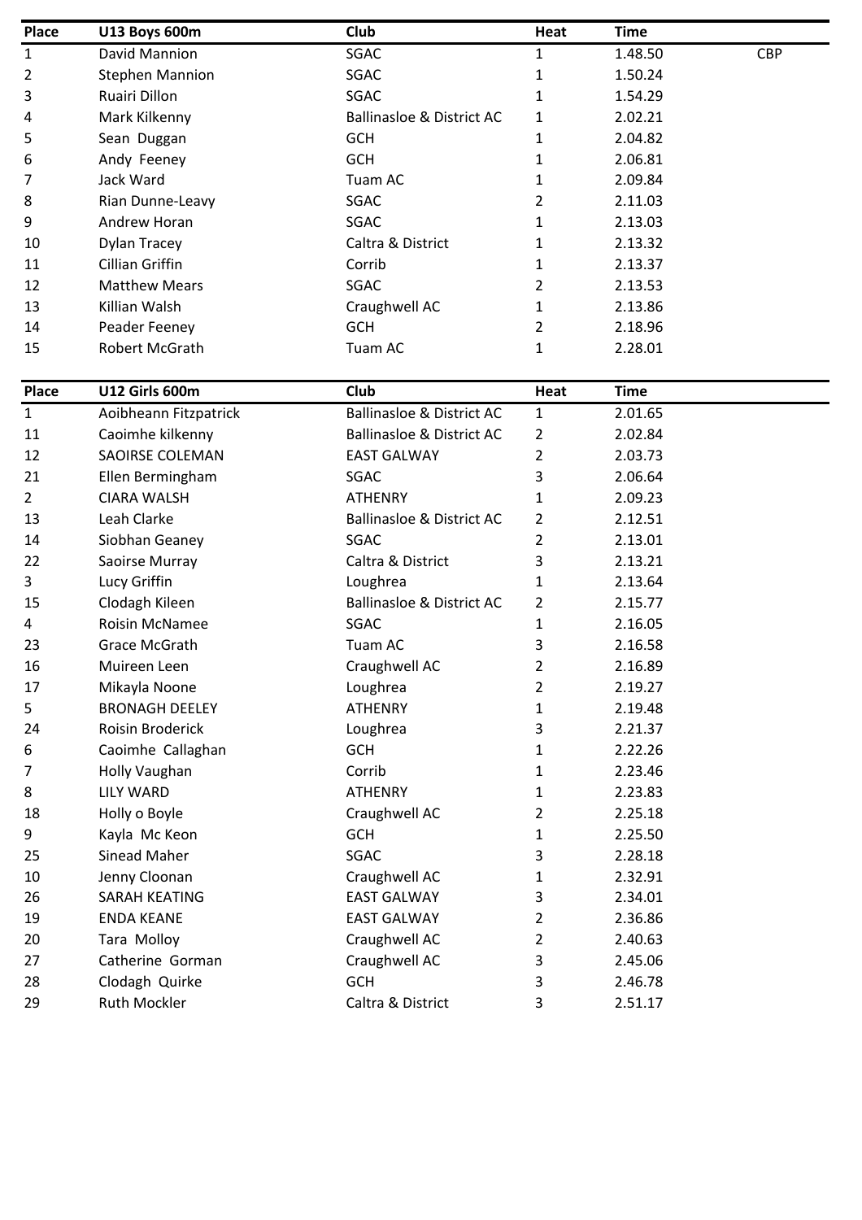| Place | U13 Boys 600m | Club | Heat | Time | |
|---|---|---|---|---|---|
| 1 | David Mannion | SGAC | 1 | 1.48.50 | CBP |
| 2 | Stephen Mannion | SGAC | 1 | 1.50.24 | |
| 3 | Ruairi Dillon | SGAC | 1 | 1.54.29 | |
| 4 | Mark Kilkenny | Ballinasloe & District AC | 1 | 2.02.21 | |
| 5 | Sean Duggan | GCH | 1 | 2.04.82 | |
| 6 | Andy Feeney | GCH | 1 | 2.06.81 | |
| 7 | Jack Ward | Tuam AC | 1 | 2.09.84 | |
| 8 | Rian Dunne-Leavy | SGAC | 2 | 2.11.03 | |
| 9 | Andrew Horan | SGAC | 1 | 2.13.03 | |
| 10 | Dylan Tracey | Caltra & District | 1 | 2.13.32 | |
| 11 | Cillian Griffin | Corrib | 1 | 2.13.37 | |
| 12 | Matthew Mears | SGAC | 2 | 2.13.53 | |
| 13 | Killian Walsh | Craughwell AC | 1 | 2.13.86 | |
| 14 | Peader Feeney | GCH | 2 | 2.18.96 | |
| 15 | Robert McGrath | Tuam AC | 1 | 2.28.01 | |

| Place | U12 Girls 600m | Club | Heat | Time |
|---|---|---|---|---|
| 1 | Aoibheann Fitzpatrick | Ballinasloe & District AC | 1 | 2.01.65 |
| 11 | Caoimhe kilkenny | Ballinasloe & District AC | 2 | 2.02.84 |
| 12 | SAOIRSE COLEMAN | EAST GALWAY | 2 | 2.03.73 |
| 21 | Ellen Bermingham | SGAC | 3 | 2.06.64 |
| 2 | CIARA WALSH | ATHENRY | 1 | 2.09.23 |
| 13 | Leah Clarke | Ballinasloe & District AC | 2 | 2.12.51 |
| 14 | Siobhan Geaney | SGAC | 2 | 2.13.01 |
| 22 | Saoirse Murray | Caltra & District | 3 | 2.13.21 |
| 3 | Lucy Griffin | Loughrea | 1 | 2.13.64 |
| 15 | Clodagh Kileen | Ballinasloe & District AC | 2 | 2.15.77 |
| 4 | Roisin McNamee | SGAC | 1 | 2.16.05 |
| 23 | Grace McGrath | Tuam AC | 3 | 2.16.58 |
| 16 | Muireen Leen | Craughwell AC | 2 | 2.16.89 |
| 17 | Mikayla Noone | Loughrea | 2 | 2.19.27 |
| 5 | BRONAGH DEELEY | ATHENRY | 1 | 2.19.48 |
| 24 | Roisin Broderick | Loughrea | 3 | 2.21.37 |
| 6 | Caoimhe Callaghan | GCH | 1 | 2.22.26 |
| 7 | Holly Vaughan | Corrib | 1 | 2.23.46 |
| 8 | LILY WARD | ATHENRY | 1 | 2.23.83 |
| 18 | Holly o Boyle | Craughwell AC | 2 | 2.25.18 |
| 9 | Kayla Mc Keon | GCH | 1 | 2.25.50 |
| 25 | Sinead Maher | SGAC | 3 | 2.28.18 |
| 10 | Jenny Cloonan | Craughwell AC | 1 | 2.32.91 |
| 26 | SARAH KEATING | EAST GALWAY | 3 | 2.34.01 |
| 19 | ENDA KEANE | EAST GALWAY | 2 | 2.36.86 |
| 20 | Tara Molloy | Craughwell AC | 2 | 2.40.63 |
| 27 | Catherine Gorman | Craughwell AC | 3 | 2.45.06 |
| 28 | Clodagh Quirke | GCH | 3 | 2.46.78 |
| 29 | Ruth Mockler | Caltra & District | 3 | 2.51.17 |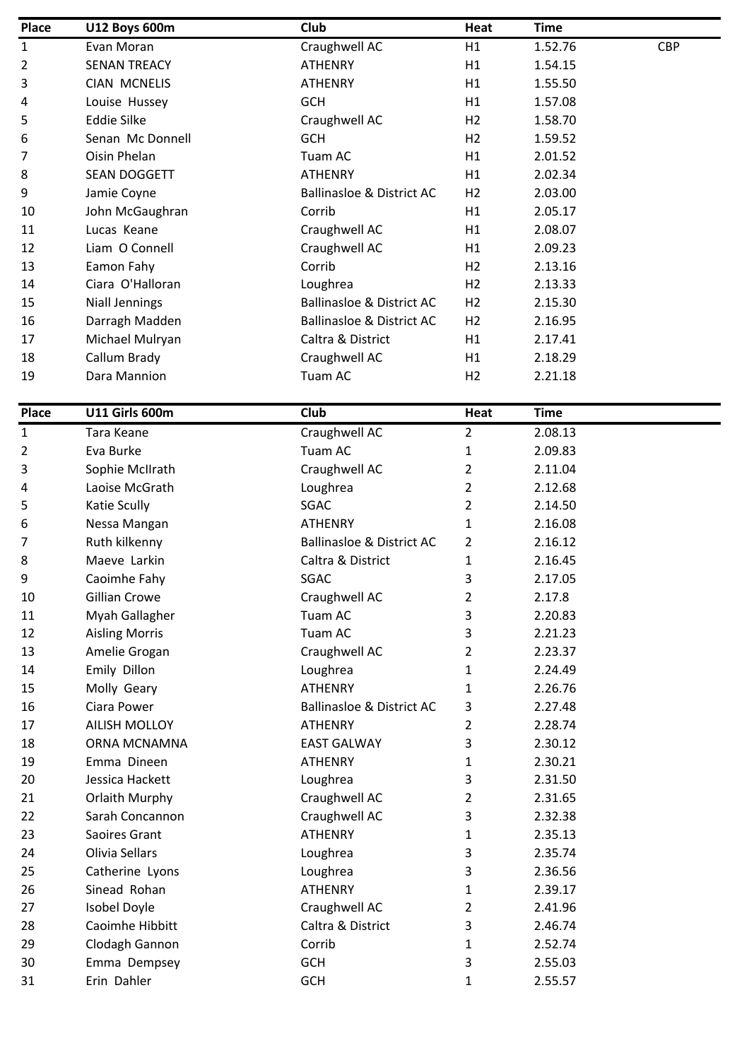| Place | U12 Boys 600m | Club | Heat | Time | |
|---|---|---|---|---|---|
| 1 | Evan Moran | Craughwell AC | H1 | 1.52.76 | CBP |
| 2 | SENAN TREACY | ATHENRY | H1 | 1.54.15 | |
| 3 | CIAN MCNELIS | ATHENRY | H1 | 1.55.50 | |
| 4 | Louise Hussey | GCH | H1 | 1.57.08 | |
| 5 | Eddie Silke | Craughwell AC | H2 | 1.58.70 | |
| 6 | Senan Mc Donnell | GCH | H2 | 1.59.52 | |
| 7 | Oisin Phelan | Tuam AC | H1 | 2.01.52 | |
| 8 | SEAN DOGGETT | ATHENRY | H1 | 2.02.34 | |
| 9 | Jamie Coyne | Ballinasloe & District AC | H2 | 2.03.00 | |
| 10 | John McGaughran | Corrib | H1 | 2.05.17 | |
| 11 | Lucas Keane | Craughwell AC | H1 | 2.08.07 | |
| 12 | Liam O Connell | Craughwell AC | H1 | 2.09.23 | |
| 13 | Eamon Fahy | Corrib | H2 | 2.13.16 | |
| 14 | Ciara O'Halloran | Loughrea | H2 | 2.13.33 | |
| 15 | Niall Jennings | Ballinasloe & District AC | H2 | 2.15.30 | |
| 16 | Darragh Madden | Ballinasloe & District AC | H2 | 2.16.95 | |
| 17 | Michael Mulryan | Caltra & District | H1 | 2.17.41 | |
| 18 | Callum Brady | Craughwell AC | H1 | 2.18.29 | |
| 19 | Dara Mannion | Tuam AC | H2 | 2.21.18 | |

| Place | U11 Girls 600m | Club | Heat | Time |
|---|---|---|---|---|
| 1 | Tara Keane | Craughwell AC | 2 | 2.08.13 |
| 2 | Eva Burke | Tuam AC | 1 | 2.09.83 |
| 3 | Sophie McIlrath | Craughwell AC | 2 | 2.11.04 |
| 4 | Laoise McGrath | Loughrea | 2 | 2.12.68 |
| 5 | Katie Scully | SGAC | 2 | 2.14.50 |
| 6 | Nessa Mangan | ATHENRY | 1 | 2.16.08 |
| 7 | Ruth kilkenny | Ballinasloe & District AC | 2 | 2.16.12 |
| 8 | Maeve Larkin | Caltra & District | 1 | 2.16.45 |
| 9 | Caoimhe Fahy | SGAC | 3 | 2.17.05 |
| 10 | Gillian Crowe | Craughwell AC | 2 | 2.17.8 |
| 11 | Myah Gallagher | Tuam AC | 3 | 2.20.83 |
| 12 | Aisling Morris | Tuam AC | 3 | 2.21.23 |
| 13 | Amelie Grogan | Craughwell AC | 2 | 2.23.37 |
| 14 | Emily Dillon | Loughrea | 1 | 2.24.49 |
| 15 | Molly Geary | ATHENRY | 1 | 2.26.76 |
| 16 | Ciara Power | Ballinasloe & District AC | 3 | 2.27.48 |
| 17 | AILISH MOLLOY | ATHENRY | 2 | 2.28.74 |
| 18 | ORNA MCNAMNA | EAST GALWAY | 3 | 2.30.12 |
| 19 | Emma Dineen | ATHENRY | 1 | 2.30.21 |
| 20 | Jessica Hackett | Loughrea | 3 | 2.31.50 |
| 21 | Orlaith Murphy | Craughwell AC | 2 | 2.31.65 |
| 22 | Sarah Concannon | Craughwell AC | 3 | 2.32.38 |
| 23 | Saoires Grant | ATHENRY | 1 | 2.35.13 |
| 24 | Olivia Sellars | Loughrea | 3 | 2.35.74 |
| 25 | Catherine Lyons | Loughrea | 3 | 2.36.56 |
| 26 | Sinead Rohan | ATHENRY | 1 | 2.39.17 |
| 27 | Isobel Doyle | Craughwell AC | 2 | 2.41.96 |
| 28 | Caoimhe Hibbitt | Caltra & District | 3 | 2.46.74 |
| 29 | Clodagh Gannon | Corrib | 1 | 2.52.74 |
| 30 | Emma Dempsey | GCH | 3 | 2.55.03 |
| 31 | Erin Dahler | GCH | 1 | 2.55.57 |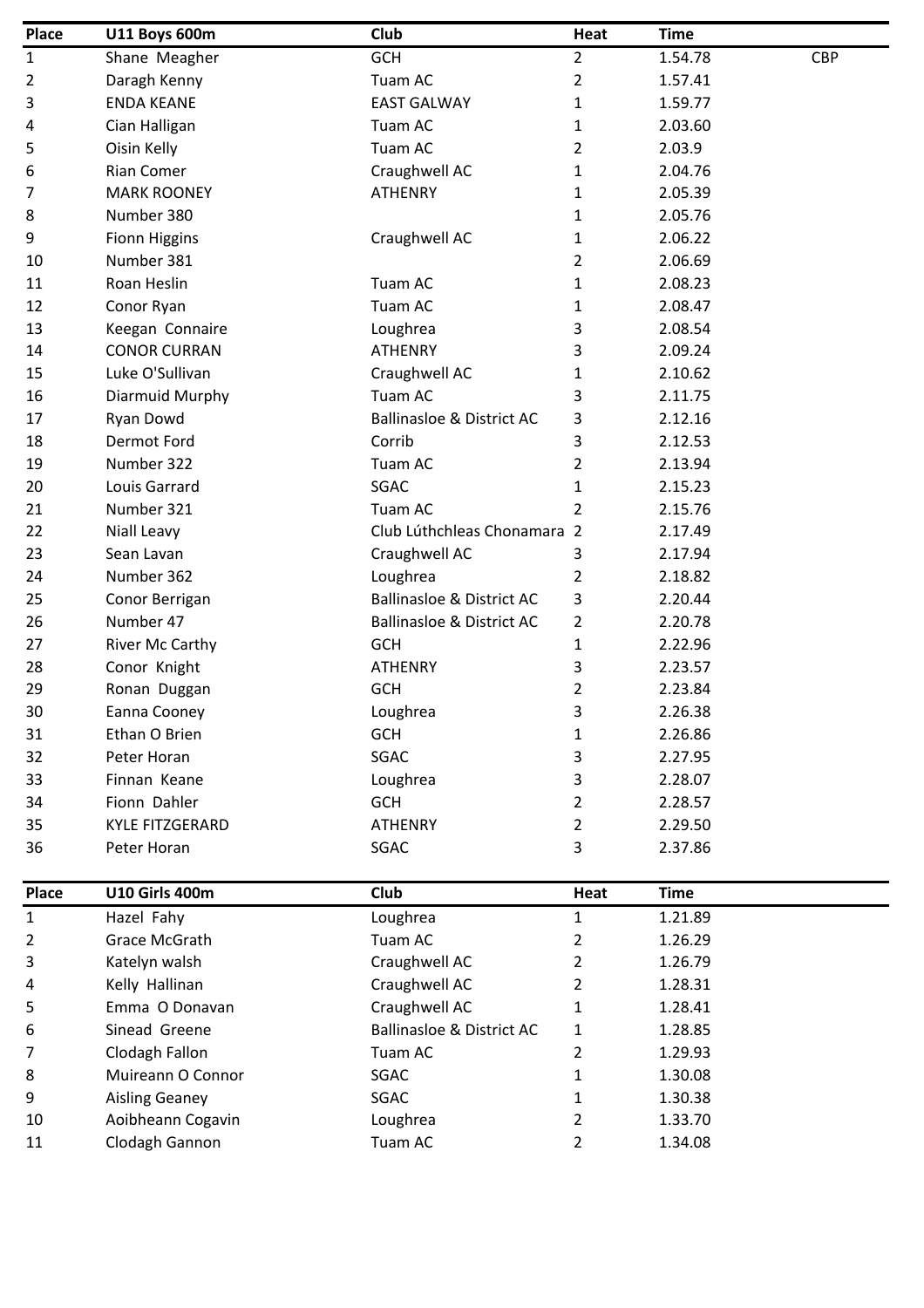| Place | U11 Boys 600m | Club | Heat | Time | |
|---|---|---|---|---|---|
| 1 | Shane  Meagher | GCH | 2 | 1.54.78 | CBP |
| 2 | Daragh Kenny | Tuam AC | 2 | 1.57.41 | |
| 3 | ENDA KEANE | EAST GALWAY | 1 | 1.59.77 | |
| 4 | Cian Halligan | Tuam AC | 1 | 2.03.60 | |
| 5 | Oisin Kelly | Tuam AC | 2 | 2.03.9 | |
| 6 | Rian Comer | Craughwell AC | 1 | 2.04.76 | |
| 7 | MARK ROONEY | ATHENRY | 1 | 2.05.39 | |
| 8 | Number 380 | | 1 | 2.05.76 | |
| 9 | Fionn Higgins | Craughwell AC | 1 | 2.06.22 | |
| 10 | Number 381 | | 2 | 2.06.69 | |
| 11 | Roan Heslin | Tuam AC | 1 | 2.08.23 | |
| 12 | Conor Ryan | Tuam AC | 1 | 2.08.47 | |
| 13 | Keegan  Connaire | Loughrea | 3 | 2.08.54 | |
| 14 | CONOR CURRAN | ATHENRY | 3 | 2.09.24 | |
| 15 | Luke O'Sullivan | Craughwell AC | 1 | 2.10.62 | |
| 16 | Diarmuid Murphy | Tuam AC | 3 | 2.11.75 | |
| 17 | Ryan Dowd | Ballinasloe & District AC | 3 | 2.12.16 | |
| 18 | Dermot Ford | Corrib | 3 | 2.12.53 | |
| 19 | Number 322 | Tuam AC | 2 | 2.13.94 | |
| 20 | Louis Garrard | SGAC | 1 | 2.15.23 | |
| 21 | Number 321 | Tuam AC | 2 | 2.15.76 | |
| 22 | Niall Leavy | Club Lúthchleas Chonamara | 2 | 2.17.49 | |
| 23 | Sean Lavan | Craughwell AC | 3 | 2.17.94 | |
| 24 | Number 362 | Loughrea | 2 | 2.18.82 | |
| 25 | Conor Berrigan | Ballinasloe & District AC | 3 | 2.20.44 | |
| 26 | Number 47 | Ballinasloe & District AC | 2 | 2.20.78 | |
| 27 | River Mc Carthy | GCH | 1 | 2.22.96 | |
| 28 | Conor  Knight | ATHENRY | 3 | 2.23.57 | |
| 29 | Ronan  Duggan | GCH | 2 | 2.23.84 | |
| 30 | Eanna Cooney | Loughrea | 3 | 2.26.38 | |
| 31 | Ethan O Brien | GCH | 1 | 2.26.86 | |
| 32 | Peter Horan | SGAC | 3 | 2.27.95 | |
| 33 | Finnan  Keane | Loughrea | 3 | 2.28.07 | |
| 34 | Fionn  Dahler | GCH | 2 | 2.28.57 | |
| 35 | KYLE FITZGERARD | ATHENRY | 2 | 2.29.50 | |
| 36 | Peter Horan | SGAC | 3 | 2.37.86 | |

| Place | U10 Girls 400m | Club | Heat | Time |
|---|---|---|---|---|
| 1 | Hazel  Fahy | Loughrea | 1 | 1.21.89 |
| 2 | Grace McGrath | Tuam AC | 2 | 1.26.29 |
| 3 | Katelyn walsh | Craughwell AC | 2 | 1.26.79 |
| 4 | Kelly  Hallinan | Craughwell AC | 2 | 1.28.31 |
| 5 | Emma  O Donavan | Craughwell AC | 1 | 1.28.41 |
| 6 | Sinead  Greene | Ballinasloe & District AC | 1 | 1.28.85 |
| 7 | Clodagh Fallon | Tuam AC | 2 | 1.29.93 |
| 8 | Muireann O Connor | SGAC | 1 | 1.30.08 |
| 9 | Aisling Geaney | SGAC | 1 | 1.30.38 |
| 10 | Aoibheann Cogavin | Loughrea | 2 | 1.33.70 |
| 11 | Clodagh Gannon | Tuam AC | 2 | 1.34.08 |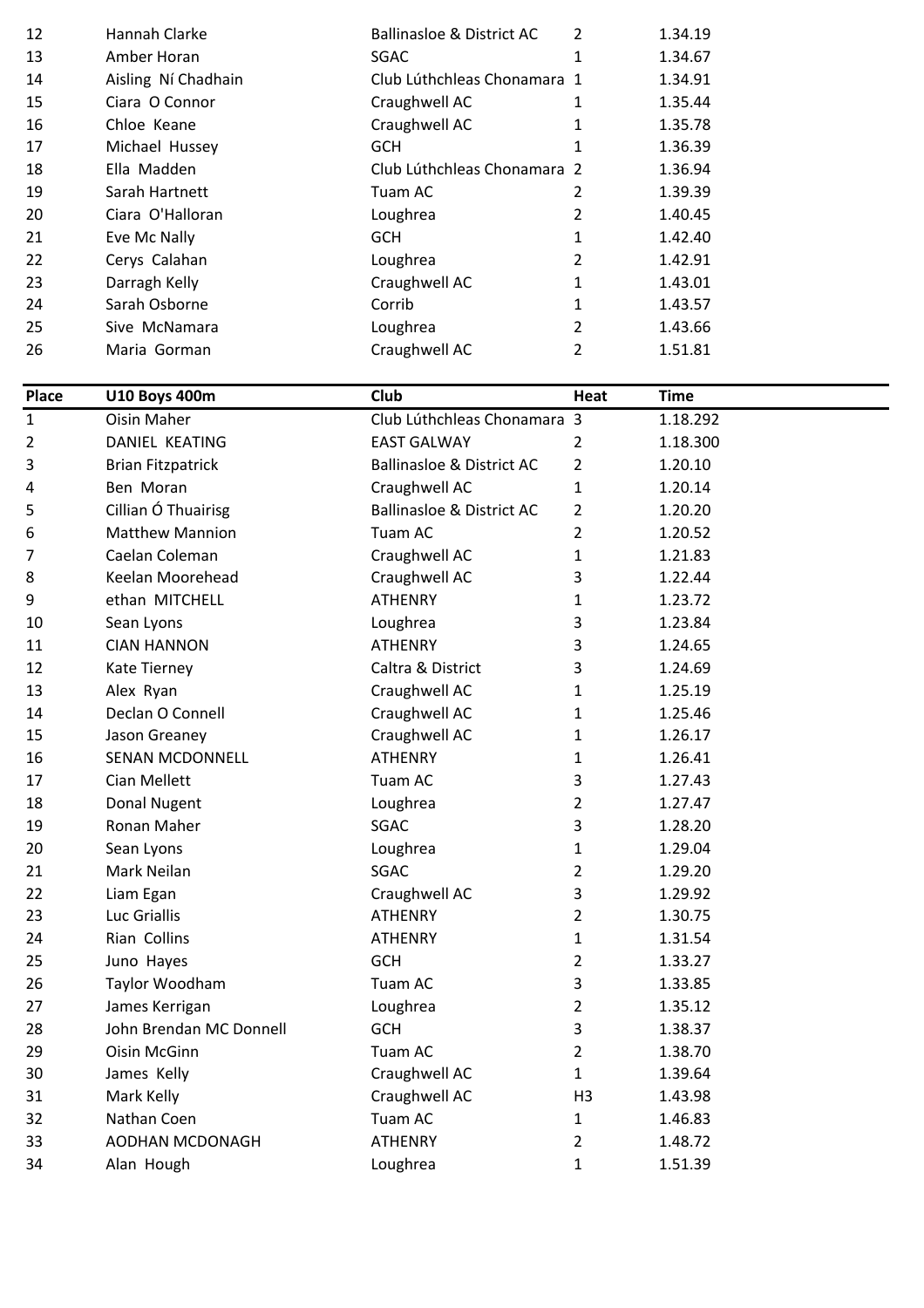| | | | | |
|---|---|---|---|---|
| 12 | Hannah Clarke | Ballinasloe & District AC | 2 | 1.34.19 |
| 13 | Amber Horan | SGAC | 1 | 1.34.67 |
| 14 | Aisling Ní Chadhain | Club Lúthchleas Chonamara | 1 | 1.34.91 |
| 15 | Ciara O Connor | Craughwell AC | 1 | 1.35.44 |
| 16 | Chloe Keane | Craughwell AC | 1 | 1.35.78 |
| 17 | Michael Hussey | GCH | 1 | 1.36.39 |
| 18 | Ella Madden | Club Lúthchleas Chonamara | 2 | 1.36.94 |
| 19 | Sarah Hartnett | Tuam AC | 2 | 1.39.39 |
| 20 | Ciara O'Halloran | Loughrea | 2 | 1.40.45 |
| 21 | Eve Mc Nally | GCH | 1 | 1.42.40 |
| 22 | Cerys Calahan | Loughrea | 2 | 1.42.91 |
| 23 | Darragh Kelly | Craughwell AC | 1 | 1.43.01 |
| 24 | Sarah Osborne | Corrib | 1 | 1.43.57 |
| 25 | Sive McNamara | Loughrea | 2 | 1.43.66 |
| 26 | Maria Gorman | Craughwell AC | 2 | 1.51.81 |

| Place | U10 Boys 400m | Club | Heat | Time |
|---|---|---|---|---|
| 1 | Oisin Maher | Club Lúthchleas Chonamara | 3 | 1.18.292 |
| 2 | DANIEL KEATING | EAST GALWAY | 2 | 1.18.300 |
| 3 | Brian Fitzpatrick | Ballinasloe & District AC | 2 | 1.20.10 |
| 4 | Ben Moran | Craughwell AC | 1 | 1.20.14 |
| 5 | Cillian Ó Thuairisg | Ballinasloe & District AC | 2 | 1.20.20 |
| 6 | Matthew Mannion | Tuam AC | 2 | 1.20.52 |
| 7 | Caelan Coleman | Craughwell AC | 1 | 1.21.83 |
| 8 | Keelan Moorehead | Craughwell AC | 3 | 1.22.44 |
| 9 | ethan MITCHELL | ATHENRY | 1 | 1.23.72 |
| 10 | Sean Lyons | Loughrea | 3 | 1.23.84 |
| 11 | CIAN HANNON | ATHENRY | 3 | 1.24.65 |
| 12 | Kate Tierney | Caltra & District | 3 | 1.24.69 |
| 13 | Alex Ryan | Craughwell AC | 1 | 1.25.19 |
| 14 | Declan O Connell | Craughwell AC | 1 | 1.25.46 |
| 15 | Jason Greaney | Craughwell AC | 1 | 1.26.17 |
| 16 | SENAN MCDONNELL | ATHENRY | 1 | 1.26.41 |
| 17 | Cian Mellett | Tuam AC | 3 | 1.27.43 |
| 18 | Donal Nugent | Loughrea | 2 | 1.27.47 |
| 19 | Ronan Maher | SGAC | 3 | 1.28.20 |
| 20 | Sean Lyons | Loughrea | 1 | 1.29.04 |
| 21 | Mark Neilan | SGAC | 2 | 1.29.20 |
| 22 | Liam Egan | Craughwell AC | 3 | 1.29.92 |
| 23 | Luc Griallis | ATHENRY | 2 | 1.30.75 |
| 24 | Rian Collins | ATHENRY | 1 | 1.31.54 |
| 25 | Juno Hayes | GCH | 2 | 1.33.27 |
| 26 | Taylor Woodham | Tuam AC | 3 | 1.33.85 |
| 27 | James Kerrigan | Loughrea | 2 | 1.35.12 |
| 28 | John Brendan MC Donnell | GCH | 3 | 1.38.37 |
| 29 | Oisin McGinn | Tuam AC | 2 | 1.38.70 |
| 30 | James Kelly | Craughwell AC | 1 | 1.39.64 |
| 31 | Mark Kelly | Craughwell AC | H3 | 1.43.98 |
| 32 | Nathan Coen | Tuam AC | 1 | 1.46.83 |
| 33 | AODHAN MCDONAGH | ATHENRY | 2 | 1.48.72 |
| 34 | Alan Hough | Loughrea | 1 | 1.51.39 |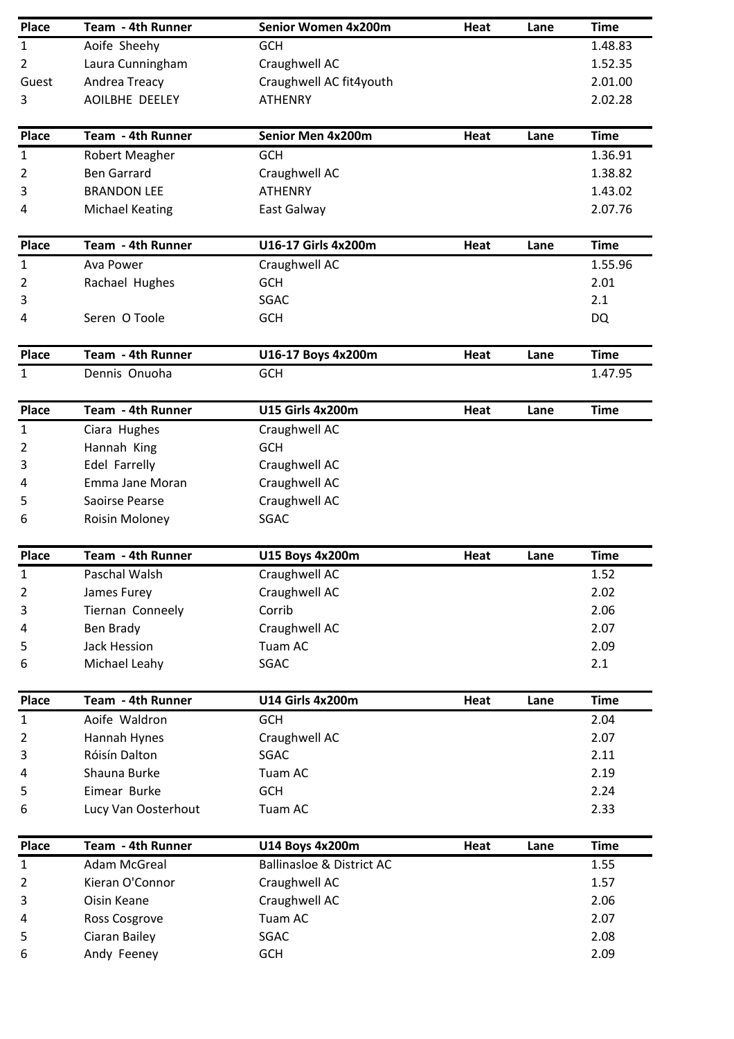| Place | Team - 4th Runner | Senior Women 4x200m | Heat | Lane | Time |
|---|---|---|---|---|---|
| 1 | Aoife Sheehy | GCH | | | 1.48.83 |
| 2 | Laura Cunningham | Craughwell AC | | | 1.52.35 |
| Guest | Andrea Treacy | Craughwell AC fit4youth | | | 2.01.00 |
| 3 | AOILBHE DEELEY | ATHENRY | | | 2.02.28 |

| Place | Team - 4th Runner | Senior Men 4x200m | Heat | Lane | Time |
|---|---|---|---|---|---|
| 1 | Robert Meagher | GCH | | | 1.36.91 |
| 2 | Ben Garrard | Craughwell AC | | | 1.38.82 |
| 3 | BRANDON LEE | ATHENRY | | | 1.43.02 |
| 4 | Michael Keating | East Galway | | | 2.07.76 |

| Place | Team - 4th Runner | U16-17 Girls 4x200m | Heat | Lane | Time |
|---|---|---|---|---|---|
| 1 | Ava Power | Craughwell AC | | | 1.55.96 |
| 2 | Rachael Hughes | GCH | | | 2.01 |
| 3 | | SGAC | | | 2.1 |
| 4 | Seren O Toole | GCH | | | DQ |

| Place | Team - 4th Runner | U16-17 Boys 4x200m | Heat | Lane | Time |
|---|---|---|---|---|---|
| 1 | Dennis Onuoha | GCH | | | 1.47.95 |

| Place | Team - 4th Runner | U15 Girls 4x200m | Heat | Lane | Time |
|---|---|---|---|---|---|
| 1 | Ciara Hughes | Craughwell AC | | | |
| 2 | Hannah King | GCH | | | |
| 3 | Edel Farrelly | Craughwell AC | | | |
| 4 | Emma Jane Moran | Craughwell AC | | | |
| 5 | Saoirse Pearse | Craughwell AC | | | |
| 6 | Roisin Moloney | SGAC | | | |

| Place | Team - 4th Runner | U15 Boys 4x200m | Heat | Lane | Time |
|---|---|---|---|---|---|
| 1 | Paschal Walsh | Craughwell AC | | | 1.52 |
| 2 | James Furey | Craughwell AC | | | 2.02 |
| 3 | Tiernan Conneely | Corrib | | | 2.06 |
| 4 | Ben Brady | Craughwell AC | | | 2.07 |
| 5 | Jack Hession | Tuam AC | | | 2.09 |
| 6 | Michael Leahy | SGAC | | | 2.1 |

| Place | Team - 4th Runner | U14 Girls 4x200m | Heat | Lane | Time |
|---|---|---|---|---|---|
| 1 | Aoife Waldron | GCH | | | 2.04 |
| 2 | Hannah Hynes | Craughwell AC | | | 2.07 |
| 3 | Róisín Dalton | SGAC | | | 2.11 |
| 4 | Shauna Burke | Tuam AC | | | 2.19 |
| 5 | Eimear Burke | GCH | | | 2.24 |
| 6 | Lucy Van Oosterhout | Tuam AC | | | 2.33 |

| Place | Team - 4th Runner | U14 Boys 4x200m | Heat | Lane | Time |
|---|---|---|---|---|---|
| 1 | Adam McGreal | Ballinasloe & District AC | | | 1.55 |
| 2 | Kieran O'Connor | Craughwell AC | | | 1.57 |
| 3 | Oisin Keane | Craughwell AC | | | 2.06 |
| 4 | Ross Cosgrove | Tuam AC | | | 2.07 |
| 5 | Ciaran Bailey | SGAC | | | 2.08 |
| 6 | Andy Feeney | GCH | | | 2.09 |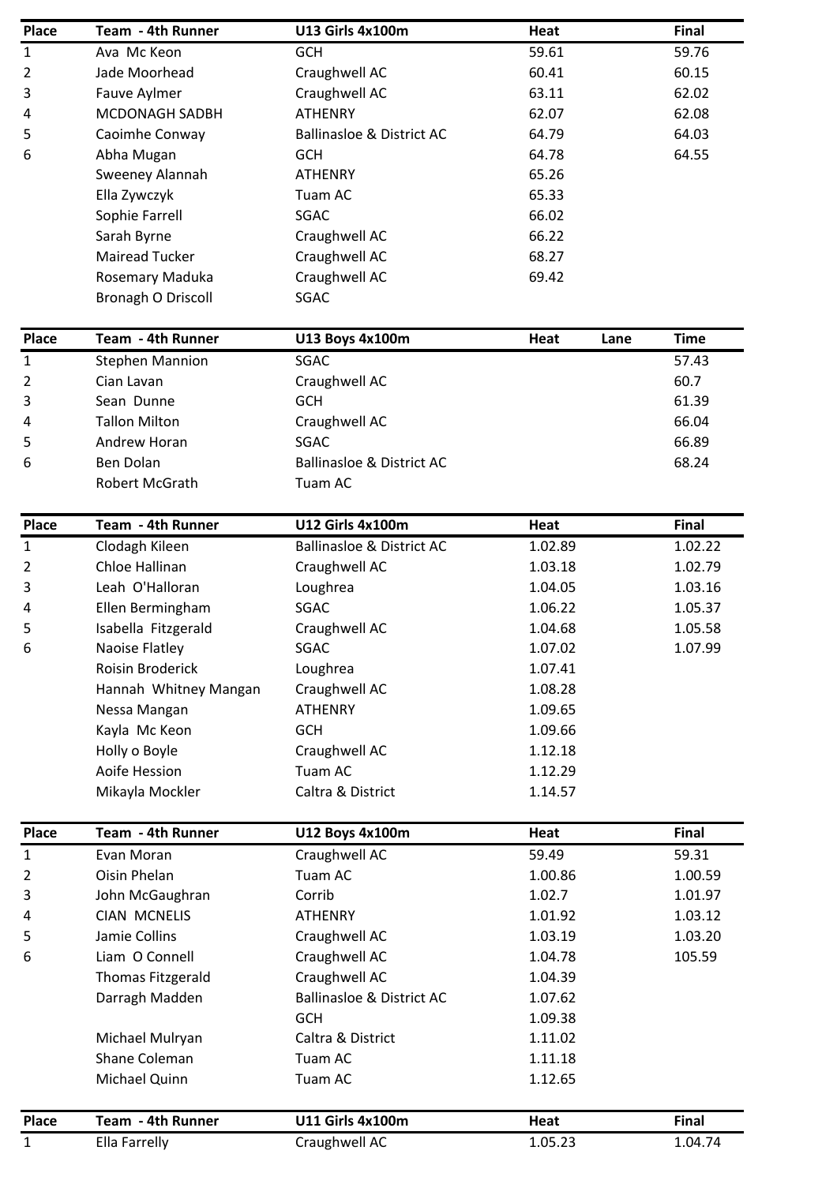| Place | Team - 4th Runner | U13 Girls 4x100m | Heat | Final |
|---|---|---|---|---|
| 1 | Ava Mc Keon | GCH | 59.61 | 59.76 |
| 2 | Jade Moorhead | Craughwell AC | 60.41 | 60.15 |
| 3 | Fauve Aylmer | Craughwell AC | 63.11 | 62.02 |
| 4 | MCDONAGH SADBH | ATHENRY | 62.07 | 62.08 |
| 5 | Caoimhe Conway | Ballinasloe & District AC | 64.79 | 64.03 |
| 6 | Abha Mugan | GCH | 64.78 | 64.55 |
| | Sweeney Alannah | ATHENRY | 65.26 | |
| | Ella Zywczyk | Tuam AC | 65.33 | |
| | Sophie Farrell | SGAC | 66.02 | |
| | Sarah Byrne | Craughwell AC | 66.22 | |
| | Mairead Tucker | Craughwell AC | 68.27 | |
| | Rosemary Maduka | Craughwell AC | 69.42 | |
| | Bronagh O Driscoll | SGAC | | |

| Place | Team - 4th Runner | U13 Boys 4x100m | Heat | Lane | Time |
|---|---|---|---|---|---|
| 1 | Stephen Mannion | SGAC | | | 57.43 |
| 2 | Cian Lavan | Craughwell AC | | | 60.7 |
| 3 | Sean Dunne | GCH | | | 61.39 |
| 4 | Tallon Milton | Craughwell AC | | | 66.04 |
| 5 | Andrew Horan | SGAC | | | 66.89 |
| 6 | Ben Dolan | Ballinasloe & District AC | | | 68.24 |
| | Robert McGrath | Tuam AC | | | |

| Place | Team - 4th Runner | U12 Girls 4x100m | Heat | Final |
|---|---|---|---|---|
| 1 | Clodagh Kileen | Ballinasloe & District AC | 1.02.89 | 1.02.22 |
| 2 | Chloe Hallinan | Craughwell AC | 1.03.18 | 1.02.79 |
| 3 | Leah O'Halloran | Loughrea | 1.04.05 | 1.03.16 |
| 4 | Ellen Bermingham | SGAC | 1.06.22 | 1.05.37 |
| 5 | Isabella Fitzgerald | Craughwell AC | 1.04.68 | 1.05.58 |
| 6 | Naoise Flatley | SGAC | 1.07.02 | 1.07.99 |
| | Roisin Broderick | Loughrea | 1.07.41 | |
| | Hannah Whitney Mangan | Craughwell AC | 1.08.28 | |
| | Nessa Mangan | ATHENRY | 1.09.65 | |
| | Kayla Mc Keon | GCH | 1.09.66 | |
| | Holly o Boyle | Craughwell AC | 1.12.18 | |
| | Aoife Hession | Tuam AC | 1.12.29 | |
| | Mikayla Mockler | Caltra & District | 1.14.57 | |

| Place | Team - 4th Runner | U12 Boys 4x100m | Heat | Final |
|---|---|---|---|---|
| 1 | Evan Moran | Craughwell AC | 59.49 | 59.31 |
| 2 | Oisin Phelan | Tuam AC | 1.00.86 | 1.00.59 |
| 3 | John McGaughran | Corrib | 1.02.7 | 1.01.97 |
| 4 | CIAN MCNELIS | ATHENRY | 1.01.92 | 1.03.12 |
| 5 | Jamie Collins | Craughwell AC | 1.03.19 | 1.03.20 |
| 6 | Liam O Connell | Craughwell AC | 1.04.78 | 105.59 |
| | Thomas Fitzgerald | Craughwell AC | 1.04.39 | |
| | Darragh Madden | Ballinasloe & District AC | 1.07.62 | |
| | | GCH | 1.09.38 | |
| | Michael Mulryan | Caltra & District | 1.11.02 | |
| | Shane Coleman | Tuam AC | 1.11.18 | |
| | Michael Quinn | Tuam AC | 1.12.65 | |

| Place | Team - 4th Runner | U11 Girls 4x100m | Heat | Final |
|---|---|---|---|---|
| 1 | Ella Farrelly | Craughwell AC | 1.05.23 | 1.04.74 |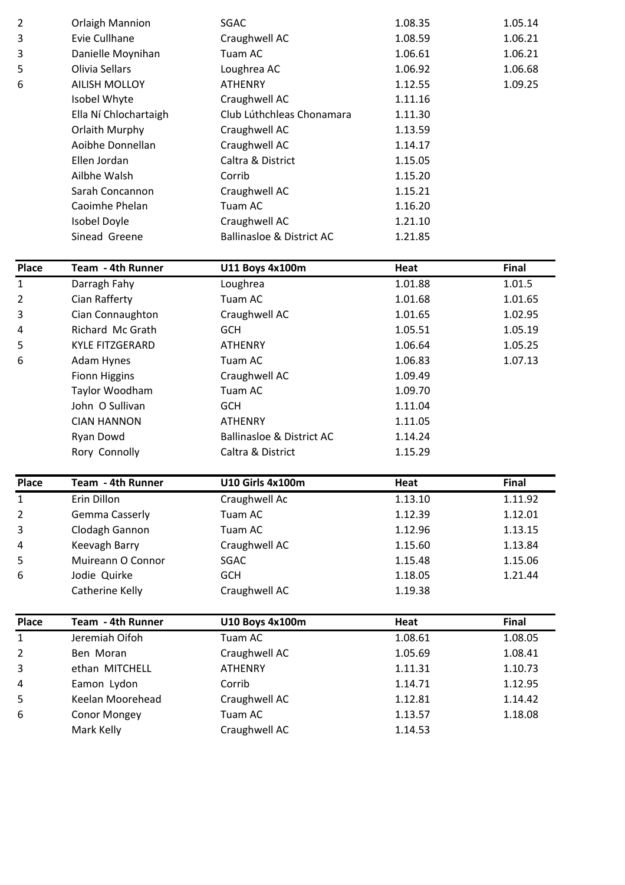| | | | | |
|---|---|---|---|---|
| 2 | Orlaigh Mannion | SGAC | 1.08.35 | 1.05.14 |
| 3 | Evie Cullhane | Craughwell AC | 1.08.59 | 1.06.21 |
| 3 | Danielle Moynihan | Tuam AC | 1.06.61 | 1.06.21 |
| 5 | Olivia Sellars | Loughrea AC | 1.06.92 | 1.06.68 |
| 6 | AILISH MOLLOY | ATHENRY | 1.12.55 | 1.09.25 |
| | Isobel Whyte | Craughwell AC | 1.11.16 | |
| | Ella Ní Chlochartaigh | Club Lúthchleas Chonamara | 1.11.30 | |
| | Orlaith Murphy | Craughwell AC | 1.13.59 | |
| | Aoibhe Donnellan | Craughwell AC | 1.14.17 | |
| | Ellen Jordan | Caltra & District | 1.15.05 | |
| | Ailbhe Walsh | Corrib | 1.15.20 | |
| | Sarah Concannon | Craughwell AC | 1.15.21 | |
| | Caoimhe Phelan | Tuam AC | 1.16.20 | |
| | Isobel Doyle | Craughwell AC | 1.21.10 | |
| | Sinead Greene | Ballinasloe & District AC | 1.21.85 | |

| Place | Team - 4th Runner | U11 Boys 4x100m | Heat | Final |
|---|---|---|---|---|
| 1 | Darragh Fahy | Loughrea | 1.01.88 | 1.01.5 |
| 2 | Cian Rafferty | Tuam AC | 1.01.68 | 1.01.65 |
| 3 | Cian Connaughton | Craughwell AC | 1.01.65 | 1.02.95 |
| 4 | Richard Mc Grath | GCH | 1.05.51 | 1.05.19 |
| 5 | KYLE FITZGERARD | ATHENRY | 1.06.64 | 1.05.25 |
| 6 | Adam Hynes | Tuam AC | 1.06.83 | 1.07.13 |
| | Fionn Higgins | Craughwell AC | 1.09.49 | |
| | Taylor Woodham | Tuam AC | 1.09.70 | |
| | John O Sullivan | GCH | 1.11.04 | |
| | CIAN HANNON | ATHENRY | 1.11.05 | |
| | Ryan Dowd | Ballinasloe & District AC | 1.14.24 | |
| | Rory Connolly | Caltra & District | 1.15.29 | |

| Place | Team - 4th Runner | U10 Girls 4x100m | Heat | Final |
|---|---|---|---|---|
| 1 | Erin Dillon | Craughwell Ac | 1.13.10 | 1.11.92 |
| 2 | Gemma Casserly | Tuam AC | 1.12.39 | 1.12.01 |
| 3 | Clodagh Gannon | Tuam AC | 1.12.96 | 1.13.15 |
| 4 | Keevagh Barry | Craughwell AC | 1.15.60 | 1.13.84 |
| 5 | Muireann O Connor | SGAC | 1.15.48 | 1.15.06 |
| 6 | Jodie Quirke | GCH | 1.18.05 | 1.21.44 |
| | Catherine Kelly | Craughwell AC | 1.19.38 | |

| Place | Team - 4th Runner | U10 Boys 4x100m | Heat | Final |
|---|---|---|---|---|
| 1 | Jeremiah Oifoh | Tuam AC | 1.08.61 | 1.08.05 |
| 2 | Ben Moran | Craughwell AC | 1.05.69 | 1.08.41 |
| 3 | ethan MITCHELL | ATHENRY | 1.11.31 | 1.10.73 |
| 4 | Eamon Lydon | Corrib | 1.14.71 | 1.12.95 |
| 5 | Keelan Moorehead | Craughwell AC | 1.12.81 | 1.14.42 |
| 6 | Conor Mongey | Tuam AC | 1.13.57 | 1.18.08 |
| | Mark Kelly | Craughwell AC | 1.14.53 | |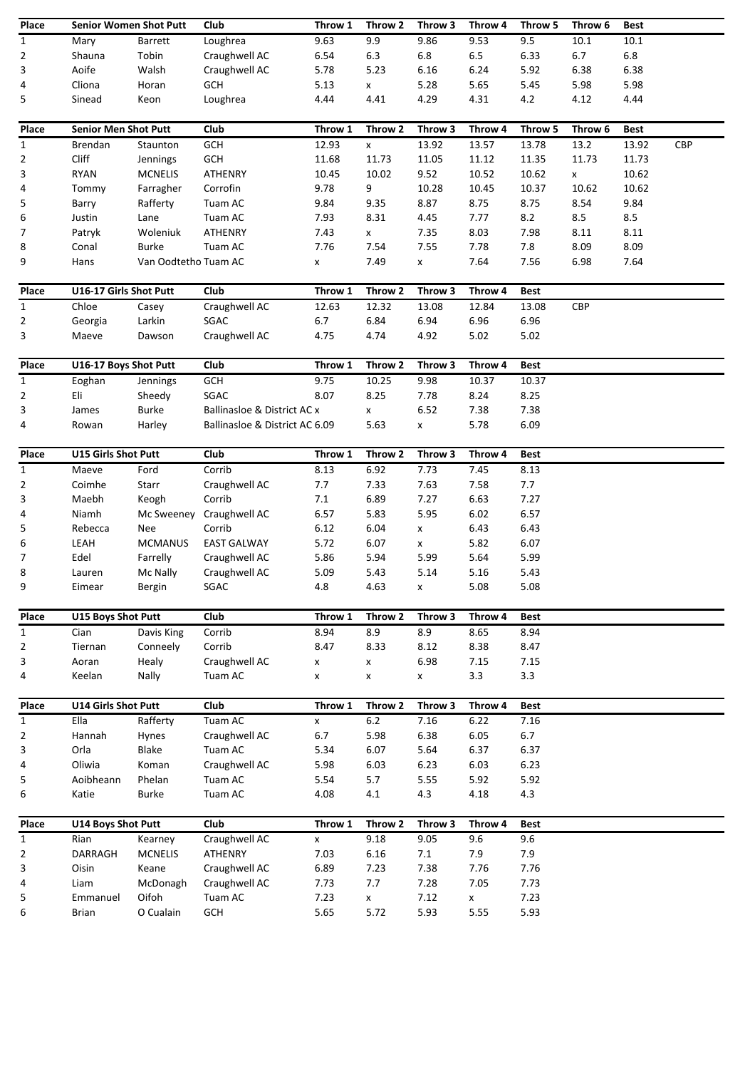| Place | Senior Women Shot Putt | | Club | Throw 1 | Throw 2 | Throw 3 | Throw 4 | Throw 5 | Throw 6 | Best | |
|---|---|---|---|---|---|---|---|---|---|---|---|
| 1 | Mary | Barrett | Loughrea | 9.63 | 9.9 | 9.86 | 9.53 | 9.5 | 10.1 | 10.1 | |
| 2 | Shauna | Tobin | Craughwell AC | 6.54 | 6.3 | 6.8 | 6.5 | 6.33 | 6.7 | 6.8 | |
| 3 | Aoife | Walsh | Craughwell AC | 5.78 | 5.23 | 6.16 | 6.24 | 5.92 | 6.38 | 6.38 | |
| 4 | Cliona | Horan | GCH | 5.13 | x | 5.28 | 5.65 | 5.45 | 5.98 | 5.98 | |
| 5 | Sinead | Keon | Loughrea | 4.44 | 4.41 | 4.29 | 4.31 | 4.2 | 4.12 | 4.44 | |

| Place | Senior Men Shot Putt | | Club | Throw 1 | Throw 2 | Throw 3 | Throw 4 | Throw 5 | Throw 6 | Best | |
|---|---|---|---|---|---|---|---|---|---|---|---|
| 1 | Brendan | Staunton | GCH | 12.93 | x | 13.92 | 13.57 | 13.78 | 13.2 | 13.92 | CBP |
| 2 | Cliff | Jennings | GCH | 11.68 | 11.73 | 11.05 | 11.12 | 11.35 | 11.73 | 11.73 | |
| 3 | RYAN | MCNELIS | ATHENRY | 10.45 | 10.02 | 9.52 | 10.52 | 10.62 | x | 10.62 | |
| 4 | Tommy | Farragher | Corrofin | 9.78 | 9 | 10.28 | 10.45 | 10.37 | 10.62 | 10.62 | |
| 5 | Barry | Rafferty | Tuam AC | 9.84 | 9.35 | 8.87 | 8.75 | 8.75 | 8.54 | 9.84 | |
| 6 | Justin | Lane | Tuam AC | 7.93 | 8.31 | 4.45 | 7.77 | 8.2 | 8.5 | 8.5 | |
| 7 | Patryk | Woleniuk | ATHENRY | 7.43 | x | 7.35 | 8.03 | 7.98 | 8.11 | 8.11 | |
| 8 | Conal | Burke | Tuam AC | 7.76 | 7.54 | 7.55 | 7.78 | 7.8 | 8.09 | 8.09 | |
| 9 | Hans | Van Oodtetho | Tuam AC | x | 7.49 | x | 7.64 | 7.56 | 6.98 | 7.64 | |

| Place | U16-17 Girls Shot Putt | | Club | Throw 1 | Throw 2 | Throw 3 | Throw 4 | Best | |
|---|---|---|---|---|---|---|---|---|---|
| 1 | Chloe | Casey | Craughwell AC | 12.63 | 12.32 | 13.08 | 12.84 | 13.08 | CBP |
| 2 | Georgia | Larkin | SGAC | 6.7 | 6.84 | 6.94 | 6.96 | 6.96 | |
| 3 | Maeve | Dawson | Craughwell AC | 4.75 | 4.74 | 4.92 | 5.02 | 5.02 | |

| Place | U16-17 Boys Shot Putt | | Club | Throw 1 | Throw 2 | Throw 3 | Throw 4 | Best |
|---|---|---|---|---|---|---|---|---|
| 1 | Eoghan | Jennings | GCH | 9.75 | 10.25 | 9.98 | 10.37 | 10.37 |
| 2 | Eli | Sheedy | SGAC | 8.07 | 8.25 | 7.78 | 8.24 | 8.25 |
| 3 | James | Burke | Ballinasloe & District AC | x | x | 6.52 | 7.38 | 7.38 |
| 4 | Rowan | Harley | Ballinasloe & District AC | 6.09 | 5.63 | x | 5.78 | 6.09 |

| Place | U15 Girls Shot Putt | | Club | Throw 1 | Throw 2 | Throw 3 | Throw 4 | Best |
|---|---|---|---|---|---|---|---|---|
| 1 | Maeve | Ford | Corrib | 8.13 | 6.92 | 7.73 | 7.45 | 8.13 |
| 2 | Coimhe | Starr | Craughwell AC | 7.7 | 7.33 | 7.63 | 7.58 | 7.7 |
| 3 | Maebh | Keogh | Corrib | 7.1 | 6.89 | 7.27 | 6.63 | 7.27 |
| 4 | Niamh | Mc Sweeney | Craughwell AC | 6.57 | 5.83 | 5.95 | 6.02 | 6.57 |
| 5 | Rebecca | Nee | Corrib | 6.12 | 6.04 | x | 6.43 | 6.43 |
| 6 | LEAH | MCMANUS | EAST GALWAY | 5.72 | 6.07 | x | 5.82 | 6.07 |
| 7 | Edel | Farrelly | Craughwell AC | 5.86 | 5.94 | 5.99 | 5.64 | 5.99 |
| 8 | Lauren | Mc Nally | Craughwell AC | 5.09 | 5.43 | 5.14 | 5.16 | 5.43 |
| 9 | Eimear | Bergin | SGAC | 4.8 | 4.63 | x | 5.08 | 5.08 |

| Place | U15 Boys Shot Putt | | Club | Throw 1 | Throw 2 | Throw 3 | Throw 4 | Best |
|---|---|---|---|---|---|---|---|---|
| 1 | Cian | Davis King | Corrib | 8.94 | 8.9 | 8.9 | 8.65 | 8.94 |
| 2 | Tiernan | Conneely | Corrib | 8.47 | 8.33 | 8.12 | 8.38 | 8.47 |
| 3 | Aoran | Healy | Craughwell AC | x | x | 6.98 | 7.15 | 7.15 |
| 4 | Keelan | Nally | Tuam AC | x | x | x | 3.3 | 3.3 |

| Place | U14 Girls Shot Putt | | Club | Throw 1 | Throw 2 | Throw 3 | Throw 4 | Best |
|---|---|---|---|---|---|---|---|---|
| 1 | Ella | Rafferty | Tuam AC | x | 6.2 | 7.16 | 6.22 | 7.16 |
| 2 | Hannah | Hynes | Craughwell AC | 6.7 | 5.98 | 6.38 | 6.05 | 6.7 |
| 3 | Orla | Blake | Tuam AC | 5.34 | 6.07 | 5.64 | 6.37 | 6.37 |
| 4 | Oliwia | Koman | Craughwell AC | 5.98 | 6.03 | 6.23 | 6.03 | 6.23 |
| 5 | Aoibheann | Phelan | Tuam AC | 5.54 | 5.7 | 5.55 | 5.92 | 5.92 |
| 6 | Katie | Burke | Tuam AC | 4.08 | 4.1 | 4.3 | 4.18 | 4.3 |

| Place | U14 Boys Shot Putt | | Club | Throw 1 | Throw 2 | Throw 3 | Throw 4 | Best |
|---|---|---|---|---|---|---|---|---|
| 1 | Rian | Kearney | Craughwell AC | x | 9.18 | 9.05 | 9.6 | 9.6 |
| 2 | DARRAGH | MCNELIS | ATHENRY | 7.03 | 6.16 | 7.1 | 7.9 | 7.9 |
| 3 | Oisin | Keane | Craughwell AC | 6.89 | 7.23 | 7.38 | 7.76 | 7.76 |
| 4 | Liam | McDonagh | Craughwell AC | 7.73 | 7.7 | 7.28 | 7.05 | 7.73 |
| 5 | Emmanuel | Oifoh | Tuam AC | 7.23 | x | 7.12 | x | 7.23 |
| 6 | Brian | O Cualain | GCH | 5.65 | 5.72 | 5.93 | 5.55 | 5.93 |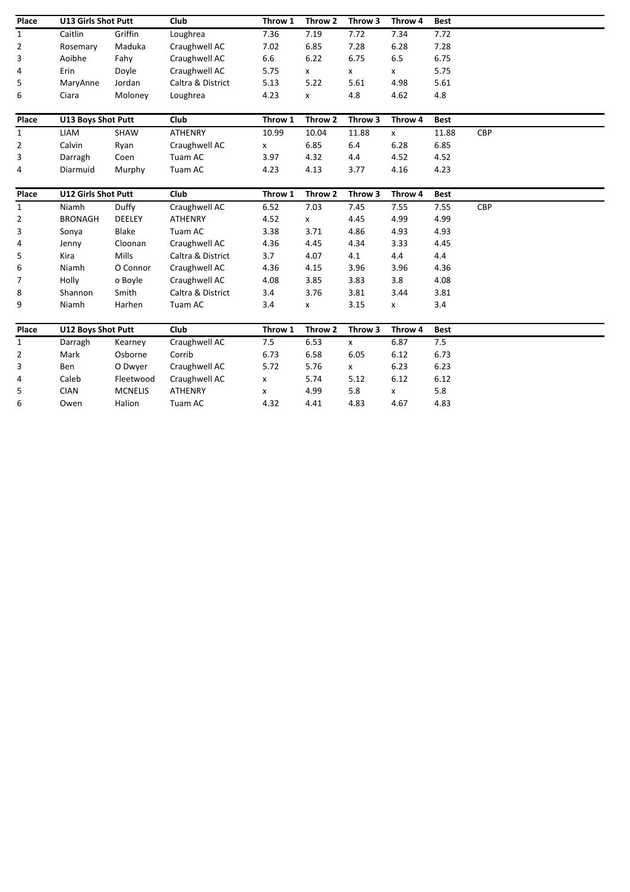| Place | U13 Girls Shot Putt | | Club | Throw 1 | Throw 2 | Throw 3 | Throw 4 | Best | |
|---|---|---|---|---|---|---|---|---|---|
| 1 | Caitlin | Griffin | Loughrea | 7.36 | 7.19 | 7.72 | 7.34 | 7.72 | |
| 2 | Rosemary | Maduka | Craughwell AC | 7.02 | 6.85 | 7.28 | 6.28 | 7.28 | |
| 3 | Aoibhe | Fahy | Craughwell AC | 6.6 | 6.22 | 6.75 | 6.5 | 6.75 | |
| 4 | Erin | Doyle | Craughwell AC | 5.75 | x | x | x | 5.75 | |
| 5 | MaryAnne | Jordan | Caltra & District | 5.13 | 5.22 | 5.61 | 4.98 | 5.61 | |
| 6 | Ciara | Moloney | Loughrea | 4.23 | x | 4.8 | 4.62 | 4.8 | |

| Place | U13 Boys Shot Putt | | Club | Throw 1 | Throw 2 | Throw 3 | Throw 4 | Best | |
|---|---|---|---|---|---|---|---|---|---|
| 1 | LIAM | SHAW | ATHENRY | 10.99 | 10.04 | 11.88 | x | 11.88 | CBP |
| 2 | Calvin | Ryan | Craughwell AC | x | 6.85 | 6.4 | 6.28 | 6.85 | |
| 3 | Darragh | Coen | Tuam AC | 3.97 | 4.32 | 4.4 | 4.52 | 4.52 | |
| 4 | Diarmuid | Murphy | Tuam AC | 4.23 | 4.13 | 3.77 | 4.16 | 4.23 | |

| Place | U12 Girls Shot Putt | | Club | Throw 1 | Throw 2 | Throw 3 | Throw 4 | Best | |
|---|---|---|---|---|---|---|---|---|---|
| 1 | Niamh | Duffy | Craughwell AC | 6.52 | 7.03 | 7.45 | 7.55 | 7.55 | CBP |
| 2 | BRONAGH | DEELEY | ATHENRY | 4.52 | x | 4.45 | 4.99 | 4.99 | |
| 3 | Sonya | Blake | Tuam AC | 3.38 | 3.71 | 4.86 | 4.93 | 4.93 | |
| 4 | Jenny | Cloonan | Craughwell AC | 4.36 | 4.45 | 4.34 | 3.33 | 4.45 | |
| 5 | Kira | Mills | Caltra & District | 3.7 | 4.07 | 4.1 | 4.4 | 4.4 | |
| 6 | Niamh | O Connor | Craughwell AC | 4.36 | 4.15 | 3.96 | 3.96 | 4.36 | |
| 7 | Holly | o Boyle | Craughwell AC | 4.08 | 3.85 | 3.83 | 3.8 | 4.08 | |
| 8 | Shannon | Smith | Caltra & District | 3.4 | 3.76 | 3.81 | 3.44 | 3.81 | |
| 9 | Niamh | Harhen | Tuam AC | 3.4 | x | 3.15 | x | 3.4 | |

| Place | U12 Boys Shot Putt | | Club | Throw 1 | Throw 2 | Throw 3 | Throw 4 | Best |
|---|---|---|---|---|---|---|---|---|
| 1 | Darragh | Kearney | Craughwell AC | 7.5 | 6.53 | x | 6.87 | 7.5 |
| 2 | Mark | Osborne | Corrib | 6.73 | 6.58 | 6.05 | 6.12 | 6.73 |
| 3 | Ben | O Dwyer | Craughwell AC | 5.72 | 5.76 | x | 6.23 | 6.23 |
| 4 | Caleb | Fleetwood | Craughwell AC | x | 5.74 | 5.12 | 6.12 | 6.12 |
| 5 | CIAN | MCNELIS | ATHENRY | x | 4.99 | 5.8 | x | 5.8 |
| 6 | Owen | Halion | Tuam AC | 4.32 | 4.41 | 4.83 | 4.67 | 4.83 |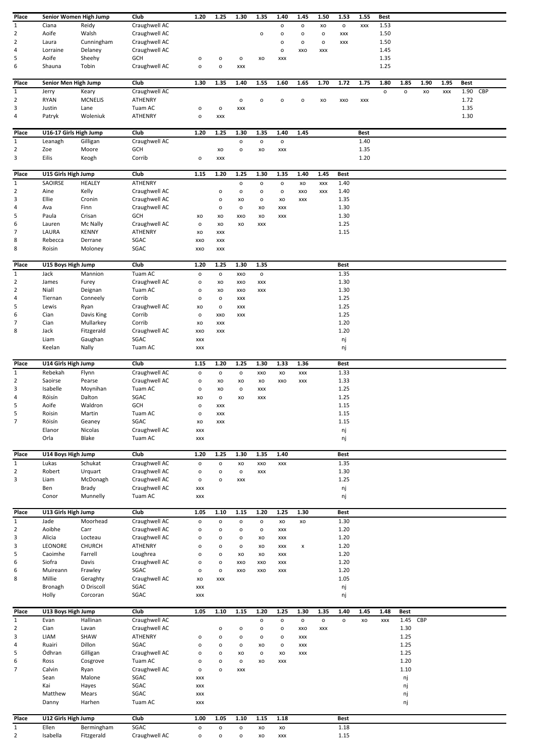| Place | Senior Women High Jump | | Club | 1.20 | 1.25 | 1.30 | 1.35 | 1.40 | 1.45 | 1.50 | 1.53 | 1.55 | Best |
|---|---|---|---|---|---|---|---|---|---|---|---|---|---|
| 1 | Ciana | Reidy | Craughwell AC | | | | | o | o | xo | o | xxx | 1.53 |
| 2 | Aoife | Walsh | Craughwell AC | | | | o | o | o | o | xxx | | 1.50 |
| 2 | Laura | Cunningham | Craughwell AC | | | | | o | o | o | xxx | | 1.50 |
| 4 | Lorraine | Delaney | Craughwell AC | | | | | o | xxo | xxx | | | 1.45 |
| 5 | Aoife | Sheehy | GCH | o | o | o | xo | xxx | | | | | 1.35 |
| 6 | Shauna | Tobin | Craughwell AC | o | o | xxx | | | | | | | 1.25 |

| Place | Senior Men High Jump | | Club | 1.30 | 1.35 | 1.40 | 1.55 | 1.60 | 1.65 | 1.70 | 1.72 | 1.75 | 1.80 | 1.85 | 1.90 | 1.95 | Best | |
|---|---|---|---|---|---|---|---|---|---|---|---|---|---|---|---|---|---|---|
| 1 | Jerry | Keary | Craughwell AC | | | | | | | | | | o | o | xo | xxx | 1.90 | CBP |
| 2 | RYAN | MCNELIS | ATHENRY | | | o | o | o | o | xo | xxo | xxx | | | | | 1.72 | |
| 3 | Justin | Lane | Tuam AC | o | o | xxx | | | | | | | | | | | 1.35 | |
| 4 | Patryk | Woleniuk | ATHENRY | o | xxx | | | | | | | | | | | | 1.30 | |

| Place | U16-17 Girls High Jump | | Club | 1.20 | 1.25 | 1.30 | 1.35 | 1.40 | 1.45 | Best |
|---|---|---|---|---|---|---|---|---|---|---|
| 1 | Leanagh | Gilligan | Craughwell AC | | | o | o | o | | 1.40 |
| 2 | Zoe | Moore | GCH | | xo | o | xo | xxx | | 1.35 |
| 3 | Eilis | Keogh | Corrib | o | xxx | | | | | 1.20 |

| Place | U15 Girls High Jump | | Club | 1.15 | 1.20 | 1.25 | 1.30 | 1.35 | 1.40 | 1.45 | Best |
|---|---|---|---|---|---|---|---|---|---|---|---|
| 1 | SAOIRSE | HEALEY | ATHENRY | | | o | o | o | xo | xxx | 1.40 |
| 2 | Aine | Kelly | Craughwell AC | | o | o | o | o | xxo | xxx | 1.40 |
| 3 | Ellie | Cronin | Craughwell AC | | o | xo | o | xo | xxx | | 1.35 |
| 4 | Ava | Finn | Craughwell AC | | o | o | xo | xxx | | | 1.30 |
| 5 | Paula | Crisan | GCH | xo | xo | xxo | xo | xxx | | | 1.30 |
| 6 | Lauren | Mc Nally | Craughwell AC | o | xo | xo | xxx | | | | 1.25 |
| 7 | LAURA | KENNY | ATHENRY | xo | xxx | | | | | | 1.15 |
| 8 | Rebecca | Derrane | SGAC | xxo | xxx | | | | | | |
| 8 | Roisin | Moloney | SGAC | xxo | xxx | | | | | | |

| Place | U15 Boys High Jump | | Club | 1.20 | 1.25 | 1.30 | 1.35 | Best |
|---|---|---|---|---|---|---|---|---|
| 1 | Jack | Mannion | Tuam AC | o | o | xxo | o | 1.35 |
| 2 | James | Furey | Craughwell AC | o | xo | xxo | xxx | 1.30 |
| 2 | Niall | Deignan | Tuam AC | o | xo | xxo | xxx | 1.30 |
| 4 | Tiernan | Conneely | Corrib | o | o | xxx | | 1.25 |
| 5 | Lewis | Ryan | Craughwell AC | xo | o | xxx | | 1.25 |
| 6 | Cian | Davis King | Corrib | o | xxo | xxx | | 1.25 |
| 7 | Cian | Mullarkey | Corrib | xo | xxx | | | 1.20 |
| 8 | Jack | Fitzgerald | Craughwell AC | xxo | xxx | | | 1.20 |
| | Liam | Gaughan | SGAC | xxx | | | | nj |
| | Keelan | Nally | Tuam AC | xxx | | | | nj |

| Place | U14 Girls High Jump | | Club | 1.15 | 1.20 | 1.25 | 1.30 | 1.33 | 1.36 | Best |
|---|---|---|---|---|---|---|---|---|---|---|
| 1 | Rebekah | Flynn | Craughwell AC | o | o | o | xxo | xo | xxx | 1.33 |
| 2 | Saoirse | Pearse | Craughwell AC | o | xo | xo | xo | xxo | xxx | 1.33 |
| 3 | Isabelle | Moynihan | Tuam AC | o | xo | o | xxx | | | 1.25 |
| 4 | Róisín | Dalton | SGAC | xo | o | xo | xxx | | | 1.25 |
| 5 | Aoife | Waldron | GCH | o | xxx | | | | | 1.15 |
| 5 | Roisin | Martin | Tuam AC | o | xxx | | | | | 1.15 |
| 7 | Róisín | Geaney | SGAC | xo | xxx | | | | | 1.15 |
| | Elanor | Nicolas | Craughwell AC | xxx | | | | | | nj |
| | Orla | Blake | Tuam AC | xxx | | | | | | nj |

| Place | U14 Boys High Jump | | Club | 1.20 | 1.25 | 1.30 | 1.35 | 1.40 | Best |
|---|---|---|---|---|---|---|---|---|---|
| 1 | Lukas | Schukat | Craughwell AC | o | o | xo | xxo | xxx | 1.35 |
| 2 | Robert | Urquart | Craughwell AC | o | o | o | xxx | | 1.30 |
| 3 | Liam | McDonagh | Craughwell AC | o | o | xxx | | | 1.25 |
| | Ben | Brady | Craughwell AC | xxx | | | | | nj |
| | Conor | Munnelly | Tuam AC | xxx | | | | | nj |

| Place | U13 Girls High Jump | | Club | 1.05 | 1.10 | 1.15 | 1.20 | 1.25 | 1.30 | Best |
|---|---|---|---|---|---|---|---|---|---|---|
| 1 | Jade | Moorhead | Craughwell AC | o | o | o | o | xo | xo | 1.30 |
| 2 | Aoibhe | Carr | Craughwell AC | o | o | o | o | xxx | | 1.20 |
| 3 | Alicia | Locteau | Craughwell AC | o | o | o | xo | xxx | | 1.20 |
| 3 | LEONORE | CHURCH | ATHENRY | o | o | o | xo | xxx | x | 1.20 |
| 5 | Caoimhe | Farrell | Loughrea | o | o | xo | xo | xxx | | 1.20 |
| 6 | Siofra | Davis | Craughwell AC | o | o | xxo | xxo | xxx | | 1.20 |
| 6 | Muireann | Frawley | SGAC | o | o | xxo | xxo | xxx | | 1.20 |
| 8 | Millie | Geraghty | Craughwell AC | xo | xxx | | | | | 1.05 |
| | Bronagh | O Driscoll | SGAC | xxx | | | | | | nj |
| | Holly | Corcoran | SGAC | xxx | | | | | | nj |

| Place | U13 Boys High Jump | | Club | 1.05 | 1.10 | 1.15 | 1.20 | 1.25 | 1.30 | 1.35 | 1.40 | 1.45 | 1.48 | Best | |
|---|---|---|---|---|---|---|---|---|---|---|---|---|---|---|---|
| 1 | Evan | Hallinan | Craughwell AC | | | | o | o | o | o | o | xo | xxx | 1.45 | CBP |
| 2 | Cian | Lavan | Craughwell AC | | o | o | o | o | xxo | xxx | | | | 1.30 | |
| 3 | LIAM | SHAW | ATHENRY | o | o | o | o | o | xxx | | | | | 1.25 | |
| 4 | Ruairi | Dillon | SGAC | o | o | o | xo | o | xxx | | | | | 1.25 | |
| 5 | Ódhran | Gilligan | Craughwell AC | o | o | xo | o | xo | xxx | | | | | 1.25 | |
| 6 | Ross | Cosgrove | Tuam AC | o | o | o | xo | xxx | | | | | | 1.20 | |
| 7 | Calvin | Ryan | Craughwell AC | o | o | xxx | | | | | | | | 1.10 | |
| | Sean | Malone | SGAC | xxx | | | | | | | | | | nj | |
| | Kai | Hayes | SGAC | xxx | | | | | | | | | | nj | |
| | Matthew | Mears | SGAC | xxx | | | | | | | | | | nj | |
| | Danny | Harhen | Tuam AC | xxx | | | | | | | | | | nj | |

| Place | U12 Girls High Jump | | Club | 1.00 | 1.05 | 1.10 | 1.15 | 1.18 | Best |
|---|---|---|---|---|---|---|---|---|---|
| 1 | Ellen | Bermingham | SGAC | o | o | o | xo | xo | 1.18 |
| 2 | Isabella | Fitzgerald | Craughwell AC | o | o | o | xo | xxx | 1.15 |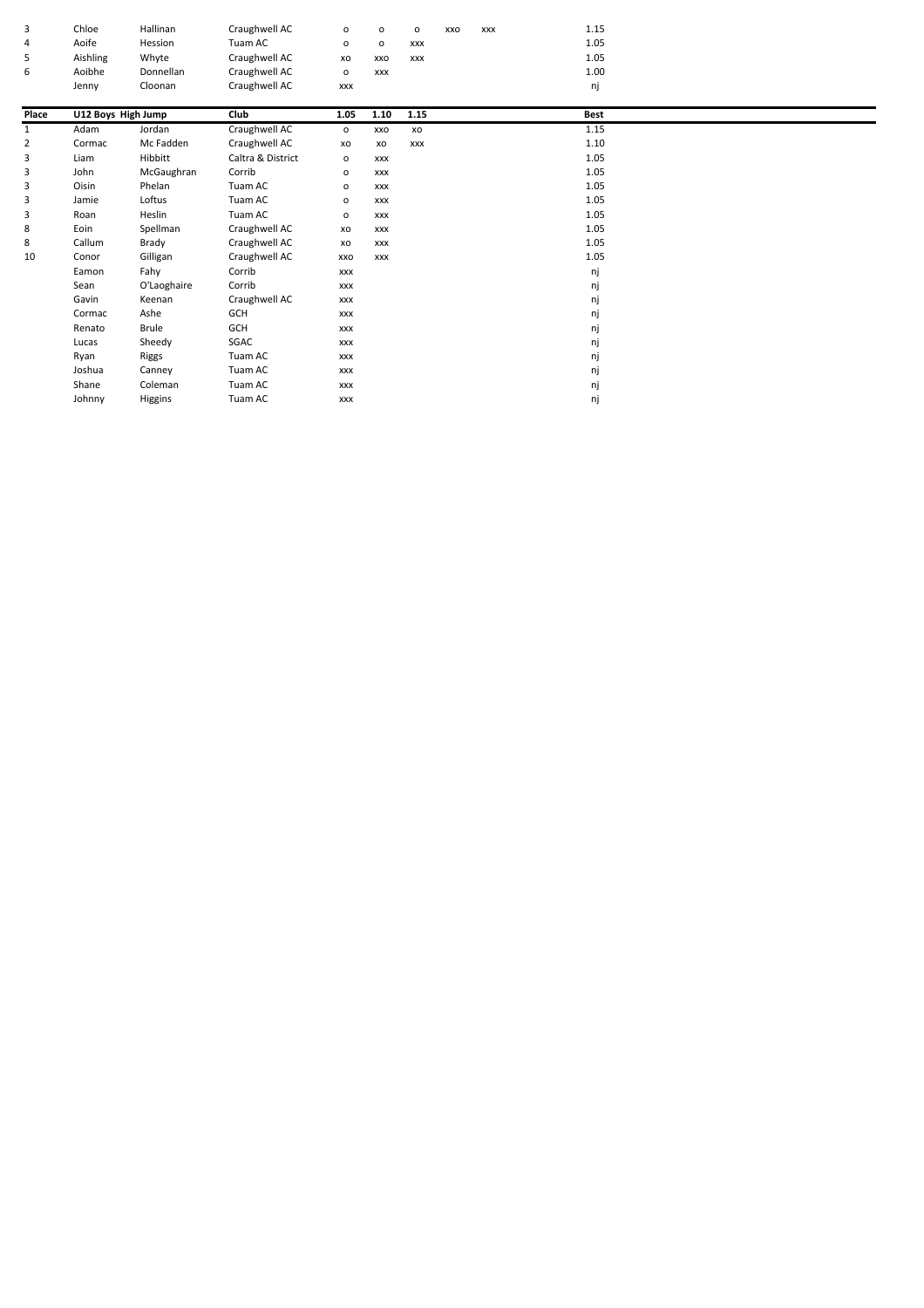| | | | | | | | | | | |
|---|---|---|---|---|---|---|---|---|---|---|
| 3 | Chloe | Hallinan | Craughwell AC | o | o | o | xxo | xxx | | 1.15 |
| 4 | Aoife | Hession | Tuam AC | o | o | xxx | | | | 1.05 |
| 5 | Aishling | Whyte | Craughwell AC | xo | xxo | xxx | | | | 1.05 |
| 6 | Aoibhe | Donnellan | Craughwell AC | o | xxx | | | | | 1.00 |
| | Jenny | Cloonan | Craughwell AC | xxx | | | | | | nj |

| Place | U12 Boys High Jump | | Club | 1.05 | 1.10 | 1.15 | Best |
|---|---|---|---|---|---|---|---|
| 1 | Adam | Jordan | Craughwell AC | o | xxo | xo | 1.15 |
| 2 | Cormac | Mc Fadden | Craughwell AC | xo | xo | xxx | 1.10 |
| 3 | Liam | Hibbitt | Caltra & District | o | xxx | | 1.05 |
| 3 | John | McGaughran | Corrib | o | xxx | | 1.05 |
| 3 | Oisin | Phelan | Tuam AC | o | xxx | | 1.05 |
| 3 | Jamie | Loftus | Tuam AC | o | xxx | | 1.05 |
| 3 | Roan | Heslin | Tuam AC | o | xxx | | 1.05 |
| 8 | Eoin | Spellman | Craughwell AC | xo | xxx | | 1.05 |
| 8 | Callum | Brady | Craughwell AC | xo | xxx | | 1.05 |
| 10 | Conor | Gilligan | Craughwell AC | xxo | xxx | | 1.05 |
| | Eamon | Fahy | Corrib | xxx | | | nj |
| | Sean | O'Laoghaire | Corrib | xxx | | | nj |
| | Gavin | Keenan | Craughwell AC | xxx | | | nj |
| | Cormac | Ashe | GCH | xxx | | | nj |
| | Renato | Brule | GCH | xxx | | | nj |
| | Lucas | Sheedy | SGAC | xxx | | | nj |
| | Ryan | Riggs | Tuam AC | xxx | | | nj |
| | Joshua | Canney | Tuam AC | xxx | | | nj |
| | Shane | Coleman | Tuam AC | xxx | | | nj |
| | Johnny | Higgins | Tuam AC | xxx | | | nj |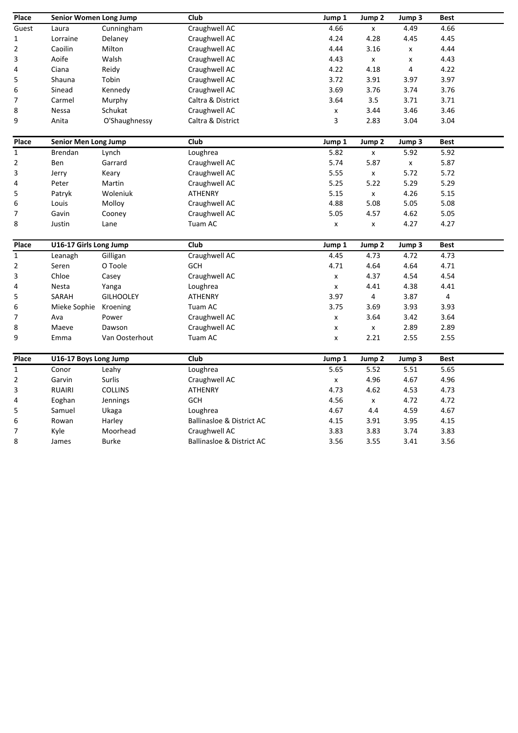| Place | Senior Women Long Jump | | Club | Jump 1 | Jump 2 | Jump 3 | Best |
|---|---|---|---|---|---|---|---|
| Guest | Laura | Cunningham | Craughwell AC | 4.66 | x | 4.49 | 4.66 |
| 1 | Lorraine | Delaney | Craughwell AC | 4.24 | 4.28 | 4.45 | 4.45 |
| 2 | Caoilin | Milton | Craughwell AC | 4.44 | 3.16 | x | 4.44 |
| 3 | Aoife | Walsh | Craughwell AC | 4.43 | x | x | 4.43 |
| 4 | Ciana | Reidy | Craughwell AC | 4.22 | 4.18 | 4 | 4.22 |
| 5 | Shauna | Tobin | Craughwell AC | 3.72 | 3.91 | 3.97 | 3.97 |
| 6 | Sinead | Kennedy | Craughwell AC | 3.69 | 3.76 | 3.74 | 3.76 |
| 7 | Carmel | Murphy | Caltra & District | 3.64 | 3.5 | 3.71 | 3.71 |
| 8 | Nessa | Schukat | Craughwell AC | x | 3.44 | 3.46 | 3.46 |
| 9 | Anita | O'Shaughnessy | Caltra & District | 3 | 2.83 | 3.04 | 3.04 |

| Place | Senior Men Long Jump | | Club | Jump 1 | Jump 2 | Jump 3 | Best |
|---|---|---|---|---|---|---|---|
| 1 | Brendan | Lynch | Loughrea | 5.82 | x | 5.92 | 5.92 |
| 2 | Ben | Garrard | Craughwell AC | 5.74 | 5.87 | x | 5.87 |
| 3 | Jerry | Keary | Craughwell AC | 5.55 | x | 5.72 | 5.72 |
| 4 | Peter | Martin | Craughwell AC | 5.25 | 5.22 | 5.29 | 5.29 |
| 5 | Patryk | Woleniuk | ATHENRY | 5.15 | x | 4.26 | 5.15 |
| 6 | Louis | Molloy | Craughwell AC | 4.88 | 5.08 | 5.05 | 5.08 |
| 7 | Gavin | Cooney | Craughwell AC | 5.05 | 4.57 | 4.62 | 5.05 |
| 8 | Justin | Lane | Tuam AC | x | x | 4.27 | 4.27 |

| Place | U16-17 Girls Long Jump | | Club | Jump 1 | Jump 2 | Jump 3 | Best |
|---|---|---|---|---|---|---|---|
| 1 | Leanagh | Gilligan | Craughwell AC | 4.45 | 4.73 | 4.72 | 4.73 |
| 2 | Seren | O Toole | GCH | 4.71 | 4.64 | 4.64 | 4.71 |
| 3 | Chloe | Casey | Craughwell AC | x | 4.37 | 4.54 | 4.54 |
| 4 | Nesta | Yanga | Loughrea | x | 4.41 | 4.38 | 4.41 |
| 5 | SARAH | GILHOOLEY | ATHENRY | 3.97 | 4 | 3.87 | 4 |
| 6 | Mieke Sophie | Kroening | Tuam AC | 3.75 | 3.69 | 3.93 | 3.93 |
| 7 | Ava | Power | Craughwell AC | x | 3.64 | 3.42 | 3.64 |
| 8 | Maeve | Dawson | Craughwell AC | x | x | 2.89 | 2.89 |
| 9 | Emma | Van Oosterhout | Tuam AC | x | 2.21 | 2.55 | 2.55 |

| Place | U16-17 Boys Long Jump | | Club | Jump 1 | Jump 2 | Jump 3 | Best |
|---|---|---|---|---|---|---|---|
| 1 | Conor | Leahy | Loughrea | 5.65 | 5.52 | 5.51 | 5.65 |
| 2 | Garvin | Surlis | Craughwell AC | x | 4.96 | 4.67 | 4.96 |
| 3 | RUAIRI | COLLINS | ATHENRY | 4.73 | 4.62 | 4.53 | 4.73 |
| 4 | Eoghan | Jennings | GCH | 4.56 | x | 4.72 | 4.72 |
| 5 | Samuel | Ukaga | Loughrea | 4.67 | 4.4 | 4.59 | 4.67 |
| 6 | Rowan | Harley | Ballinasloe & District AC | 4.15 | 3.91 | 3.95 | 4.15 |
| 7 | Kyle | Moorhead | Craughwell AC | 3.83 | 3.83 | 3.74 | 3.83 |
| 8 | James | Burke | Ballinasloe & District AC | 3.56 | 3.55 | 3.41 | 3.56 |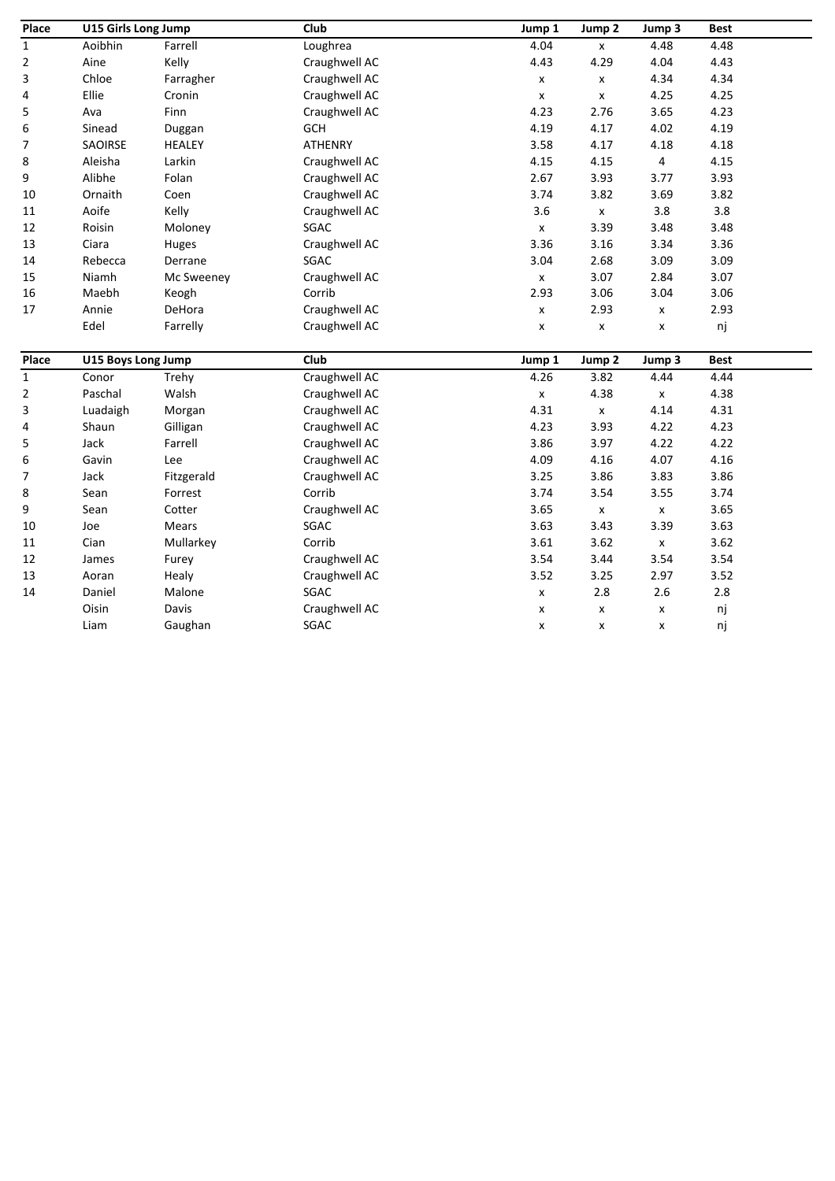| Place | U15 Girls Long Jump | | Club | Jump 1 | Jump 2 | Jump 3 | Best |
|---|---|---|---|---|---|---|---|
| 1 | Aoibhin | Farrell | Loughrea | 4.04 | x | 4.48 | 4.48 |
| 2 | Aine | Kelly | Craughwell AC | 4.43 | 4.29 | 4.04 | 4.43 |
| 3 | Chloe | Farragher | Craughwell AC | x | x | 4.34 | 4.34 |
| 4 | Ellie | Cronin | Craughwell AC | x | x | 4.25 | 4.25 |
| 5 | Ava | Finn | Craughwell AC | 4.23 | 2.76 | 3.65 | 4.23 |
| 6 | Sinead | Duggan | GCH | 4.19 | 4.17 | 4.02 | 4.19 |
| 7 | SAOIRSE | HEALEY | ATHENRY | 3.58 | 4.17 | 4.18 | 4.18 |
| 8 | Aleisha | Larkin | Craughwell AC | 4.15 | 4.15 | 4 | 4.15 |
| 9 | Alibhe | Folan | Craughwell AC | 2.67 | 3.93 | 3.77 | 3.93 |
| 10 | Ornaith | Coen | Craughwell AC | 3.74 | 3.82 | 3.69 | 3.82 |
| 11 | Aoife | Kelly | Craughwell AC | 3.6 | x | 3.8 | 3.8 |
| 12 | Roisin | Moloney | SGAC | x | 3.39 | 3.48 | 3.48 |
| 13 | Ciara | Huges | Craughwell AC | 3.36 | 3.16 | 3.34 | 3.36 |
| 14 | Rebecca | Derrane | SGAC | 3.04 | 2.68 | 3.09 | 3.09 |
| 15 | Niamh | Mc Sweeney | Craughwell AC | x | 3.07 | 2.84 | 3.07 |
| 16 | Maebh | Keogh | Corrib | 2.93 | 3.06 | 3.04 | 3.06 |
| 17 | Annie | DeHora | Craughwell AC | x | 2.93 | x | 2.93 |
| | Edel | Farrelly | Craughwell AC | x | x | x | nj |

| Place | U15 Boys Long Jump | | Club | Jump 1 | Jump 2 | Jump 3 | Best |
|---|---|---|---|---|---|---|---|
| 1 | Conor | Trehy | Craughwell AC | 4.26 | 3.82 | 4.44 | 4.44 |
| 2 | Paschal | Walsh | Craughwell AC | x | 4.38 | x | 4.38 |
| 3 | Luadaigh | Morgan | Craughwell AC | 4.31 | x | 4.14 | 4.31 |
| 4 | Shaun | Gilligan | Craughwell AC | 4.23 | 3.93 | 4.22 | 4.23 |
| 5 | Jack | Farrell | Craughwell AC | 3.86 | 3.97 | 4.22 | 4.22 |
| 6 | Gavin | Lee | Craughwell AC | 4.09 | 4.16 | 4.07 | 4.16 |
| 7 | Jack | Fitzgerald | Craughwell AC | 3.25 | 3.86 | 3.83 | 3.86 |
| 8 | Sean | Forrest | Corrib | 3.74 | 3.54 | 3.55 | 3.74 |
| 9 | Sean | Cotter | Craughwell AC | 3.65 | x | x | 3.65 |
| 10 | Joe | Mears | SGAC | 3.63 | 3.43 | 3.39 | 3.63 |
| 11 | Cian | Mullarkey | Corrib | 3.61 | 3.62 | x | 3.62 |
| 12 | James | Furey | Craughwell AC | 3.54 | 3.44 | 3.54 | 3.54 |
| 13 | Aoran | Healy | Craughwell AC | 3.52 | 3.25 | 2.97 | 3.52 |
| 14 | Daniel | Malone | SGAC | x | 2.8 | 2.6 | 2.8 |
| | Oisin | Davis | Craughwell AC | x | x | x | nj |
| | Liam | Gaughan | SGAC | x | x | x | nj |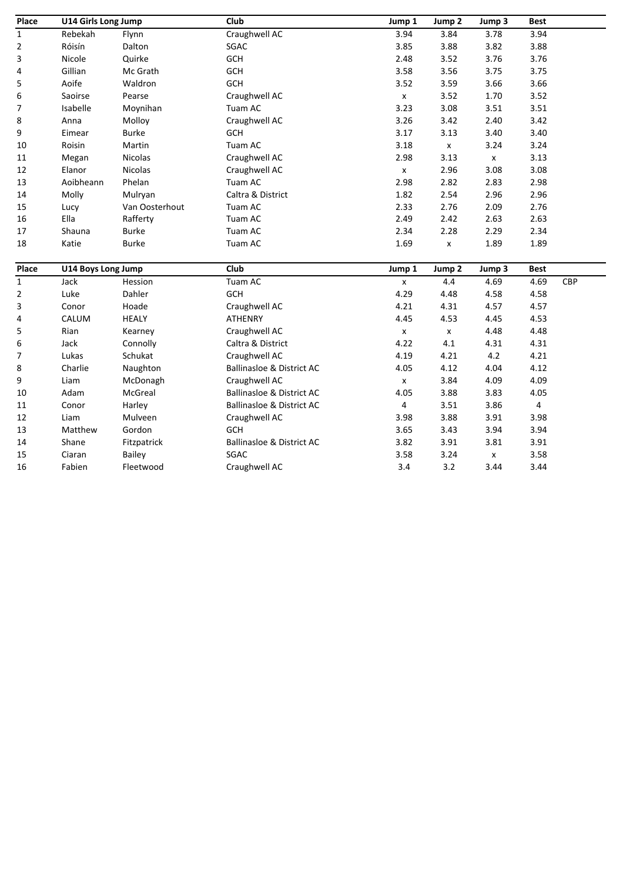| Place | U14 Girls Long Jump | | Club | Jump 1 | Jump 2 | Jump 3 | Best | |
|---|---|---|---|---|---|---|---|---|
| 1 | Rebekah | Flynn | Craughwell AC | 3.94 | 3.84 | 3.78 | 3.94 | |
| 2 | Róisín | Dalton | SGAC | 3.85 | 3.88 | 3.82 | 3.88 | |
| 3 | Nicole | Quirke | GCH | 2.48 | 3.52 | 3.76 | 3.76 | |
| 4 | Gillian | Mc Grath | GCH | 3.58 | 3.56 | 3.75 | 3.75 | |
| 5 | Aoife | Waldron | GCH | 3.52 | 3.59 | 3.66 | 3.66 | |
| 6 | Saoirse | Pearse | Craughwell AC | x | 3.52 | 1.70 | 3.52 | |
| 7 | Isabelle | Moynihan | Tuam AC | 3.23 | 3.08 | 3.51 | 3.51 | |
| 8 | Anna | Molloy | Craughwell AC | 3.26 | 3.42 | 2.40 | 3.42 | |
| 9 | Eimear | Burke | GCH | 3.17 | 3.13 | 3.40 | 3.40 | |
| 10 | Roisin | Martin | Tuam AC | 3.18 | x | 3.24 | 3.24 | |
| 11 | Megan | Nicolas | Craughwell AC | 2.98 | 3.13 | x | 3.13 | |
| 12 | Elanor | Nicolas | Craughwell AC | x | 2.96 | 3.08 | 3.08 | |
| 13 | Aoibheann | Phelan | Tuam AC | 2.98 | 2.82 | 2.83 | 2.98 | |
| 14 | Molly | Mulryan | Caltra & District | 1.82 | 2.54 | 2.96 | 2.96 | |
| 15 | Lucy | Van Oosterhout | Tuam AC | 2.33 | 2.76 | 2.09 | 2.76 | |
| 16 | Ella | Rafferty | Tuam AC | 2.49 | 2.42 | 2.63 | 2.63 | |
| 17 | Shauna | Burke | Tuam AC | 2.34 | 2.28 | 2.29 | 2.34 | |
| 18 | Katie | Burke | Tuam AC | 1.69 | x | 1.89 | 1.89 | |

| Place | U14 Boys Long Jump | | Club | Jump 1 | Jump 2 | Jump 3 | Best | |
|---|---|---|---|---|---|---|---|---|
| 1 | Jack | Hession | Tuam AC | x | 4.4 | 4.69 | 4.69 | CBP |
| 2 | Luke | Dahler | GCH | 4.29 | 4.48 | 4.58 | 4.58 | |
| 3 | Conor | Hoade | Craughwell AC | 4.21 | 4.31 | 4.57 | 4.57 | |
| 4 | CALUM | HEALY | ATHENRY | 4.45 | 4.53 | 4.45 | 4.53 | |
| 5 | Rian | Kearney | Craughwell AC | x | x | 4.48 | 4.48 | |
| 6 | Jack | Connolly | Caltra & District | 4.22 | 4.1 | 4.31 | 4.31 | |
| 7 | Lukas | Schukat | Craughwell AC | 4.19 | 4.21 | 4.2 | 4.21 | |
| 8 | Charlie | Naughton | Ballinasloe & District AC | 4.05 | 4.12 | 4.04 | 4.12 | |
| 9 | Liam | McDonagh | Craughwell AC | x | 3.84 | 4.09 | 4.09 | |
| 10 | Adam | McGreal | Ballinasloe & District AC | 4.05 | 3.88 | 3.83 | 4.05 | |
| 11 | Conor | Harley | Ballinasloe & District AC | 4 | 3.51 | 3.86 | 4 | |
| 12 | Liam | Mulveen | Craughwell AC | 3.98 | 3.88 | 3.91 | 3.98 | |
| 13 | Matthew | Gordon | GCH | 3.65 | 3.43 | 3.94 | 3.94 | |
| 14 | Shane | Fitzpatrick | Ballinasloe & District AC | 3.82 | 3.91 | 3.81 | 3.91 | |
| 15 | Ciaran | Bailey | SGAC | 3.58 | 3.24 | x | 3.58 | |
| 16 | Fabien | Fleetwood | Craughwell AC | 3.4 | 3.2 | 3.44 | 3.44 | |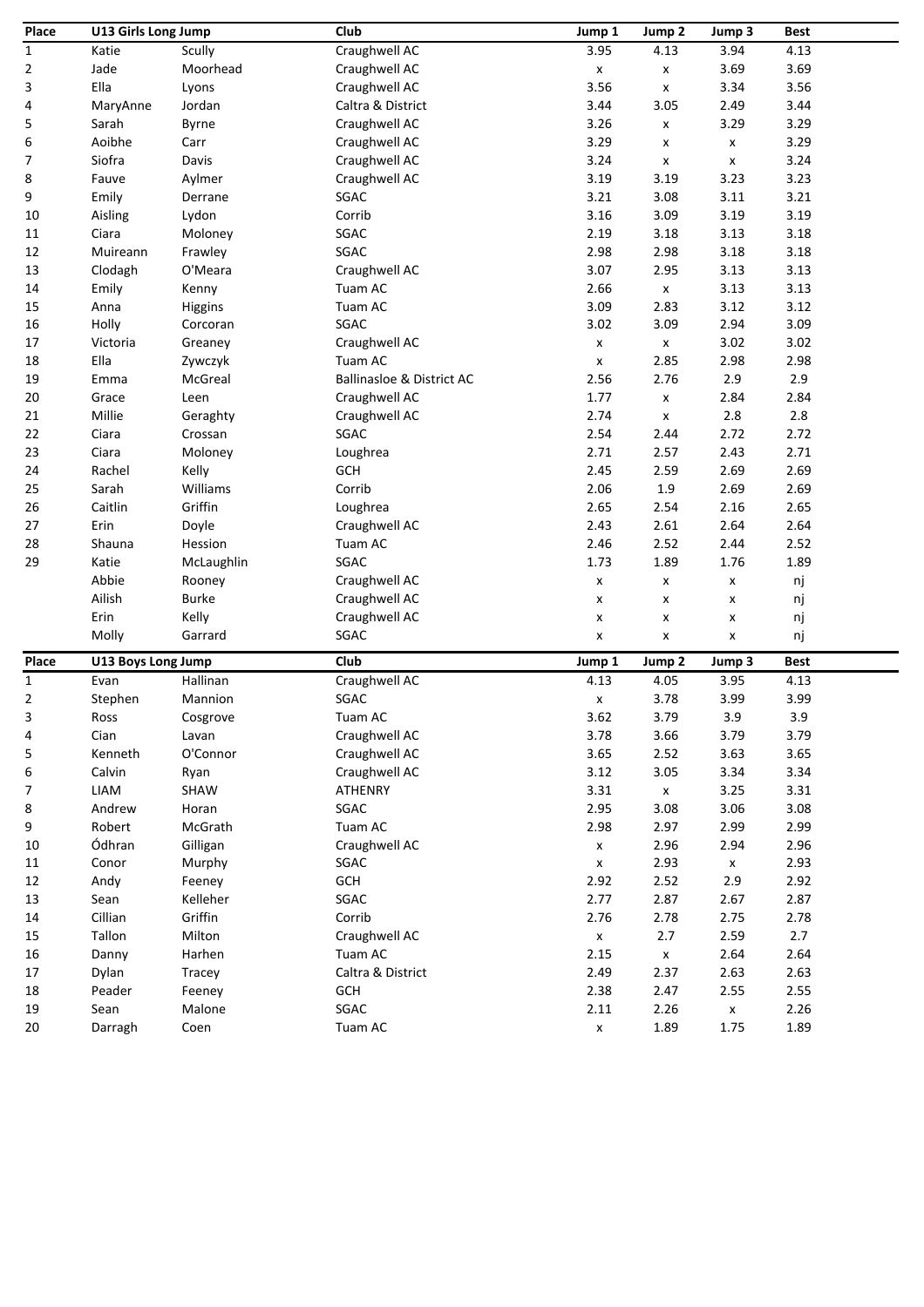| Place | U13 Girls Long Jump | | Club | Jump 1 | Jump 2 | Jump 3 | Best |
|---|---|---|---|---|---|---|---|
| 1 | Katie | Scully | Craughwell AC | 3.95 | 4.13 | 3.94 | 4.13 |
| 2 | Jade | Moorhead | Craughwell AC | x | x | 3.69 | 3.69 |
| 3 | Ella | Lyons | Craughwell AC | 3.56 | x | 3.34 | 3.56 |
| 4 | MaryAnne | Jordan | Caltra & District | 3.44 | 3.05 | 2.49 | 3.44 |
| 5 | Sarah | Byrne | Craughwell AC | 3.26 | x | 3.29 | 3.29 |
| 6 | Aoibhe | Carr | Craughwell AC | 3.29 | x | x | 3.29 |
| 7 | Siofra | Davis | Craughwell AC | 3.24 | x | x | 3.24 |
| 8 | Fauve | Aylmer | Craughwell AC | 3.19 | 3.19 | 3.23 | 3.23 |
| 9 | Emily | Derrane | SGAC | 3.21 | 3.08 | 3.11 | 3.21 |
| 10 | Aisling | Lydon | Corrib | 3.16 | 3.09 | 3.19 | 3.19 |
| 11 | Ciara | Moloney | SGAC | 2.19 | 3.18 | 3.13 | 3.18 |
| 12 | Muireann | Frawley | SGAC | 2.98 | 2.98 | 3.18 | 3.18 |
| 13 | Clodagh | O'Meara | Craughwell AC | 3.07 | 2.95 | 3.13 | 3.13 |
| 14 | Emily | Kenny | Tuam AC | 2.66 | x | 3.13 | 3.13 |
| 15 | Anna | Higgins | Tuam AC | 3.09 | 2.83 | 3.12 | 3.12 |
| 16 | Holly | Corcoran | SGAC | 3.02 | 3.09 | 2.94 | 3.09 |
| 17 | Victoria | Greaney | Craughwell AC | x | x | 3.02 | 3.02 |
| 18 | Ella | Zywczyk | Tuam AC | x | 2.85 | 2.98 | 2.98 |
| 19 | Emma | McGreal | Ballinasloe & District AC | 2.56 | 2.76 | 2.9 | 2.9 |
| 20 | Grace | Leen | Craughwell AC | 1.77 | x | 2.84 | 2.84 |
| 21 | Millie | Geraghty | Craughwell AC | 2.74 | x | 2.8 | 2.8 |
| 22 | Ciara | Crossan | SGAC | 2.54 | 2.44 | 2.72 | 2.72 |
| 23 | Ciara | Moloney | Loughrea | 2.71 | 2.57 | 2.43 | 2.71 |
| 24 | Rachel | Kelly | GCH | 2.45 | 2.59 | 2.69 | 2.69 |
| 25 | Sarah | Williams | Corrib | 2.06 | 1.9 | 2.69 | 2.69 |
| 26 | Caitlin | Griffin | Loughrea | 2.65 | 2.54 | 2.16 | 2.65 |
| 27 | Erin | Doyle | Craughwell AC | 2.43 | 2.61 | 2.64 | 2.64 |
| 28 | Shauna | Hession | Tuam AC | 2.46 | 2.52 | 2.44 | 2.52 |
| 29 | Katie | McLaughlin | SGAC | 1.73 | 1.89 | 1.76 | 1.89 |
| | Abbie | Rooney | Craughwell AC | x | x | x | nj |
| | Ailish | Burke | Craughwell AC | x | x | x | nj |
| | Erin | Kelly | Craughwell AC | x | x | x | nj |
| | Molly | Garrard | SGAC | x | x | x | nj |

| Place | U13 Boys Long Jump | | Club | Jump 1 | Jump 2 | Jump 3 | Best |
|---|---|---|---|---|---|---|---|
| 1 | Evan | Hallinan | Craughwell AC | 4.13 | 4.05 | 3.95 | 4.13 |
| 2 | Stephen | Mannion | SGAC | x | 3.78 | 3.99 | 3.99 |
| 3 | Ross | Cosgrove | Tuam AC | 3.62 | 3.79 | 3.9 | 3.9 |
| 4 | Cian | Lavan | Craughwell AC | 3.78 | 3.66 | 3.79 | 3.79 |
| 5 | Kenneth | O'Connor | Craughwell AC | 3.65 | 2.52 | 3.63 | 3.65 |
| 6 | Calvin | Ryan | Craughwell AC | 3.12 | 3.05 | 3.34 | 3.34 |
| 7 | LIAM | SHAW | ATHENRY | 3.31 | x | 3.25 | 3.31 |
| 8 | Andrew | Horan | SGAC | 2.95 | 3.08 | 3.06 | 3.08 |
| 9 | Robert | McGrath | Tuam AC | 2.98 | 2.97 | 2.99 | 2.99 |
| 10 | Ódhran | Gilligan | Craughwell AC | x | 2.96 | 2.94 | 2.96 |
| 11 | Conor | Murphy | SGAC | x | 2.93 | x | 2.93 |
| 12 | Andy | Feeney | GCH | 2.92 | 2.52 | 2.9 | 2.92 |
| 13 | Sean | Kelleher | SGAC | 2.77 | 2.87 | 2.67 | 2.87 |
| 14 | Cillian | Griffin | Corrib | 2.76 | 2.78 | 2.75 | 2.78 |
| 15 | Tallon | Milton | Craughwell AC | x | 2.7 | 2.59 | 2.7 |
| 16 | Danny | Harhen | Tuam AC | 2.15 | x | 2.64 | 2.64 |
| 17 | Dylan | Tracey | Caltra & District | 2.49 | 2.37 | 2.63 | 2.63 |
| 18 | Peader | Feeney | GCH | 2.38 | 2.47 | 2.55 | 2.55 |
| 19 | Sean | Malone | SGAC | 2.11 | 2.26 | x | 2.26 |
| 20 | Darragh | Coen | Tuam AC | x | 1.89 | 1.75 | 1.89 |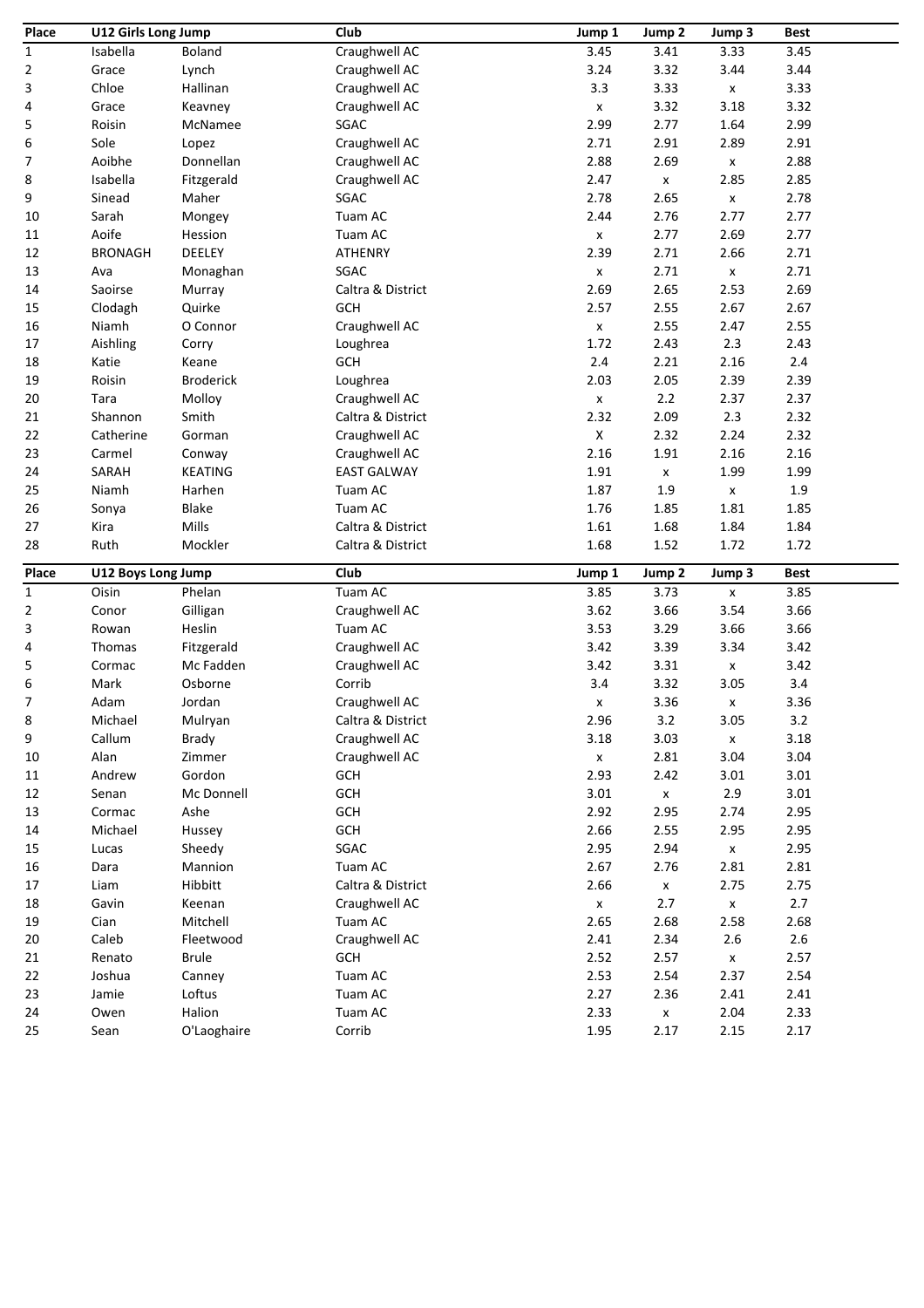| Place | U12 Girls Long Jump | | Club | Jump 1 | Jump 2 | Jump 3 | Best |
|---|---|---|---|---|---|---|---|
| 1 | Isabella | Boland | Craughwell AC | 3.45 | 3.41 | 3.33 | 3.45 |
| 2 | Grace | Lynch | Craughwell AC | 3.24 | 3.32 | 3.44 | 3.44 |
| 3 | Chloe | Hallinan | Craughwell AC | 3.3 | 3.33 | x | 3.33 |
| 4 | Grace | Keavney | Craughwell AC | x | 3.32 | 3.18 | 3.32 |
| 5 | Roisin | McNamee | SGAC | 2.99 | 2.77 | 1.64 | 2.99 |
| 6 | Sole | Lopez | Craughwell AC | 2.71 | 2.91 | 2.89 | 2.91 |
| 7 | Aoibhe | Donnellan | Craughwell AC | 2.88 | 2.69 | x | 2.88 |
| 8 | Isabella | Fitzgerald | Craughwell AC | 2.47 | x | 2.85 | 2.85 |
| 9 | Sinead | Maher | SGAC | 2.78 | 2.65 | x | 2.78 |
| 10 | Sarah | Mongey | Tuam AC | 2.44 | 2.76 | 2.77 | 2.77 |
| 11 | Aoife | Hession | Tuam AC | x | 2.77 | 2.69 | 2.77 |
| 12 | BRONAGH | DEELEY | ATHENRY | 2.39 | 2.71 | 2.66 | 2.71 |
| 13 | Ava | Monaghan | SGAC | x | 2.71 | x | 2.71 |
| 14 | Saoirse | Murray | Caltra & District | 2.69 | 2.65 | 2.53 | 2.69 |
| 15 | Clodagh | Quirke | GCH | 2.57 | 2.55 | 2.67 | 2.67 |
| 16 | Niamh | O Connor | Craughweal AC | x | 2.55 | 2.47 | 2.55 |
| 17 | Aishling | Corry | Loughrea | 1.72 | 2.43 | 2.3 | 2.43 |
| 18 | Katie | Keane | GCH | 2.4 | 2.21 | 2.16 | 2.4 |
| 19 | Roisin | Broderick | Loughrea | 2.03 | 2.05 | 2.39 | 2.39 |
| 20 | Tara | Molloy | Craughwell AC | x | 2.2 | 2.37 | 2.37 |
| 21 | Shannon | Smith | Caltra & District | 2.32 | 2.09 | 2.3 | 2.32 |
| 22 | Catherine | Gorman | Craughwell AC | X | 2.32 | 2.24 | 2.32 |
| 23 | Carmel | Conway | Craughwell AC | 2.16 | 1.91 | 2.16 | 2.16 |
| 24 | SARAH | KEATING | EAST GALWAY | 1.91 | x | 1.99 | 1.99 |
| 25 | Niamh | Harhen | Tuam AC | 1.87 | 1.9 | x | 1.9 |
| 26 | Sonya | Blake | Tuam AC | 1.76 | 1.85 | 1.81 | 1.85 |
| 27 | Kira | Mills | Caltra & District | 1.61 | 1.68 | 1.84 | 1.84 |
| 28 | Ruth | Mockler | Caltra & District | 1.68 | 1.52 | 1.72 | 1.72 |

| Place | U12 Boys Long Jump | | Club | Jump 1 | Jump 2 | Jump 3 | Best |
|---|---|---|---|---|---|---|---|
| 1 | Oisin | Phelan | Tuam AC | 3.85 | 3.73 | x | 3.85 |
| 2 | Conor | Gilligan | Craughwell AC | 3.62 | 3.66 | 3.54 | 3.66 |
| 3 | Rowan | Heslin | Tuam AC | 3.53 | 3.29 | 3.66 | 3.66 |
| 4 | Thomas | Fitzgerald | Craughwell AC | 3.42 | 3.39 | 3.34 | 3.42 |
| 5 | Cormac | Mc Fadden | Craughwell AC | 3.42 | 3.31 | x | 3.42 |
| 6 | Mark | Osborne | Corrib | 3.4 | 3.32 | 3.05 | 3.4 |
| 7 | Adam | Jordan | Craughwell AC | x | 3.36 | x | 3.36 |
| 8 | Michael | Mulryan | Caltra & District | 2.96 | 3.2 | 3.05 | 3.2 |
| 9 | Callum | Brady | Craughwell AC | 3.18 | 3.03 | x | 3.18 |
| 10 | Alan | Zimmer | Craughwell AC | x | 2.81 | 3.04 | 3.04 |
| 11 | Andrew | Gordon | GCH | 2.93 | 2.42 | 3.01 | 3.01 |
| 12 | Senan | Mc Donnell | GCH | 3.01 | x | 2.9 | 3.01 |
| 13 | Cormac | Ashe | GCH | 2.92 | 2.95 | 2.74 | 2.95 |
| 14 | Michael | Hussey | GCH | 2.66 | 2.55 | 2.95 | 2.95 |
| 15 | Lucas | Sheedy | SGAC | 2.95 | 2.94 | x | 2.95 |
| 16 | Dara | Mannion | Tuam AC | 2.67 | 2.76 | 2.81 | 2.81 |
| 17 | Liam | Hibbitt | Caltra & District | 2.66 | x | 2.75 | 2.75 |
| 18 | Gavin | Keenan | Craughwell AC | x | 2.7 | x | 2.7 |
| 19 | Cian | Mitchell | Tuam AC | 2.65 | 2.68 | 2.58 | 2.68 |
| 20 | Caleb | Fleetwood | Craughwell AC | 2.41 | 2.34 | 2.6 | 2.6 |
| 21 | Renato | Brule | GCH | 2.52 | 2.57 | x | 2.57 |
| 22 | Joshua | Canney | Tuam AC | 2.53 | 2.54 | 2.37 | 2.54 |
| 23 | Jamie | Loftus | Tuam AC | 2.27 | 2.36 | 2.41 | 2.41 |
| 24 | Owen | Halion | Tuam AC | 2.33 | x | 2.04 | 2.33 |
| 25 | Sean | O'Laoghaire | Corrib | 1.95 | 2.17 | 2.15 | 2.17 |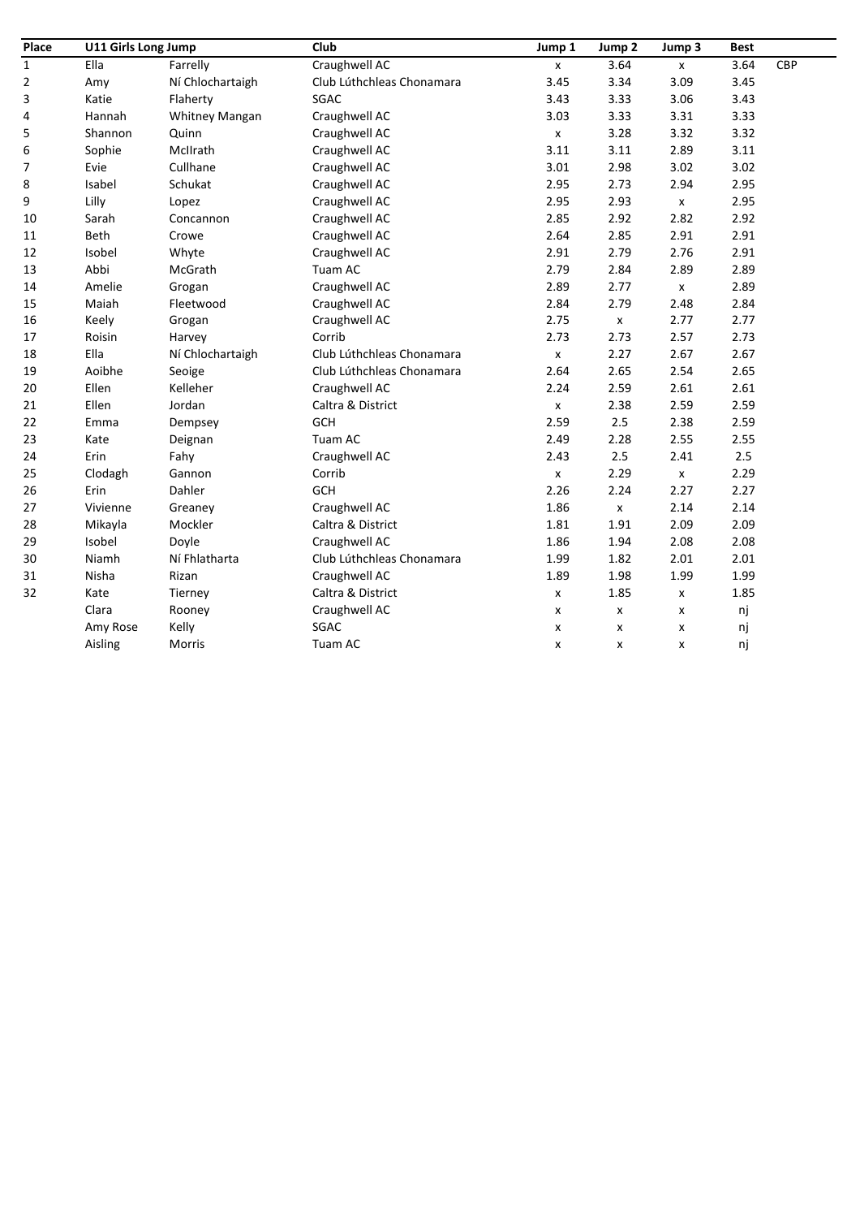| Place | U11 Girls Long Jump | | Club | Jump 1 | Jump 2 | Jump 3 | Best | |
|---|---|---|---|---|---|---|---|---|
| 1 | Ella | Farrelly | Craughwell AC | x | 3.64 | x | 3.64 | CBP |
| 2 | Amy | Ní Chlochartaigh | Club Lúthchleas Chonamara | 3.45 | 3.34 | 3.09 | 3.45 | |
| 3 | Katie | Flaherty | SGAC | 3.43 | 3.33 | 3.06 | 3.43 | |
| 4 | Hannah | Whitney Mangan | Craughwell AC | 3.03 | 3.33 | 3.31 | 3.33 | |
| 5 | Shannon | Quinn | Craughwell AC | x | 3.28 | 3.32 | 3.32 | |
| 6 | Sophie | McIlrath | Craughwell AC | 3.11 | 3.11 | 2.89 | 3.11 | |
| 7 | Evie | Cullhane | Craughwell AC | 3.01 | 2.98 | 3.02 | 3.02 | |
| 8 | Isabel | Schukat | Craughwell AC | 2.95 | 2.73 | 2.94 | 2.95 | |
| 9 | Lilly | Lopez | Craughwell AC | 2.95 | 2.93 | x | 2.95 | |
| 10 | Sarah | Concannon | Craughwell AC | 2.85 | 2.92 | 2.82 | 2.92 | |
| 11 | Beth | Crowe | Craughwell AC | 2.64 | 2.85 | 2.91 | 2.91 | |
| 12 | Isobel | Whyte | Craughwell AC | 2.91 | 2.79 | 2.76 | 2.91 | |
| 13 | Abbi | McGrath | Tuam AC | 2.79 | 2.84 | 2.89 | 2.89 | |
| 14 | Amelie | Grogan | Craughwell AC | 2.89 | 2.77 | x | 2.89 | |
| 15 | Maiah | Fleetwood | Craughwell AC | 2.84 | 2.79 | 2.48 | 2.84 | |
| 16 | Keely | Grogan | Craughwell AC | 2.75 | x | 2.77 | 2.77 | |
| 17 | Roisin | Harvey | Corrib | 2.73 | 2.73 | 2.57 | 2.73 | |
| 18 | Ella | Ní Chlochartaigh | Club Lúthchleas Chonamara | x | 2.27 | 2.67 | 2.67 | |
| 19 | Aoibhe | Seoige | Club Lúthchleas Chonamara | 2.64 | 2.65 | 2.54 | 2.65 | |
| 20 | Ellen | Kelleher | Craughwell AC | 2.24 | 2.59 | 2.61 | 2.61 | |
| 21 | Ellen | Jordan | Caltra & District | x | 2.38 | 2.59 | 2.59 | |
| 22 | Emma | Dempsey | GCH | 2.59 | 2.5 | 2.38 | 2.59 | |
| 23 | Kate | Deignan | Tuam AC | 2.49 | 2.28 | 2.55 | 2.55 | |
| 24 | Erin | Fahy | Craughwell AC | 2.43 | 2.5 | 2.41 | 2.5 | |
| 25 | Clodagh | Gannon | Corrib | x | 2.29 | x | 2.29 | |
| 26 | Erin | Dahler | GCH | 2.26 | 2.24 | 2.27 | 2.27 | |
| 27 | Vivienne | Greaney | Craughwell AC | 1.86 | x | 2.14 | 2.14 | |
| 28 | Mikayla | Mockler | Caltra & District | 1.81 | 1.91 | 2.09 | 2.09 | |
| 29 | Isobel | Doyle | Craughwell AC | 1.86 | 1.94 | 2.08 | 2.08 | |
| 30 | Niamh | Ní Fhlatharta | Club Lúthchleas Chonamara | 1.99 | 1.82 | 2.01 | 2.01 | |
| 31 | Nisha | Rizan | Craughwell AC | 1.89 | 1.98 | 1.99 | 1.99 | |
| 32 | Kate | Tierney | Caltra & District | x | 1.85 | x | 1.85 | |
| | Clara | Rooney | Craughwell AC | x | x | x | nj | |
| | Amy Rose | Kelly | SGAC | x | x | x | nj | |
| | Aisling | Morris | Tuam AC | x | x | x | nj | |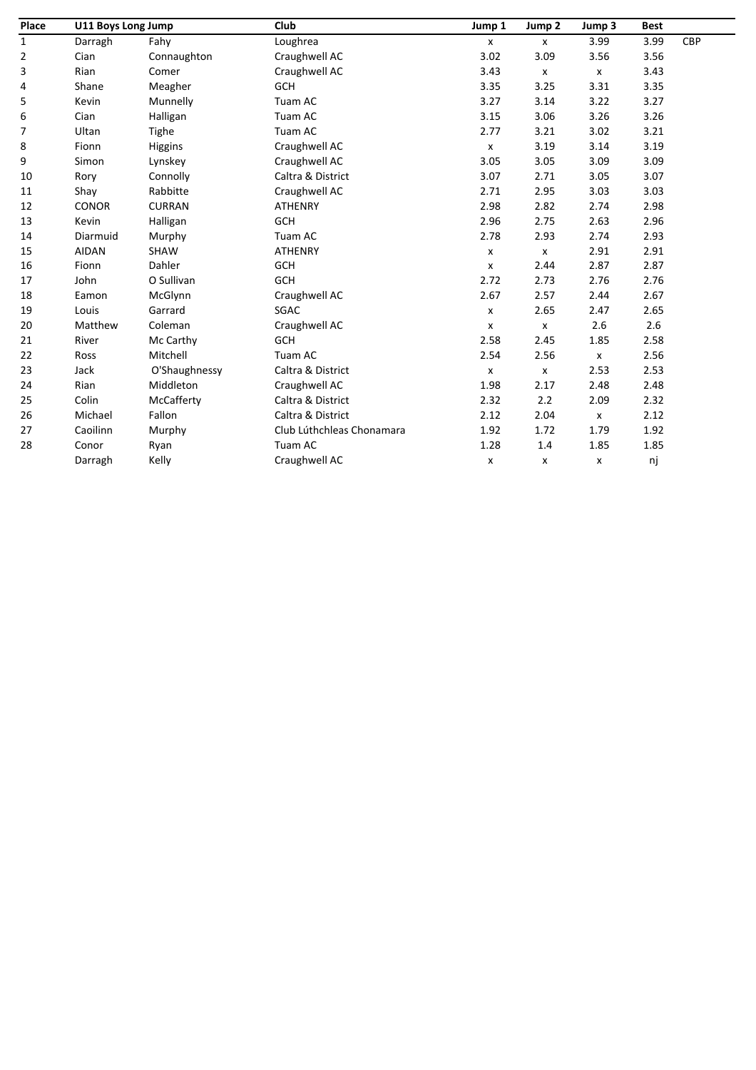| Place | U11 Boys Long Jump | | Club | Jump 1 | Jump 2 | Jump 3 | Best | |
|---|---|---|---|---|---|---|---|---|
| 1 | Darragh | Fahy | Loughrea | x | x | 3.99 | 3.99 | CBP |
| 2 | Cian | Connaughton | Craughwell AC | 3.02 | 3.09 | 3.56 | 3.56 | |
| 3 | Rian | Comer | Craughwell AC | 3.43 | x | x | 3.43 | |
| 4 | Shane | Meagher | GCH | 3.35 | 3.25 | 3.31 | 3.35 | |
| 5 | Kevin | Munnelly | Tuam AC | 3.27 | 3.14 | 3.22 | 3.27 | |
| 6 | Cian | Halligan | Tuam AC | 3.15 | 3.06 | 3.26 | 3.26 | |
| 7 | Ultan | Tighe | Tuam AC | 2.77 | 3.21 | 3.02 | 3.21 | |
| 8 | Fionn | Higgins | Craughwell AC | x | 3.19 | 3.14 | 3.19 | |
| 9 | Simon | Lynskey | Craughwell AC | 3.05 | 3.05 | 3.09 | 3.09 | |
| 10 | Rory | Connolly | Caltra & District | 3.07 | 2.71 | 3.05 | 3.07 | |
| 11 | Shay | Rabbitte | Craughwell AC | 2.71 | 2.95 | 3.03 | 3.03 | |
| 12 | CONOR | CURRAN | ATHENRY | 2.98 | 2.82 | 2.74 | 2.98 | |
| 13 | Kevin | Halligan | GCH | 2.96 | 2.75 | 2.63 | 2.96 | |
| 14 | Diarmuid | Murphy | Tuam AC | 2.78 | 2.93 | 2.74 | 2.93 | |
| 15 | AIDAN | SHAW | ATHENRY | x | x | 2.91 | 2.91 | |
| 16 | Fionn | Dahler | GCH | x | 2.44 | 2.87 | 2.87 | |
| 17 | John | O Sullivan | GCH | 2.72 | 2.73 | 2.76 | 2.76 | |
| 18 | Eamon | McGlynn | Craughwell AC | 2.67 | 2.57 | 2.44 | 2.67 | |
| 19 | Louis | Garrard | SGAC | x | 2.65 | 2.47 | 2.65 | |
| 20 | Matthew | Coleman | Craughwell AC | x | x | 2.6 | 2.6 | |
| 21 | River | Mc Carthy | GCH | 2.58 | 2.45 | 1.85 | 2.58 | |
| 22 | Ross | Mitchell | Tuam AC | 2.54 | 2.56 | x | 2.56 | |
| 23 | Jack | O'Shaughnessy | Caltra & District | x | x | 2.53 | 2.53 | |
| 24 | Rian | Middleton | Craughwell AC | 1.98 | 2.17 | 2.48 | 2.48 | |
| 25 | Colin | McCafferty | Caltra & District | 2.32 | 2.2 | 2.09 | 2.32 | |
| 26 | Michael | Fallon | Caltra & District | 2.12 | 2.04 | x | 2.12 | |
| 27 | Caoilinn | Murphy | Club Lúthchleas Chonamara | 1.92 | 1.72 | 1.79 | 1.92 | |
| 28 | Conor | Ryan | Tuam AC | 1.28 | 1.4 | 1.85 | 1.85 | |
| | Darragh | Kelly | Craughwell AC | x | x | x | nj | |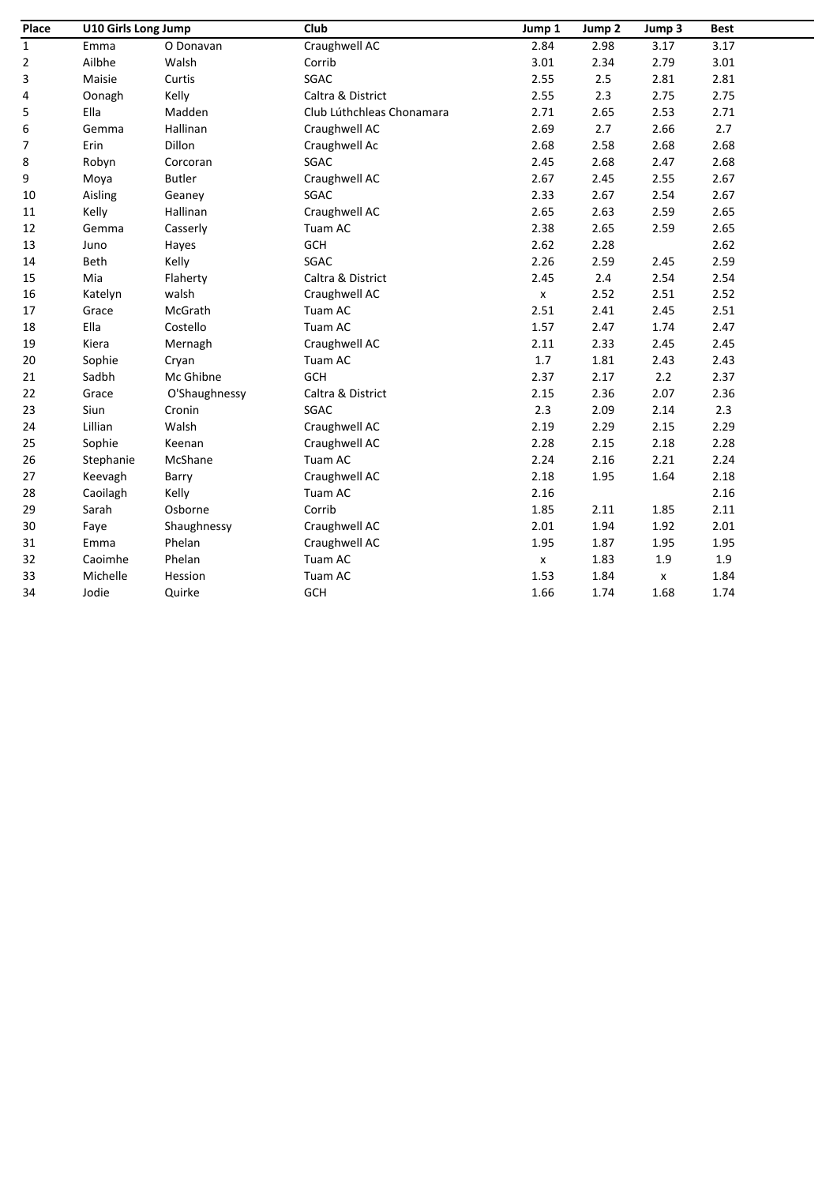| Place | U10 Girls Long Jump | | Club | Jump 1 | Jump 2 | Jump 3 | Best |
|---|---|---|---|---|---|---|---|
| 1 | Emma | O Donavan | Craughwell AC | 2.84 | 2.98 | 3.17 | 3.17 |
| 2 | Ailbhe | Walsh | Corrib | 3.01 | 2.34 | 2.79 | 3.01 |
| 3 | Maisie | Curtis | SGAC | 2.55 | 2.5 | 2.81 | 2.81 |
| 4 | Oonagh | Kelly | Caltra & District | 2.55 | 2.3 | 2.75 | 2.75 |
| 5 | Ella | Madden | Club Lúthchleas Chonamara | 2.71 | 2.65 | 2.53 | 2.71 |
| 6 | Gemma | Hallinan | Craughwell AC | 2.69 | 2.7 | 2.66 | 2.7 |
| 7 | Erin | Dillon | Craughwell Ac | 2.68 | 2.58 | 2.68 | 2.68 |
| 8 | Robyn | Corcoran | SGAC | 2.45 | 2.68 | 2.47 | 2.68 |
| 9 | Moya | Butler | Craughwell AC | 2.67 | 2.45 | 2.55 | 2.67 |
| 10 | Aisling | Geaney | SGAC | 2.33 | 2.67 | 2.54 | 2.67 |
| 11 | Kelly | Hallinan | Craughwell AC | 2.65 | 2.63 | 2.59 | 2.65 |
| 12 | Gemma | Casserly | Tuam AC | 2.38 | 2.65 | 2.59 | 2.65 |
| 13 | Juno | Hayes | GCH | 2.62 | 2.28 | | 2.62 |
| 14 | Beth | Kelly | SGAC | 2.26 | 2.59 | 2.45 | 2.59 |
| 15 | Mia | Flaherty | Caltra & District | 2.45 | 2.4 | 2.54 | 2.54 |
| 16 | Katelyn | walsh | Craughwell AC | x | 2.52 | 2.51 | 2.52 |
| 17 | Grace | McGrath | Tuam AC | 2.51 | 2.41 | 2.45 | 2.51 |
| 18 | Ella | Costello | Tuam AC | 1.57 | 2.47 | 1.74 | 2.47 |
| 19 | Kiera | Mernagh | Craughwell AC | 2.11 | 2.33 | 2.45 | 2.45 |
| 20 | Sophie | Cryan | Tuam AC | 1.7 | 1.81 | 2.43 | 2.43 |
| 21 | Sadbh | Mc Ghibne | GCH | 2.37 | 2.17 | 2.2 | 2.37 |
| 22 | Grace | O'Shaughnessy | Caltra & District | 2.15 | 2.36 | 2.07 | 2.36 |
| 23 | Siun | Cronin | SGAC | 2.3 | 2.09 | 2.14 | 2.3 |
| 24 | Lillian | Walsh | Craughwell AC | 2.19 | 2.29 | 2.15 | 2.29 |
| 25 | Sophie | Keenan | Craughwell AC | 2.28 | 2.15 | 2.18 | 2.28 |
| 26 | Stephanie | McShane | Tuam AC | 2.24 | 2.16 | 2.21 | 2.24 |
| 27 | Keevagh | Barry | Craughwell AC | 2.18 | 1.95 | 1.64 | 2.18 |
| 28 | Caoilagh | Kelly | Tuam AC | 2.16 | | | 2.16 |
| 29 | Sarah | Osborne | Corrib | 1.85 | 2.11 | 1.85 | 2.11 |
| 30 | Faye | Shaughnessy | Craughwell AC | 2.01 | 1.94 | 1.92 | 2.01 |
| 31 | Emma | Phelan | Craughwell AC | 1.95 | 1.87 | 1.95 | 1.95 |
| 32 | Caoimhe | Phelan | Tuam AC | x | 1.83 | 1.9 | 1.9 |
| 33 | Michelle | Hession | Tuam AC | 1.53 | 1.84 | x | 1.84 |
| 34 | Jodie | Quirke | GCH | 1.66 | 1.74 | 1.68 | 1.74 |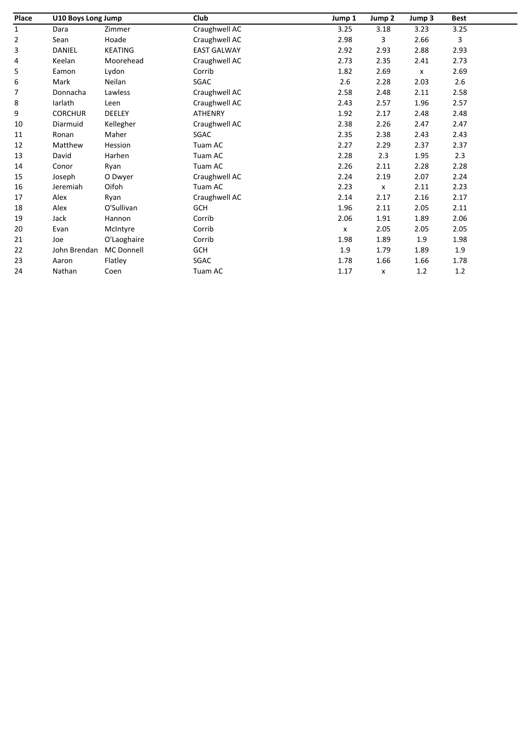| Place | U10 Boys Long Jump | | Club | Jump 1 | Jump 2 | Jump 3 | Best |
|---|---|---|---|---|---|---|---|
| 1 | Dara | Zimmer | Craughwell AC | 3.25 | 3.18 | 3.23 | 3.25 |
| 2 | Sean | Hoade | Craughwell AC | 2.98 | 3 | 2.66 | 3 |
| 3 | DANIEL | KEATING | EAST GALWAY | 2.92 | 2.93 | 2.88 | 2.93 |
| 4 | Keelan | Moorehead | Craughwell AC | 2.73 | 2.35 | 2.41 | 2.73 |
| 5 | Eamon | Lydon | Corrib | 1.82 | 2.69 | x | 2.69 |
| 6 | Mark | Neilan | SGAC | 2.6 | 2.28 | 2.03 | 2.6 |
| 7 | Donnacha | Lawless | Craughwell AC | 2.58 | 2.48 | 2.11 | 2.58 |
| 8 | Iarlath | Leen | Craughwell AC | 2.43 | 2.57 | 1.96 | 2.57 |
| 9 | CORCHUR | DEELEY | ATHENRY | 1.92 | 2.17 | 2.48 | 2.48 |
| 10 | Diarmuid | Kellegher | Craughwell AC | 2.38 | 2.26 | 2.47 | 2.47 |
| 11 | Ronan | Maher | SGAC | 2.35 | 2.38 | 2.43 | 2.43 |
| 12 | Matthew | Hession | Tuam AC | 2.27 | 2.29 | 2.37 | 2.37 |
| 13 | David | Harhen | Tuam AC | 2.28 | 2.3 | 1.95 | 2.3 |
| 14 | Conor | Ryan | Tuam AC | 2.26 | 2.11 | 2.28 | 2.28 |
| 15 | Joseph | O Dwyer | Craughwell AC | 2.24 | 2.19 | 2.07 | 2.24 |
| 16 | Jeremiah | Oifoh | Tuam AC | 2.23 | x | 2.11 | 2.23 |
| 17 | Alex | Ryan | Craughwell AC | 2.14 | 2.17 | 2.16 | 2.17 |
| 18 | Alex | O'Sullivan | GCH | 1.96 | 2.11 | 2.05 | 2.11 |
| 19 | Jack | Hannon | Corrib | 2.06 | 1.91 | 1.89 | 2.06 |
| 20 | Evan | McIntyre | Corrib | x | 2.05 | 2.05 | 2.05 |
| 21 | Joe | O'Laoghaire | Corrib | 1.98 | 1.89 | 1.9 | 1.98 |
| 22 | John Brendan | MC Donnell | GCH | 1.9 | 1.79 | 1.89 | 1.9 |
| 23 | Aaron | Flatley | SGAC | 1.78 | 1.66 | 1.66 | 1.78 |
| 24 | Nathan | Coen | Tuam AC | 1.17 | x | 1.2 | 1.2 |